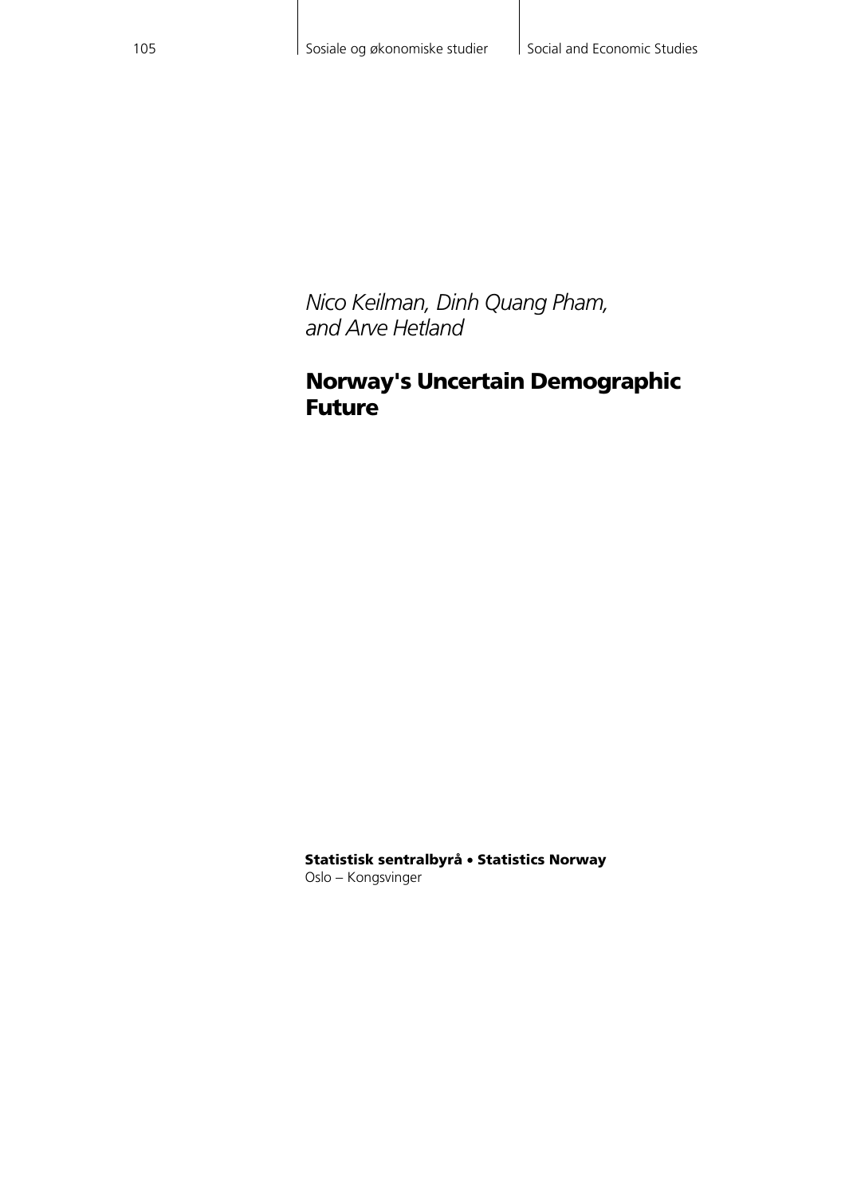*Nico Keilman, Dinh Quang Pham, and Arve Hetland*

# Norway's Uncertain Demographic Future

**Statistisk sentralbyrå • Statistics Norway**
Oslo – Kongsvinger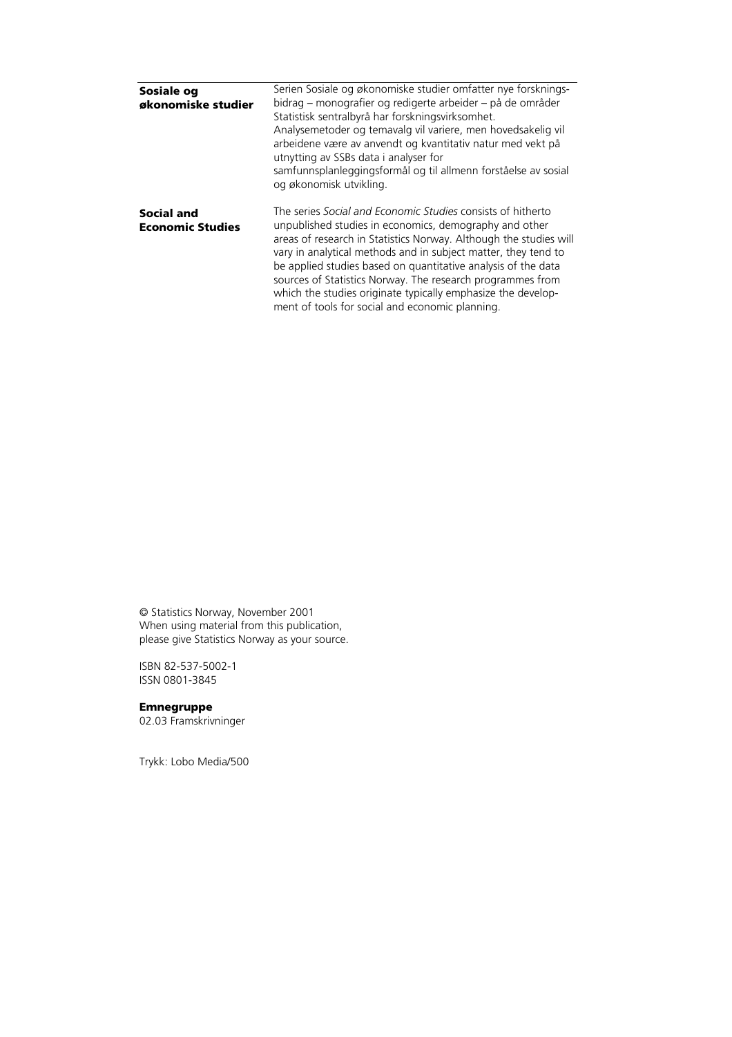**Sosiale og økonomiske studier**

Serien Sosiale og økonomiske studier omfatter nye forskningsbidrag – monografier og redigerte arbeider – på de områder Statistisk sentralbyrå har forskningsvirksomhet. Analysemetoder og temavalg vil variere, men hovedsakelig vil arbeidene være av anvendt og kvantitativ natur med vekt på utnytting av SSBs data i analyser for samfunnsplanleggingsformål og til allmenn forståelse av sosial og økonomisk utvikling.

**Social and Economic Studies**

The series *Social and Economic Studies* consists of hitherto unpublished studies in economics, demography and other areas of research in Statistics Norway. Although the studies will vary in analytical methods and in subject matter, they tend to be applied studies based on quantitative analysis of the data sources of Statistics Norway. The research programmes from which the studies originate typically emphasize the development of tools for social and economic planning.

© Statistics Norway, November 2001
When using material from this publication,
please give Statistics Norway as your source.

ISBN 82-537-5002-1
ISSN 0801-3845

**Emnegruppe**
02.03 Framskrivninger

Trykk: Lobo Media/500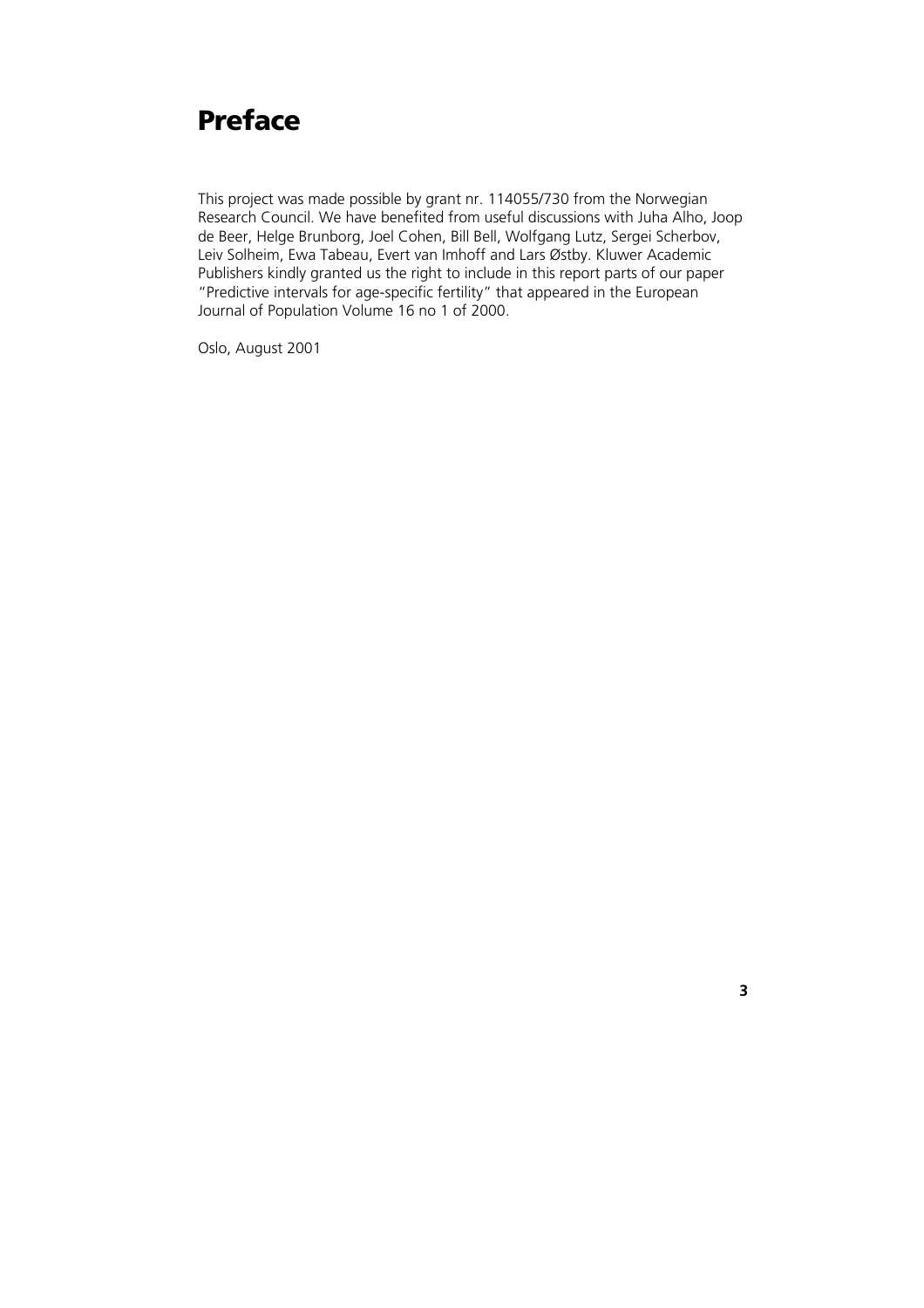# Preface

This project was made possible by grant nr. 114055/730 from the Norwegian Research Council. We have benefited from useful discussions with Juha Alho, Joop de Beer, Helge Brunborg, Joel Cohen, Bill Bell, Wolfgang Lutz, Sergei Scherbov, Leiv Solheim, Ewa Tabeau, Evert van Imhoff and Lars Østby. Kluwer Academic Publishers kindly granted us the right to include in this report parts of our paper "Predictive intervals for age-specific fertility" that appeared in the European Journal of Population Volume 16 no 1 of 2000.

Oslo, August 2001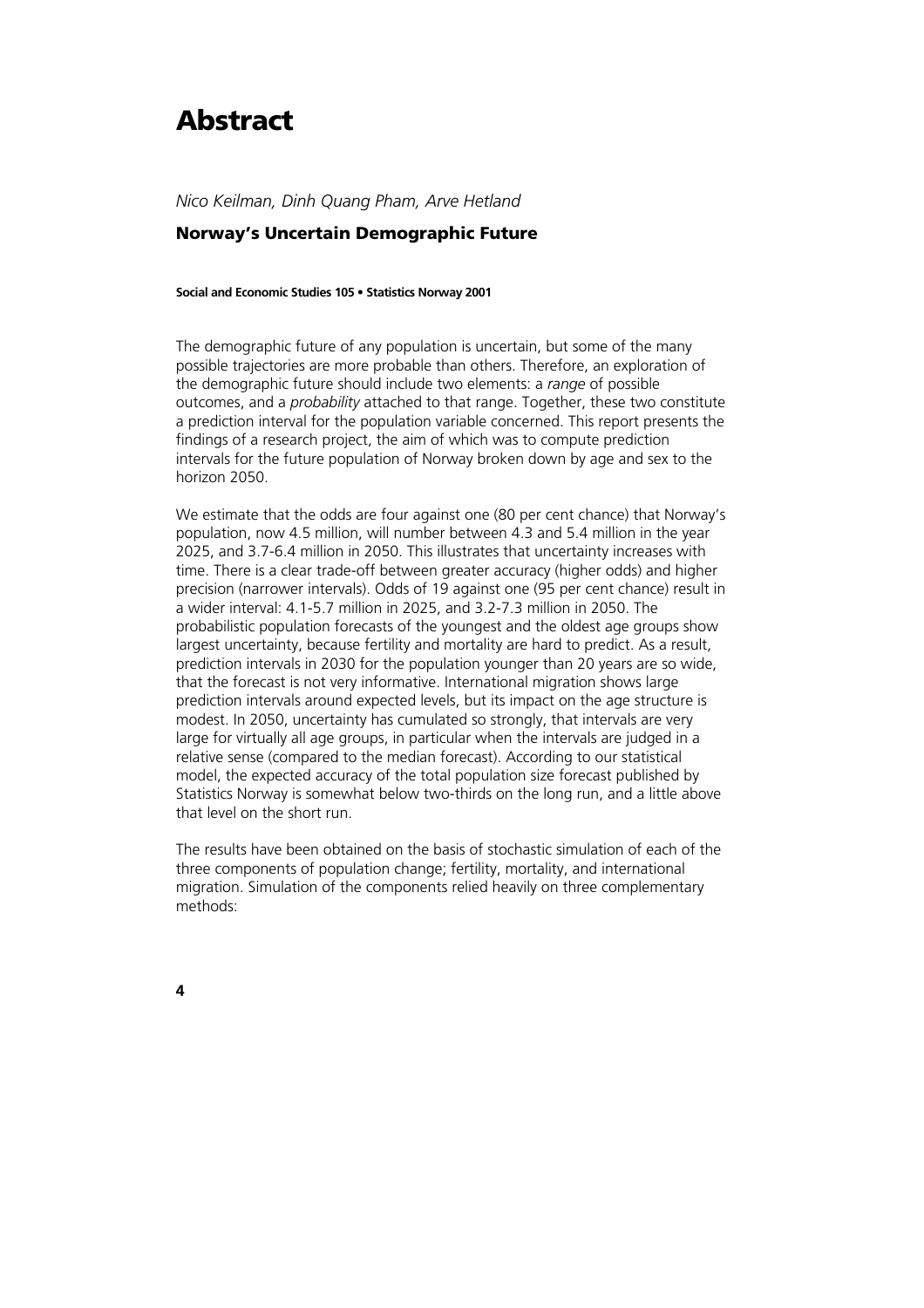# Abstract

*Nico Keilman, Dinh Quang Pham, Arve Hetland*

### Norway's Uncertain Demographic Future

**Social and Economic Studies 105 • Statistics Norway 2001**

The demographic future of any population is uncertain, but some of the many possible trajectories are more probable than others. Therefore, an exploration of the demographic future should include two elements: a *range* of possible outcomes, and a *probability* attached to that range. Together, these two constitute a prediction interval for the population variable concerned. This report presents the findings of a research project, the aim of which was to compute prediction intervals for the future population of Norway broken down by age and sex to the horizon 2050.

We estimate that the odds are four against one (80 per cent chance) that Norway's population, now 4.5 million, will number between 4.3 and 5.4 million in the year 2025, and 3.7-6.4 million in 2050. This illustrates that uncertainty increases with time. There is a clear trade-off between greater accuracy (higher odds) and higher precision (narrower intervals). Odds of 19 against one (95 per cent chance) result in a wider interval: 4.1-5.7 million in 2025, and 3.2-7.3 million in 2050. The probabilistic population forecasts of the youngest and the oldest age groups show largest uncertainty, because fertility and mortality are hard to predict. As a result, prediction intervals in 2030 for the population younger than 20 years are so wide, that the forecast is not very informative. International migration shows large prediction intervals around expected levels, but its impact on the age structure is modest. In 2050, uncertainty has cumulated so strongly, that intervals are very large for virtually all age groups, in particular when the intervals are judged in a relative sense (compared to the median forecast). According to our statistical model, the expected accuracy of the total population size forecast published by Statistics Norway is somewhat below two-thirds on the long run, and a little above that level on the short run.

The results have been obtained on the basis of stochastic simulation of each of the three components of population change; fertility, mortality, and international migration. Simulation of the components relied heavily on three complementary methods: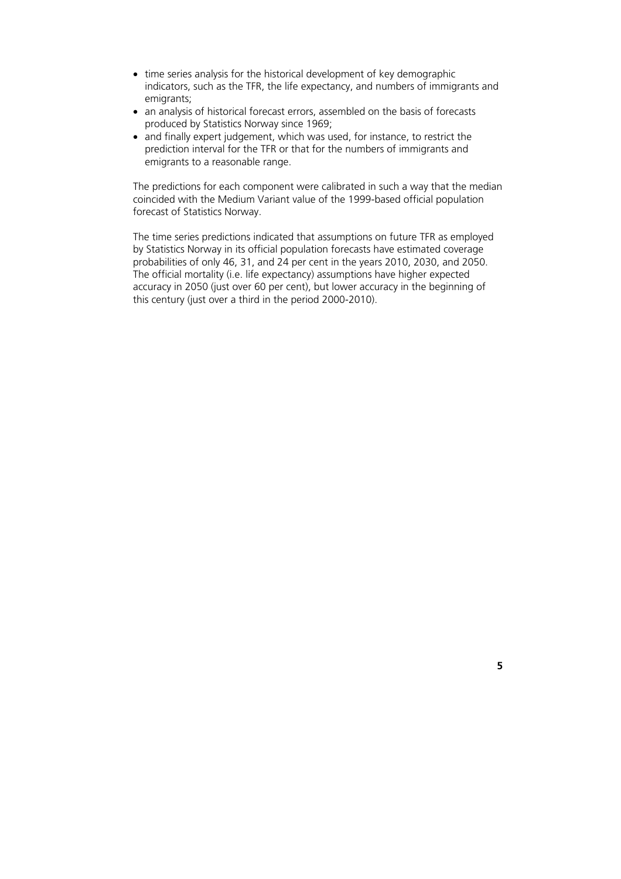- time series analysis for the historical development of key demographic indicators, such as the TFR, the life expectancy, and numbers of immigrants and emigrants;
- an analysis of historical forecast errors, assembled on the basis of forecasts produced by Statistics Norway since 1969;
- and finally expert judgement, which was used, for instance, to restrict the prediction interval for the TFR or that for the numbers of immigrants and emigrants to a reasonable range.

The predictions for each component were calibrated in such a way that the median coincided with the Medium Variant value of the 1999-based official population forecast of Statistics Norway.

The time series predictions indicated that assumptions on future TFR as employed by Statistics Norway in its official population forecasts have estimated coverage probabilities of only 46, 31, and 24 per cent in the years 2010, 2030, and 2050. The official mortality (i.e. life expectancy) assumptions have higher expected accuracy in 2050 (just over 60 per cent), but lower accuracy in the beginning of this century (just over a third in the period 2000-2010).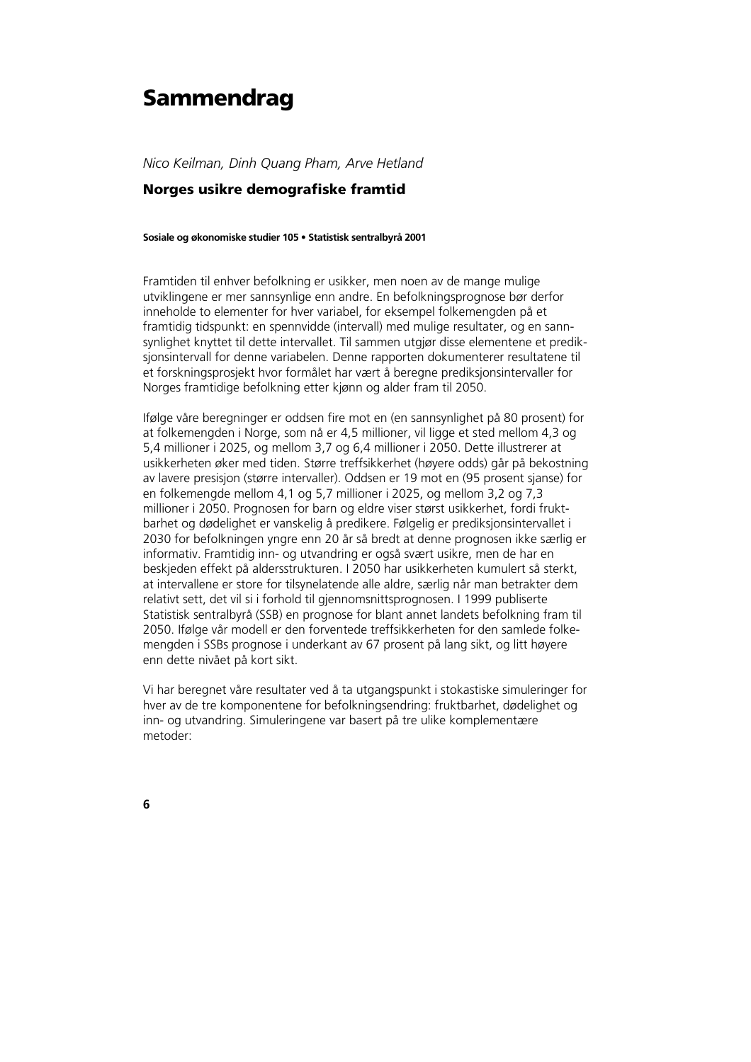# Sammendrag

*Nico Keilman, Dinh Quang Pham, Arve Hetland*

### Norges usikre demografiske framtid

**Sosiale og økonomiske studier 105 • Statistisk sentralbyrå 2001**

Framtiden til enhver befolkning er usikker, men noen av de mange mulige utviklingene er mer sannsynlige enn andre. En befolkningsprognose bør derfor inneholde to elementer for hver variabel, for eksempel folkemengden på et framtidig tidspunkt: en spennvidde (intervall) med mulige resultater, og en sannsynlighet knyttet til dette intervallet. Til sammen utgjør disse elementene et prediksjonsintervall for denne variabelen. Denne rapporten dokumenterer resultatene til et forskningsprosjekt hvor formålet har vært å beregne prediksjonsintervaller for Norges framtidige befolkning etter kjønn og alder fram til 2050.

Ifølge våre beregninger er oddsen fire mot en (en sannsynlighet på 80 prosent) for at folkemengden i Norge, som nå er 4,5 millioner, vil ligge et sted mellom 4,3 og 5,4 millioner i 2025, og mellom 3,7 og 6,4 millioner i 2050. Dette illustrerer at usikkerheten øker med tiden. Større treffsikkerhet (høyere odds) går på bekostning av lavere presisjon (større intervaller). Oddsen er 19 mot en (95 prosent sjanse) for en folkemengde mellom 4,1 og 5,7 millioner i 2025, og mellom 3,2 og 7,3 millioner i 2050. Prognosen for barn og eldre viser størst usikkerhet, fordi fruktbarhet og dødelighet er vanskelig å predikere. Følgelig er prediksjonsintervallet i 2030 for befolkningen yngre enn 20 år så bredt at denne prognosen ikke særlig er informativ. Framtidig inn- og utvandring er også svært usikre, men de har en beskjeden effekt på aldersstrukturen. I 2050 har usikkerheten kumulert så sterkt, at intervallene er store for tilsynelatende alle aldre, særlig når man betrakter dem relativt sett, det vil si i forhold til gjennomsnittsprognosen. I 1999 publiserte Statistisk sentralbyrå (SSB) en prognose for blant annet landets befolkning fram til 2050. Ifølge vår modell er den forventede treffsikkerheten for den samlede folkemengden i SSBs prognose i underkant av 67 prosent på lang sikt, og litt høyere enn dette nivået på kort sikt.

Vi har beregnet våre resultater ved å ta utgangspunkt i stokastiske simuleringer for hver av de tre komponentene for befolkningsendring: fruktbarhet, dødelighet og inn- og utvandring. Simuleringene var basert på tre ulike komplementære metoder: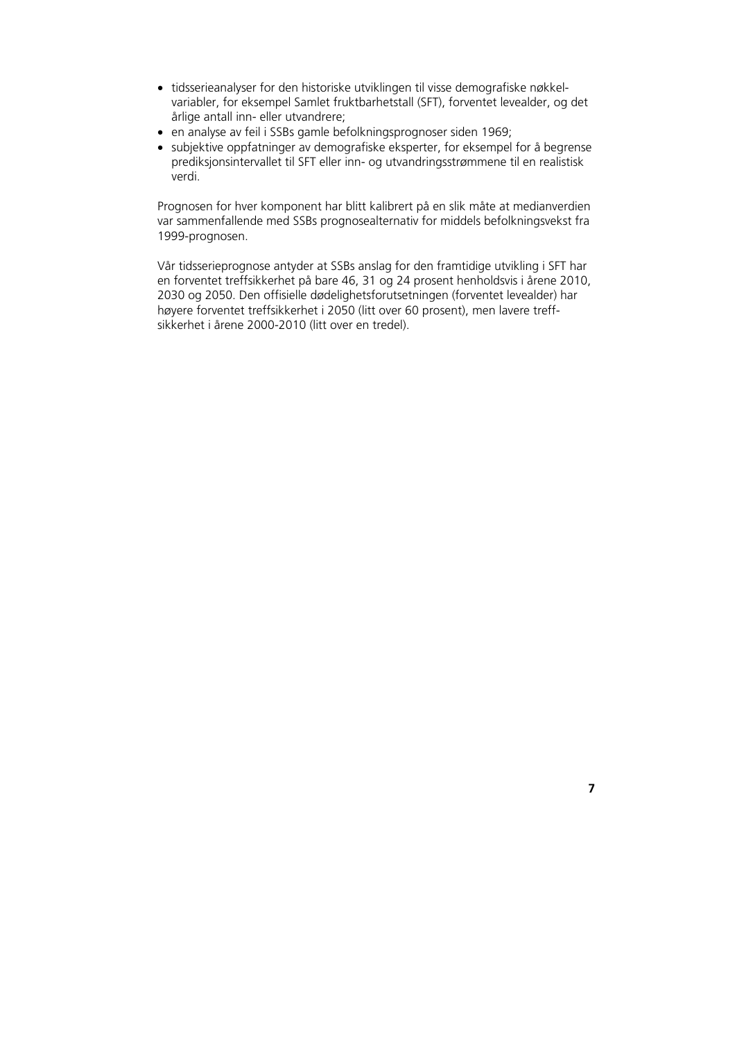- tidsserieanalyser for den historiske utviklingen til visse demografiske nøkkelvariabler, for eksempel Samlet fruktbarhetstall (SFT), forventet levealder, og det årlige antall inn- eller utvandrere;
- en analyse av feil i SSBs gamle befolkningsprognoser siden 1969;
- subjektive oppfatninger av demografiske eksperter, for eksempel for å begrense prediksjonsintervallet til SFT eller inn- og utvandringsstrømmene til en realistisk verdi.

Prognosen for hver komponent har blitt kalibrert på en slik måte at medianverdien var sammenfallende med SSBs prognosealternativ for middels befolkningsvekst fra 1999-prognosen.

Vår tidsserieprognose antyder at SSBs anslag for den framtidige utvikling i SFT har en forventet treffsikkerhet på bare 46, 31 og 24 prosent henholdsvis i årene 2010, 2030 og 2050. Den offisielle dødelighetsforutsetningen (forventet levealder) har høyere forventet treffsikkerhet i 2050 (litt over 60 prosent), men lavere treffsikkerhet i årene 2000-2010 (litt over en tredel).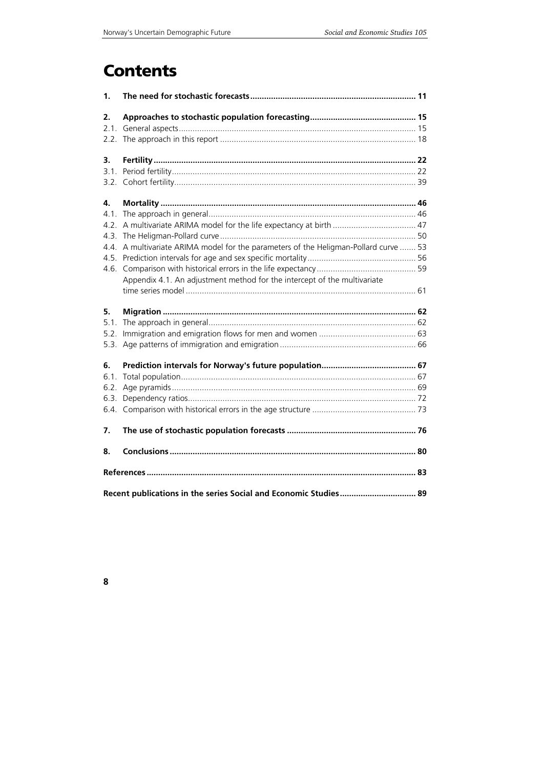# Contents

| | | |
|---|---|---|
| **1.** | **The need for stochastic forecasts** | **11** |
| **2.** | **Approaches to stochastic population forecasting** | **15** |
| 2.1. | General aspects | 15 |
| 2.2. | The approach in this report | 18 |
| **3.** | **Fertility** | **22** |
| 3.1. | Period fertility | 22 |
| 3.2. | Cohort fertility | 39 |
| **4.** | **Mortality** | **46** |
| 4.1. | The approach in general | 46 |
| 4.2. | A multivariate ARIMA model for the life expectancy at birth | 47 |
| 4.3. | The Heligman-Pollard curve | 50 |
| 4.4. | A multivariate ARIMA model for the parameters of the Heligman-Pollard curve | 53 |
| 4.5. | Prediction intervals for age and sex specific mortality | 56 |
| 4.6. | Comparison with historical errors in the life expectancy | 59 |
| | Appendix 4.1. An adjustment method for the intercept of the multivariate time series model | 61 |
| **5.** | **Migration** | **62** |
| 5.1. | The approach in general | 62 |
| 5.2. | Immigration and emigration flows for men and women | 63 |
| 5.3. | Age patterns of immigration and emigration | 66 |
| **6.** | **Prediction intervals for Norway's future population** | **67** |
| 6.1. | Total population | 67 |
| 6.2. | Age pyramids | 69 |
| 6.3. | Dependency ratios | 72 |
| 6.4. | Comparison with historical errors in the age structure | 73 |
| **7.** | **The use of stochastic population forecasts** | **76** |
| **8.** | **Conclusions** | **80** |
| | **References** | **83** |
| | **Recent publications in the series Social and Economic Studies** | **89** |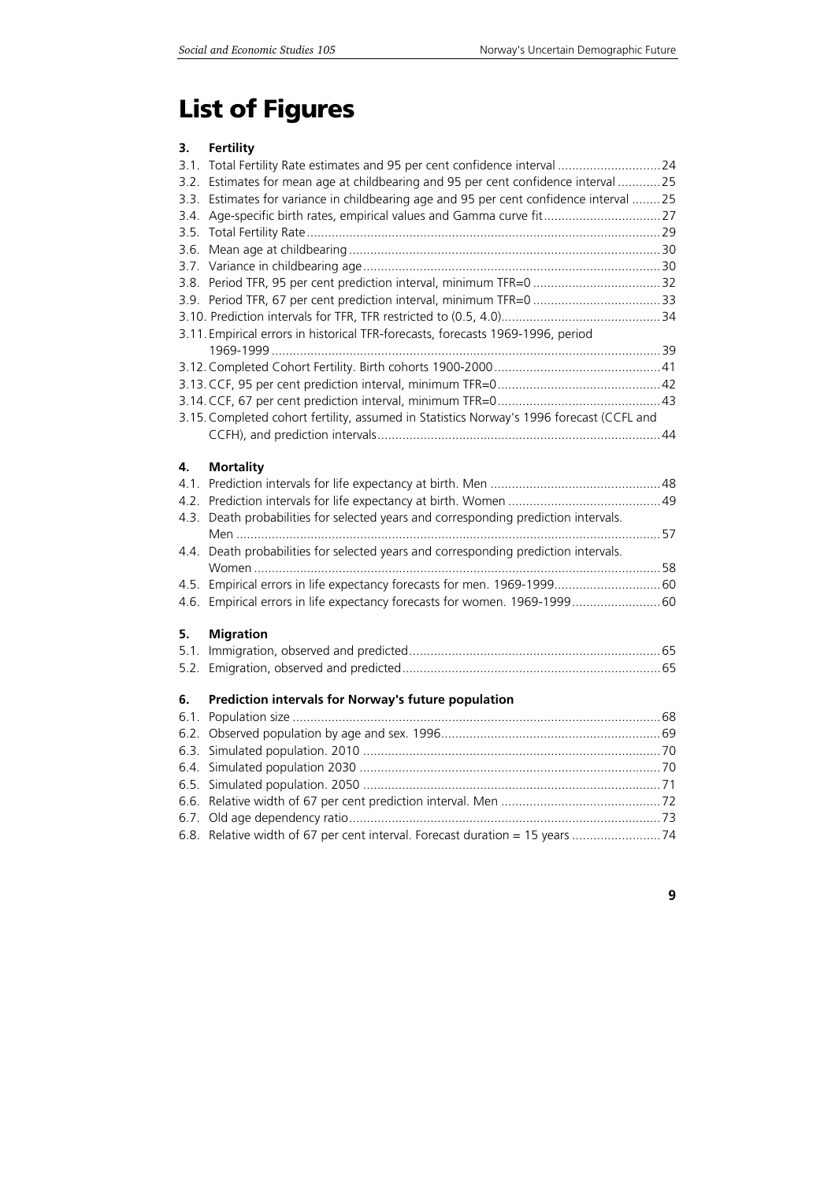# List of Figures

**3. Fertility**

3.1. Total Fertility Rate estimates and 95 per cent confidence interval ....... 24
3.2. Estimates for mean age at childbearing and 95 per cent confidence interval ....... 25
3.3. Estimates for variance in childbearing age and 95 per cent confidence interval ....... 25
3.4. Age-specific birth rates, empirical values and Gamma curve fit ....... 27
3.5. Total Fertility Rate ....... 29
3.6. Mean age at childbearing ....... 30
3.7. Variance in childbearing age ....... 30
3.8. Period TFR, 95 per cent prediction interval, minimum TFR=0 ....... 32
3.9. Period TFR, 67 per cent prediction interval, minimum TFR=0 ....... 33
3.10. Prediction intervals for TFR, TFR restricted to (0.5, 4.0) ....... 34
3.11. Empirical errors in historical TFR-forecasts, forecasts 1969-1996, period 1969-1999 ....... 39
3.12. Completed Cohort Fertility. Birth cohorts 1900-2000 ....... 41
3.13. CCF, 95 per cent prediction interval, minimum TFR=0 ....... 42
3.14. CCF, 67 per cent prediction interval, minimum TFR=0 ....... 43
3.15. Completed cohort fertility, assumed in Statistics Norway's 1996 forecast (CCFL and CCFH), and prediction intervals ....... 44

**4. Mortality**

4.1. Prediction intervals for life expectancy at birth. Men ....... 48
4.2. Prediction intervals for life expectancy at birth. Women ....... 49
4.3. Death probabilities for selected years and corresponding prediction intervals. Men ....... 57
4.4. Death probabilities for selected years and corresponding prediction intervals. Women ....... 58
4.5. Empirical errors in life expectancy forecasts for men. 1969-1999 ....... 60
4.6. Empirical errors in life expectancy forecasts for women. 1969-1999 ....... 60

**5. Migration**

5.1. Immigration, observed and predicted ....... 65
5.2. Emigration, observed and predicted ....... 65

**6. Prediction intervals for Norway's future population**

6.1. Population size ....... 68
6.2. Observed population by age and sex. 1996 ....... 69
6.3. Simulated population. 2010 ....... 70
6.4. Simulated population 2030 ....... 70
6.5. Simulated population. 2050 ....... 71
6.6. Relative width of 67 per cent prediction interval. Men ....... 72
6.7. Old age dependency ratio ....... 73
6.8. Relative width of 67 per cent interval. Forecast duration = 15 years ....... 74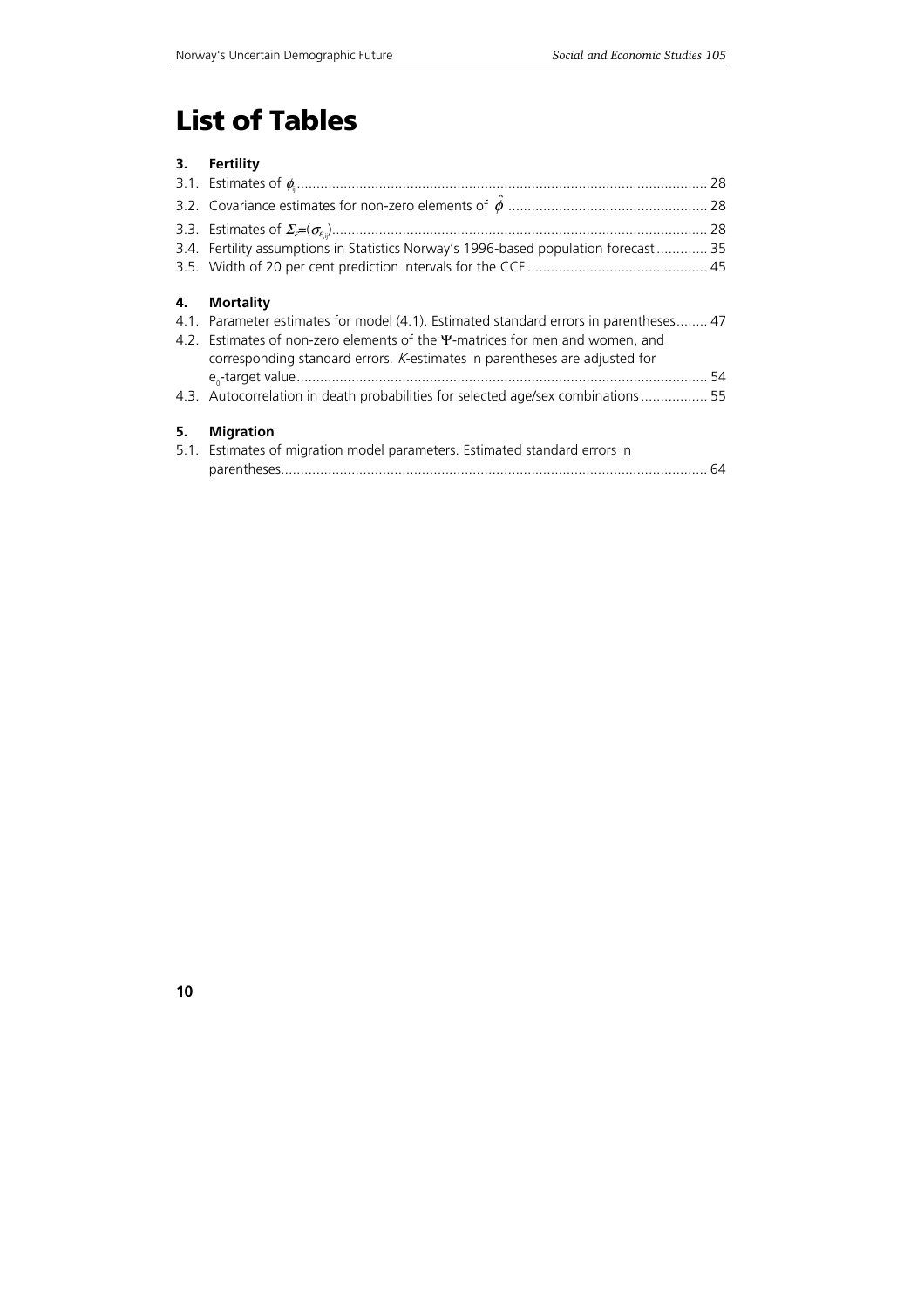# List of Tables

**3. Fertility**

3.1. Estimates of $\phi_k$ ........ 28

3.2. Covariance estimates for non-zero elements of $\hat{\phi}$ ........ 28

3.3. Estimates of $\Sigma_\varepsilon=(\sigma_{\varepsilon_{ij}})$ ........ 28

3.4. Fertility assumptions in Statistics Norway's 1996-based population forecast ........ 35

3.5. Width of 20 per cent prediction intervals for the CCF ........ 45

**4. Mortality**

4.1. Parameter estimates for model (4.1). Estimated standard errors in parentheses ........ 47

4.2. Estimates of non-zero elements of the $\Psi$-matrices for men and women, and corresponding standard errors. *K*-estimates in parentheses are adjusted for $e_0$-target value ........ 54

4.3. Autocorrelation in death probabilities for selected age/sex combinations ........ 55

**5. Migration**

5.1. Estimates of migration model parameters. Estimated standard errors in parentheses ........ 64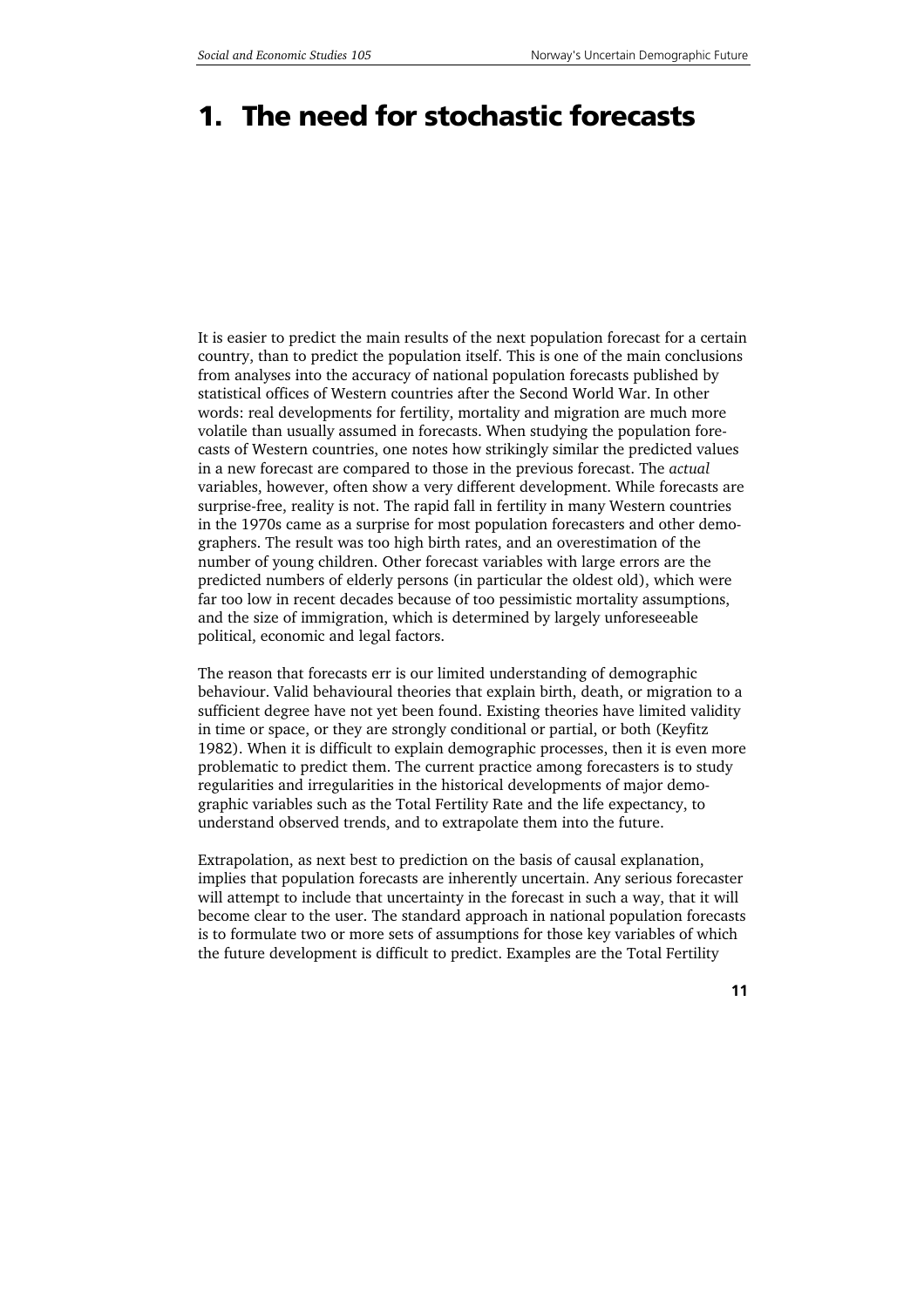# 1. The need for stochastic forecasts

It is easier to predict the main results of the next population forecast for a certain country, than to predict the population itself. This is one of the main conclusions from analyses into the accuracy of national population forecasts published by statistical offices of Western countries after the Second World War. In other words: real developments for fertility, mortality and migration are much more volatile than usually assumed in forecasts. When studying the population forecasts of Western countries, one notes how strikingly similar the predicted values in a new forecast are compared to those in the previous forecast. The *actual* variables, however, often show a very different development. While forecasts are surprise-free, reality is not. The rapid fall in fertility in many Western countries in the 1970s came as a surprise for most population forecasters and other demographers. The result was too high birth rates, and an overestimation of the number of young children. Other forecast variables with large errors are the predicted numbers of elderly persons (in particular the oldest old), which were far too low in recent decades because of too pessimistic mortality assumptions, and the size of immigration, which is determined by largely unforeseeable political, economic and legal factors.

The reason that forecasts err is our limited understanding of demographic behaviour. Valid behavioural theories that explain birth, death, or migration to a sufficient degree have not yet been found. Existing theories have limited validity in time or space, or they are strongly conditional or partial, or both (Keyfitz 1982). When it is difficult to explain demographic processes, then it is even more problematic to predict them. The current practice among forecasters is to study regularities and irregularities in the historical developments of major demographic variables such as the Total Fertility Rate and the life expectancy, to understand observed trends, and to extrapolate them into the future.

Extrapolation, as next best to prediction on the basis of causal explanation, implies that population forecasts are inherently uncertain. Any serious forecaster will attempt to include that uncertainty in the forecast in such a way, that it will become clear to the user. The standard approach in national population forecasts is to formulate two or more sets of assumptions for those key variables of which the future development is difficult to predict. Examples are the Total Fertility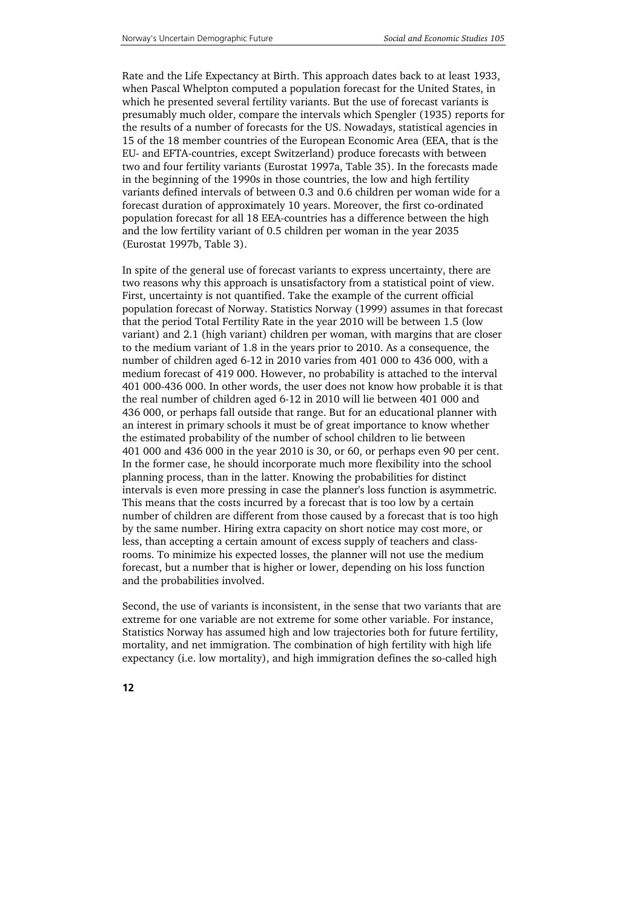Rate and the Life Expectancy at Birth. This approach dates back to at least 1933, when Pascal Whelpton computed a population forecast for the United States, in which he presented several fertility variants. But the use of forecast variants is presumably much older, compare the intervals which Spengler (1935) reports for the results of a number of forecasts for the US. Nowadays, statistical agencies in 15 of the 18 member countries of the European Economic Area (EEA, that is the EU- and EFTA-countries, except Switzerland) produce forecasts with between two and four fertility variants (Eurostat 1997a, Table 35). In the forecasts made in the beginning of the 1990s in those countries, the low and high fertility variants defined intervals of between 0.3 and 0.6 children per woman wide for a forecast duration of approximately 10 years. Moreover, the first co-ordinated population forecast for all 18 EEA-countries has a difference between the high and the low fertility variant of 0.5 children per woman in the year 2035 (Eurostat 1997b, Table 3).

In spite of the general use of forecast variants to express uncertainty, there are two reasons why this approach is unsatisfactory from a statistical point of view. First, uncertainty is not quantified. Take the example of the current official population forecast of Norway. Statistics Norway (1999) assumes in that forecast that the period Total Fertility Rate in the year 2010 will be between 1.5 (low variant) and 2.1 (high variant) children per woman, with margins that are closer to the medium variant of 1.8 in the years prior to 2010. As a consequence, the number of children aged 6-12 in 2010 varies from 401 000 to 436 000, with a medium forecast of 419 000. However, no probability is attached to the interval 401 000-436 000. In other words, the user does not know how probable it is that the real number of children aged 6-12 in 2010 will lie between 401 000 and 436 000, or perhaps fall outside that range. But for an educational planner with an interest in primary schools it must be of great importance to know whether the estimated probability of the number of school children to lie between 401 000 and 436 000 in the year 2010 is 30, or 60, or perhaps even 90 per cent. In the former case, he should incorporate much more flexibility into the school planning process, than in the latter. Knowing the probabilities for distinct intervals is even more pressing in case the planner's loss function is asymmetric. This means that the costs incurred by a forecast that is too low by a certain number of children are different from those caused by a forecast that is too high by the same number. Hiring extra capacity on short notice may cost more, or less, than accepting a certain amount of excess supply of teachers and class-rooms. To minimize his expected losses, the planner will not use the medium forecast, but a number that is higher or lower, depending on his loss function and the probabilities involved.

Second, the use of variants is inconsistent, in the sense that two variants that are extreme for one variable are not extreme for some other variable. For instance, Statistics Norway has assumed high and low trajectories both for future fertility, mortality, and net immigration. The combination of high fertility with high life expectancy (i.e. low mortality), and high immigration defines the so-called high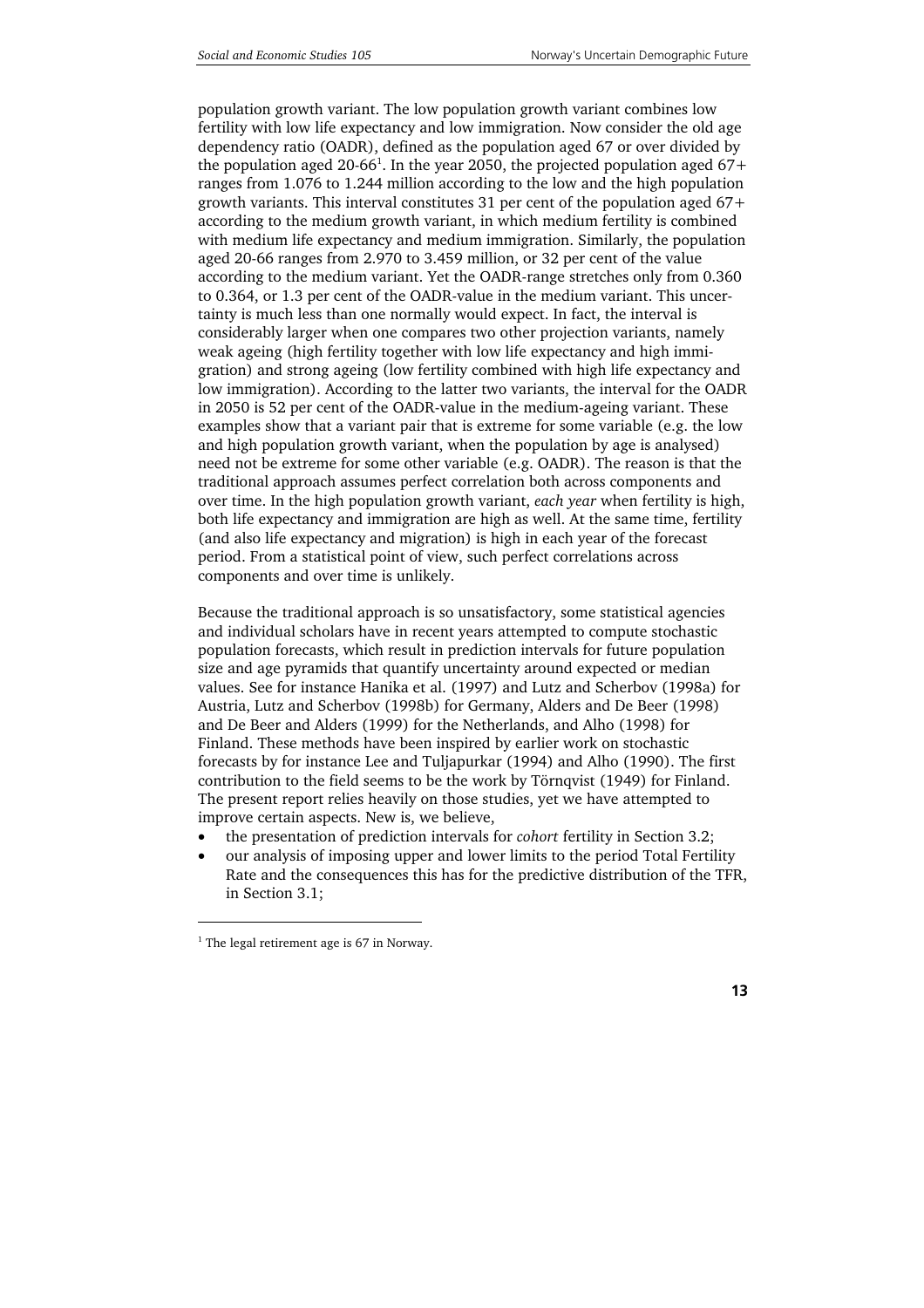population growth variant. The low population growth variant combines low fertility with low life expectancy and low immigration. Now consider the old age dependency ratio (OADR), defined as the population aged 67 or over divided by the population aged 20-66[1]. In the year 2050, the projected population aged 67+ ranges from 1.076 to 1.244 million according to the low and the high population growth variants. This interval constitutes 31 per cent of the population aged 67+ according to the medium growth variant, in which medium fertility is combined with medium life expectancy and medium immigration. Similarly, the population aged 20-66 ranges from 2.970 to 3.459 million, or 32 per cent of the value according to the medium variant. Yet the OADR-range stretches only from 0.360 to 0.364, or 1.3 per cent of the OADR-value in the medium variant. This uncertainty is much less than one normally would expect. In fact, the interval is considerably larger when one compares two other projection variants, namely weak ageing (high fertility together with low life expectancy and high immigration) and strong ageing (low fertility combined with high life expectancy and low immigration). According to the latter two variants, the interval for the OADR in 2050 is 52 per cent of the OADR-value in the medium-ageing variant. These examples show that a variant pair that is extreme for some variable (e.g. the low and high population growth variant, when the population by age is analysed) need not be extreme for some other variable (e.g. OADR). The reason is that the traditional approach assumes perfect correlation both across components and over time. In the high population growth variant, *each year* when fertility is high, both life expectancy and immigration are high as well. At the same time, fertility (and also life expectancy and migration) is high in each year of the forecast period. From a statistical point of view, such perfect correlations across components and over time is unlikely.

Because the traditional approach is so unsatisfactory, some statistical agencies and individual scholars have in recent years attempted to compute stochastic population forecasts, which result in prediction intervals for future population size and age pyramids that quantify uncertainty around expected or median values. See for instance Hanika et al. (1997) and Lutz and Scherbov (1998a) for Austria, Lutz and Scherbov (1998b) for Germany, Alders and De Beer (1998) and De Beer and Alders (1999) for the Netherlands, and Alho (1998) for Finland. These methods have been inspired by earlier work on stochastic forecasts by for instance Lee and Tuljapurkar (1994) and Alho (1990). The first contribution to the field seems to be the work by Törnqvist (1949) for Finland. The present report relies heavily on those studies, yet we have attempted to improve certain aspects. New is, we believe,

- the presentation of prediction intervals for *cohort* fertility in Section 3.2;
- our analysis of imposing upper and lower limits to the period Total Fertility Rate and the consequences this has for the predictive distribution of the TFR, in Section 3.1;

[1] The legal retirement age is 67 in Norway.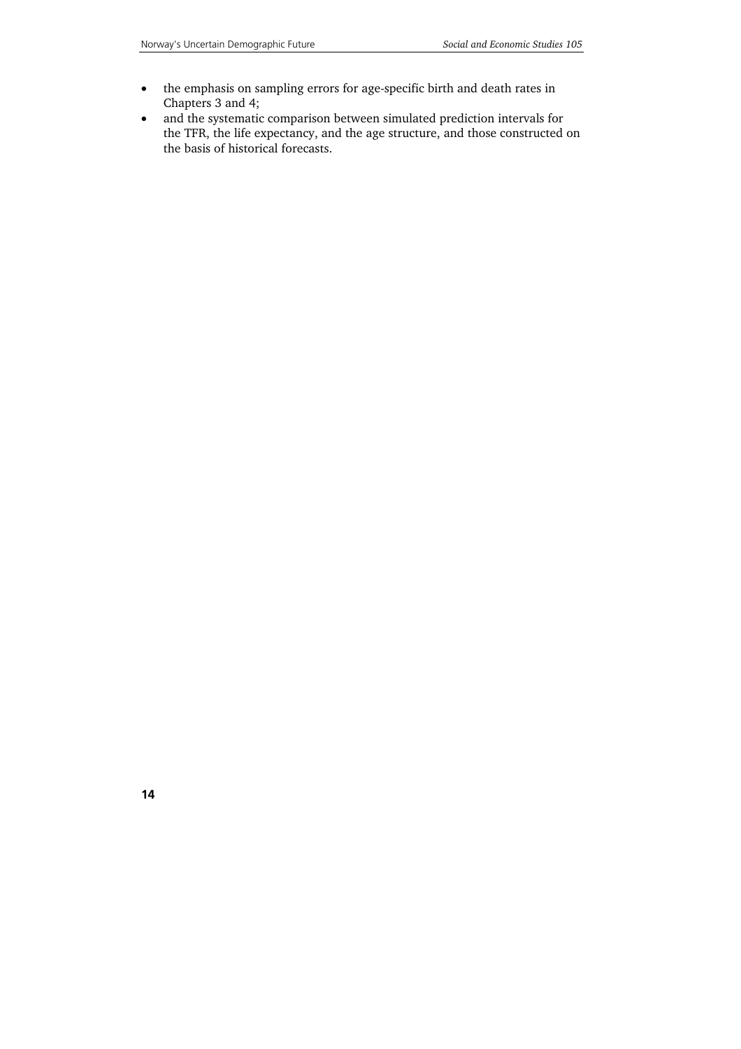- the emphasis on sampling errors for age-specific birth and death rates in Chapters 3 and 4;
- and the systematic comparison between simulated prediction intervals for the TFR, the life expectancy, and the age structure, and those constructed on the basis of historical forecasts.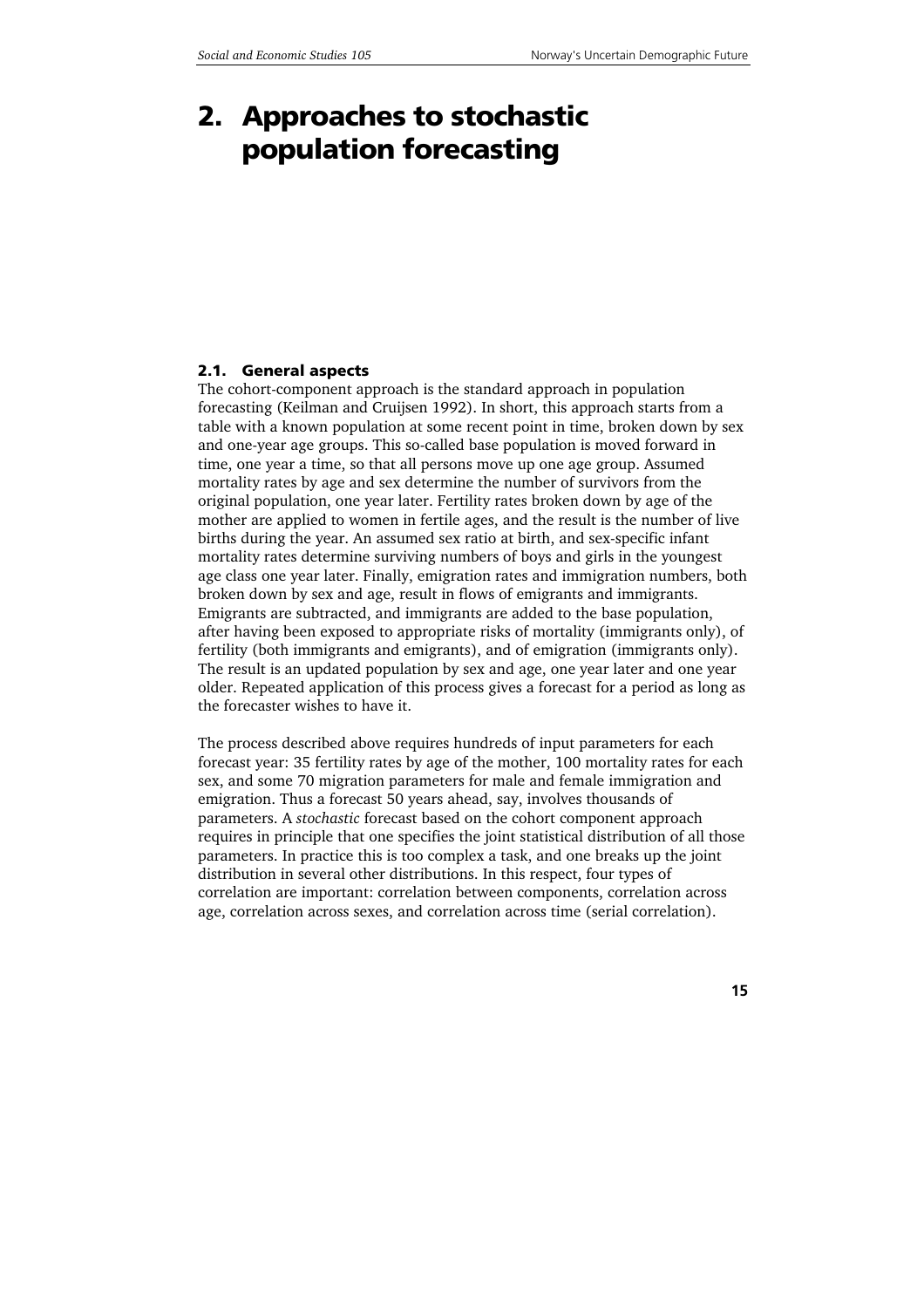# 2. Approaches to stochastic population forecasting

## 2.1. General aspects

The cohort-component approach is the standard approach in population forecasting (Keilman and Cruijsen 1992). In short, this approach starts from a table with a known population at some recent point in time, broken down by sex and one-year age groups. This so-called base population is moved forward in time, one year a time, so that all persons move up one age group. Assumed mortality rates by age and sex determine the number of survivors from the original population, one year later. Fertility rates broken down by age of the mother are applied to women in fertile ages, and the result is the number of live births during the year. An assumed sex ratio at birth, and sex-specific infant mortality rates determine surviving numbers of boys and girls in the youngest age class one year later. Finally, emigration rates and immigration numbers, both broken down by sex and age, result in flows of emigrants and immigrants. Emigrants are subtracted, and immigrants are added to the base population, after having been exposed to appropriate risks of mortality (immigrants only), of fertility (both immigrants and emigrants), and of emigration (immigrants only). The result is an updated population by sex and age, one year later and one year older. Repeated application of this process gives a forecast for a period as long as the forecaster wishes to have it.

The process described above requires hundreds of input parameters for each forecast year: 35 fertility rates by age of the mother, 100 mortality rates for each sex, and some 70 migration parameters for male and female immigration and emigration. Thus a forecast 50 years ahead, say, involves thousands of parameters. A *stochastic* forecast based on the cohort component approach requires in principle that one specifies the joint statistical distribution of all those parameters. In practice this is too complex a task, and one breaks up the joint distribution in several other distributions. In this respect, four types of correlation are important: correlation between components, correlation across age, correlation across sexes, and correlation across time (serial correlation).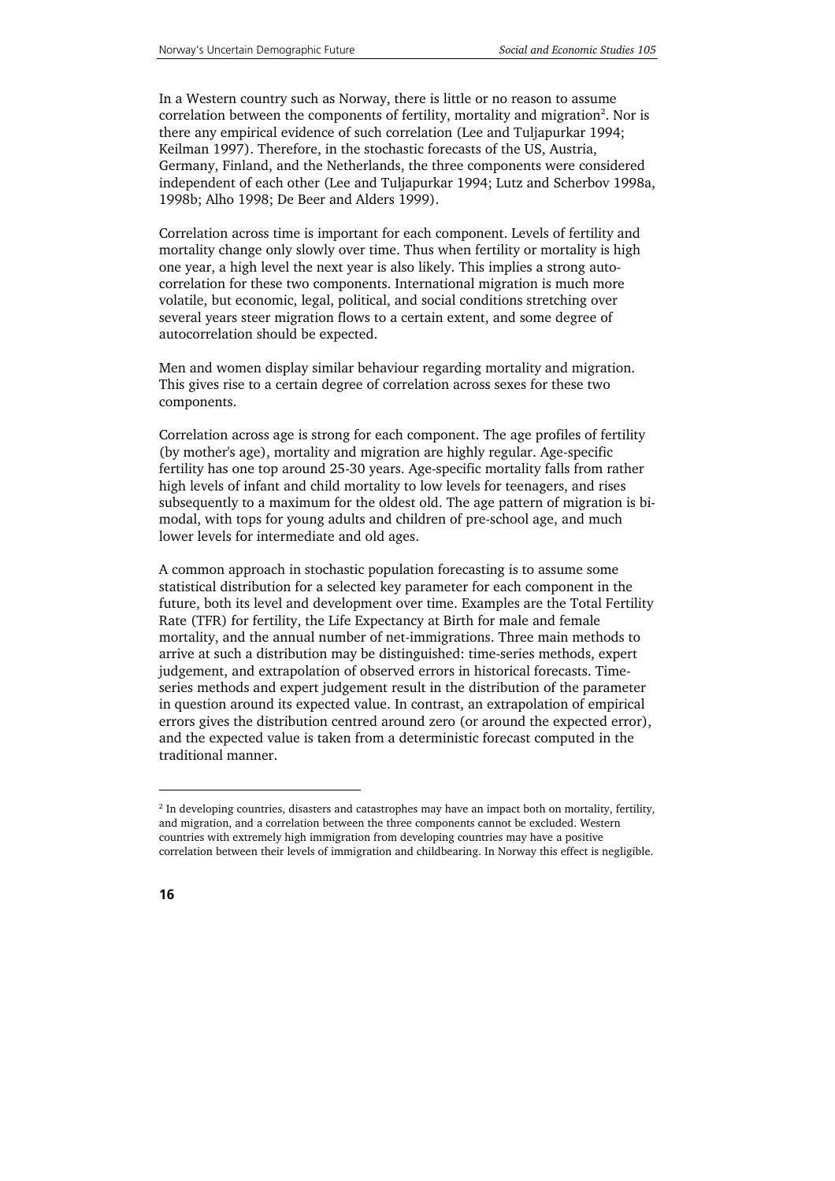In a Western country such as Norway, there is little or no reason to assume correlation between the components of fertility, mortality and migration[2]. Nor is there any empirical evidence of such correlation (Lee and Tuljapurkar 1994; Keilman 1997). Therefore, in the stochastic forecasts of the US, Austria, Germany, Finland, and the Netherlands, the three components were considered independent of each other (Lee and Tuljapurkar 1994; Lutz and Scherbov 1998a, 1998b; Alho 1998; De Beer and Alders 1999).

Correlation across time is important for each component. Levels of fertility and mortality change only slowly over time. Thus when fertility or mortality is high one year, a high level the next year is also likely. This implies a strong auto-correlation for these two components. International migration is much more volatile, but economic, legal, political, and social conditions stretching over several years steer migration flows to a certain extent, and some degree of autocorrelation should be expected.

Men and women display similar behaviour regarding mortality and migration. This gives rise to a certain degree of correlation across sexes for these two components.

Correlation across age is strong for each component. The age profiles of fertility (by mother's age), mortality and migration are highly regular. Age-specific fertility has one top around 25-30 years. Age-specific mortality falls from rather high levels of infant and child mortality to low levels for teenagers, and rises subsequently to a maximum for the oldest old. The age pattern of migration is bi-modal, with tops for young adults and children of pre-school age, and much lower levels for intermediate and old ages.

A common approach in stochastic population forecasting is to assume some statistical distribution for a selected key parameter for each component in the future, both its level and development over time. Examples are the Total Fertility Rate (TFR) for fertility, the Life Expectancy at Birth for male and female mortality, and the annual number of net-immigrations. Three main methods to arrive at such a distribution may be distinguished: time-series methods, expert judgement, and extrapolation of observed errors in historical forecasts. Time-series methods and expert judgement result in the distribution of the parameter in question around its expected value. In contrast, an extrapolation of empirical errors gives the distribution centred around zero (or around the expected error), and the expected value is taken from a deterministic forecast computed in the traditional manner.

---

[2] In developing countries, disasters and catastrophes may have an impact both on mortality, fertility, and migration, and a correlation between the three components cannot be excluded. Western countries with extremely high immigration from developing countries may have a positive correlation between their levels of immigration and childbearing. In Norway this effect is negligible.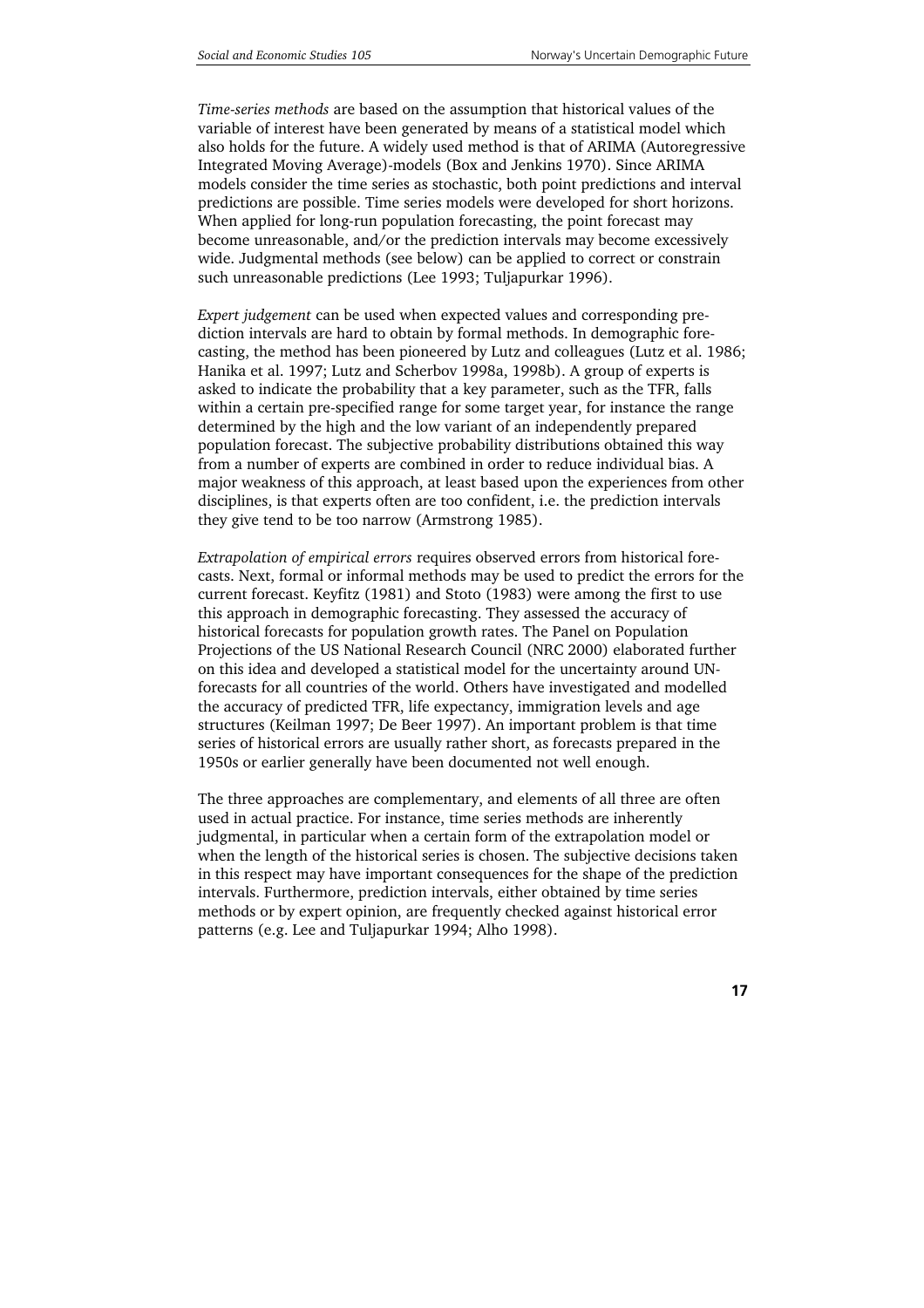*Time-series methods* are based on the assumption that historical values of the variable of interest have been generated by means of a statistical model which also holds for the future. A widely used method is that of ARIMA (Autoregressive Integrated Moving Average)-models (Box and Jenkins 1970). Since ARIMA models consider the time series as stochastic, both point predictions and interval predictions are possible. Time series models were developed for short horizons. When applied for long-run population forecasting, the point forecast may become unreasonable, and/or the prediction intervals may become excessively wide. Judgmental methods (see below) can be applied to correct or constrain such unreasonable predictions (Lee 1993; Tuljapurkar 1996).

*Expert judgement* can be used when expected values and corresponding prediction intervals are hard to obtain by formal methods. In demographic forecasting, the method has been pioneered by Lutz and colleagues (Lutz et al. 1986; Hanika et al. 1997; Lutz and Scherbov 1998a, 1998b). A group of experts is asked to indicate the probability that a key parameter, such as the TFR, falls within a certain pre-specified range for some target year, for instance the range determined by the high and the low variant of an independently prepared population forecast. The subjective probability distributions obtained this way from a number of experts are combined in order to reduce individual bias. A major weakness of this approach, at least based upon the experiences from other disciplines, is that experts often are too confident, i.e. the prediction intervals they give tend to be too narrow (Armstrong 1985).

*Extrapolation of empirical errors* requires observed errors from historical forecasts. Next, formal or informal methods may be used to predict the errors for the current forecast. Keyfitz (1981) and Stoto (1983) were among the first to use this approach in demographic forecasting. They assessed the accuracy of historical forecasts for population growth rates. The Panel on Population Projections of the US National Research Council (NRC 2000) elaborated further on this idea and developed a statistical model for the uncertainty around UN-forecasts for all countries of the world. Others have investigated and modelled the accuracy of predicted TFR, life expectancy, immigration levels and age structures (Keilman 1997; De Beer 1997). An important problem is that time series of historical errors are usually rather short, as forecasts prepared in the 1950s or earlier generally have been documented not well enough.

The three approaches are complementary, and elements of all three are often used in actual practice. For instance, time series methods are inherently judgmental, in particular when a certain form of the extrapolation model or when the length of the historical series is chosen. The subjective decisions taken in this respect may have important consequences for the shape of the prediction intervals. Furthermore, prediction intervals, either obtained by time series methods or by expert opinion, are frequently checked against historical error patterns (e.g. Lee and Tuljapurkar 1994; Alho 1998).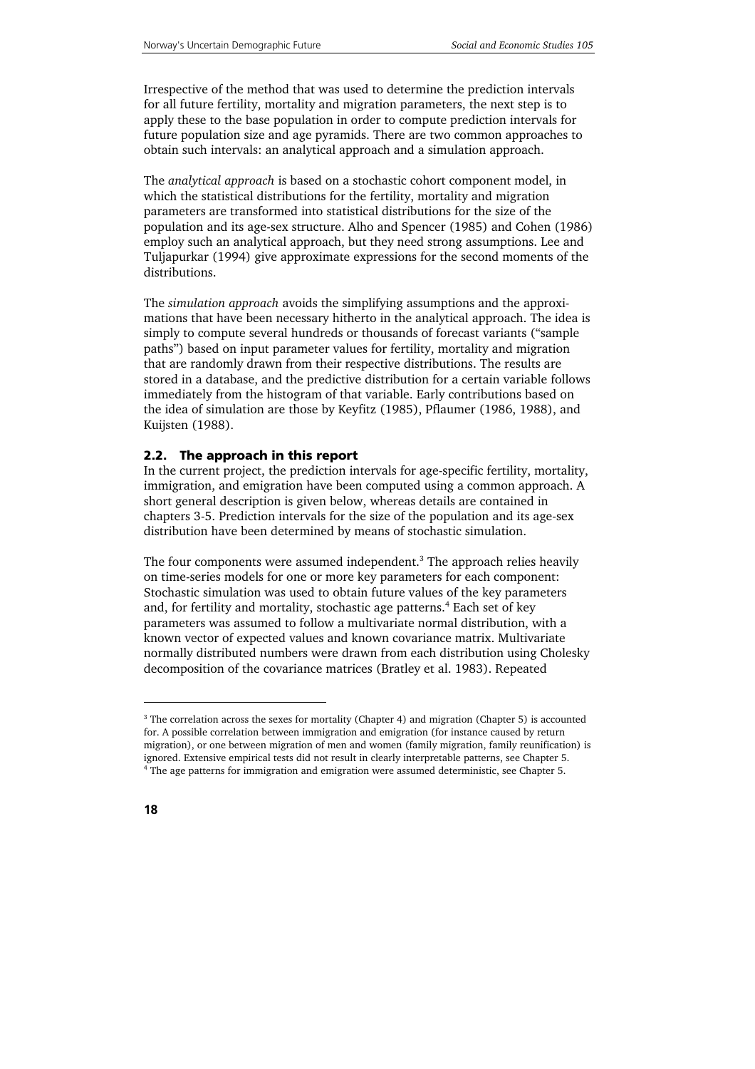Irrespective of the method that was used to determine the prediction intervals for all future fertility, mortality and migration parameters, the next step is to apply these to the base population in order to compute prediction intervals for future population size and age pyramids. There are two common approaches to obtain such intervals: an analytical approach and a simulation approach.

The *analytical approach* is based on a stochastic cohort component model, in which the statistical distributions for the fertility, mortality and migration parameters are transformed into statistical distributions for the size of the population and its age-sex structure. Alho and Spencer (1985) and Cohen (1986) employ such an analytical approach, but they need strong assumptions. Lee and Tuljapurkar (1994) give approximate expressions for the second moments of the distributions.

The *simulation approach* avoids the simplifying assumptions and the approximations that have been necessary hitherto in the analytical approach. The idea is simply to compute several hundreds or thousands of forecast variants ("sample paths") based on input parameter values for fertility, mortality and migration that are randomly drawn from their respective distributions. The results are stored in a database, and the predictive distribution for a certain variable follows immediately from the histogram of that variable. Early contributions based on the idea of simulation are those by Keyfitz (1985), Pflaumer (1986, 1988), and Kuijsten (1988).

## 2.2. The approach in this report

In the current project, the prediction intervals for age-specific fertility, mortality, immigration, and emigration have been computed using a common approach. A short general description is given below, whereas details are contained in chapters 3-5. Prediction intervals for the size of the population and its age-sex distribution have been determined by means of stochastic simulation.

The four components were assumed independent.[3] The approach relies heavily on time-series models for one or more key parameters for each component: Stochastic simulation was used to obtain future values of the key parameters and, for fertility and mortality, stochastic age patterns.[4] Each set of key parameters was assumed to follow a multivariate normal distribution, with a known vector of expected values and known covariance matrix. Multivariate normally distributed numbers were drawn from each distribution using Cholesky decomposition of the covariance matrices (Bratley et al. 1983). Repeated

---

[3] The correlation across the sexes for mortality (Chapter 4) and migration (Chapter 5) is accounted for. A possible correlation between immigration and emigration (for instance caused by return migration), or one between migration of men and women (family migration, family reunification) is ignored. Extensive empirical tests did not result in clearly interpretable patterns, see Chapter 5.

[4] The age patterns for immigration and emigration were assumed deterministic, see Chapter 5.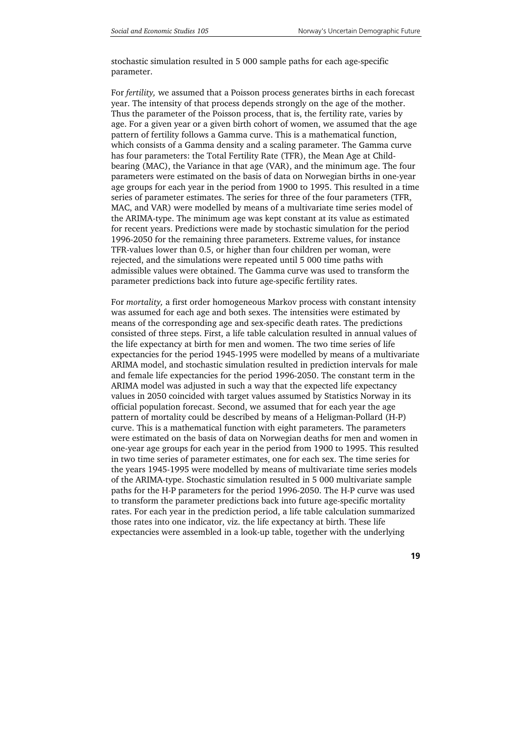stochastic simulation resulted in 5 000 sample paths for each age-specific parameter.

For *fertility,* we assumed that a Poisson process generates births in each forecast year. The intensity of that process depends strongly on the age of the mother. Thus the parameter of the Poisson process, that is, the fertility rate, varies by age. For a given year or a given birth cohort of women, we assumed that the age pattern of fertility follows a Gamma curve. This is a mathematical function, which consists of a Gamma density and a scaling parameter. The Gamma curve has four parameters: the Total Fertility Rate (TFR), the Mean Age at Child-bearing (MAC), the Variance in that age (VAR), and the minimum age. The four parameters were estimated on the basis of data on Norwegian births in one-year age groups for each year in the period from 1900 to 1995. This resulted in a time series of parameter estimates. The series for three of the four parameters (TFR, MAC, and VAR) were modelled by means of a multivariate time series model of the ARIMA-type. The minimum age was kept constant at its value as estimated for recent years. Predictions were made by stochastic simulation for the period 1996-2050 for the remaining three parameters. Extreme values, for instance TFR-values lower than 0.5, or higher than four children per woman, were rejected, and the simulations were repeated until 5 000 time paths with admissible values were obtained. The Gamma curve was used to transform the parameter predictions back into future age-specific fertility rates.

For *mortality,* a first order homogeneous Markov process with constant intensity was assumed for each age and both sexes. The intensities were estimated by means of the corresponding age and sex-specific death rates. The predictions consisted of three steps. First, a life table calculation resulted in annual values of the life expectancy at birth for men and women. The two time series of life expectancies for the period 1945-1995 were modelled by means of a multivariate ARIMA model, and stochastic simulation resulted in prediction intervals for male and female life expectancies for the period 1996-2050. The constant term in the ARIMA model was adjusted in such a way that the expected life expectancy values in 2050 coincided with target values assumed by Statistics Norway in its official population forecast. Second, we assumed that for each year the age pattern of mortality could be described by means of a Heligman-Pollard (H-P) curve. This is a mathematical function with eight parameters. The parameters were estimated on the basis of data on Norwegian deaths for men and women in one-year age groups for each year in the period from 1900 to 1995. This resulted in two time series of parameter estimates, one for each sex. The time series for the years 1945-1995 were modelled by means of multivariate time series models of the ARIMA-type. Stochastic simulation resulted in 5 000 multivariate sample paths for the H-P parameters for the period 1996-2050. The H-P curve was used to transform the parameter predictions back into future age-specific mortality rates. For each year in the prediction period, a life table calculation summarized those rates into one indicator, viz. the life expectancy at birth. These life expectancies were assembled in a look-up table, together with the underlying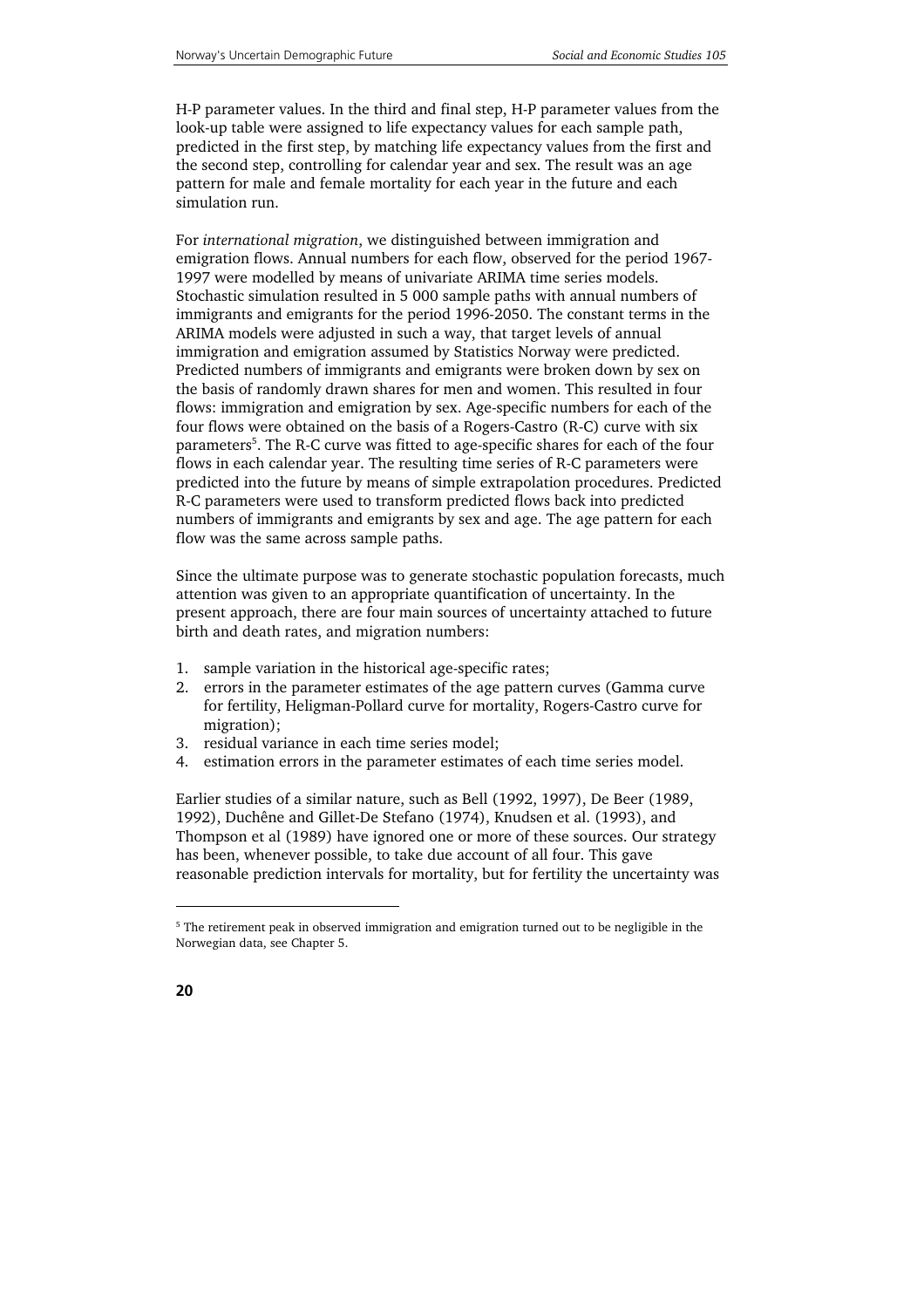H-P parameter values. In the third and final step, H-P parameter values from the look-up table were assigned to life expectancy values for each sample path, predicted in the first step, by matching life expectancy values from the first and the second step, controlling for calendar year and sex. The result was an age pattern for male and female mortality for each year in the future and each simulation run.

For *international migration*, we distinguished between immigration and emigration flows. Annual numbers for each flow, observed for the period 1967-1997 were modelled by means of univariate ARIMA time series models. Stochastic simulation resulted in 5 000 sample paths with annual numbers of immigrants and emigrants for the period 1996-2050. The constant terms in the ARIMA models were adjusted in such a way, that target levels of annual immigration and emigration assumed by Statistics Norway were predicted. Predicted numbers of immigrants and emigrants were broken down by sex on the basis of randomly drawn shares for men and women. This resulted in four flows: immigration and emigration by sex. Age-specific numbers for each of the four flows were obtained on the basis of a Rogers-Castro (R-C) curve with six parameters[5]. The R-C curve was fitted to age-specific shares for each of the four flows in each calendar year. The resulting time series of R-C parameters were predicted into the future by means of simple extrapolation procedures. Predicted R-C parameters were used to transform predicted flows back into predicted numbers of immigrants and emigrants by sex and age. The age pattern for each flow was the same across sample paths.

Since the ultimate purpose was to generate stochastic population forecasts, much attention was given to an appropriate quantification of uncertainty. In the present approach, there are four main sources of uncertainty attached to future birth and death rates, and migration numbers:

1. sample variation in the historical age-specific rates;
2. errors in the parameter estimates of the age pattern curves (Gamma curve for fertility, Heligman-Pollard curve for mortality, Rogers-Castro curve for migration);
3. residual variance in each time series model;
4. estimation errors in the parameter estimates of each time series model.

Earlier studies of a similar nature, such as Bell (1992, 1997), De Beer (1989, 1992), Duchêne and Gillet-De Stefano (1974), Knudsen et al. (1993), and Thompson et al (1989) have ignored one or more of these sources. Our strategy has been, whenever possible, to take due account of all four. This gave reasonable prediction intervals for mortality, but for fertility the uncertainty was

[5] The retirement peak in observed immigration and emigration turned out to be negligible in the Norwegian data, see Chapter 5.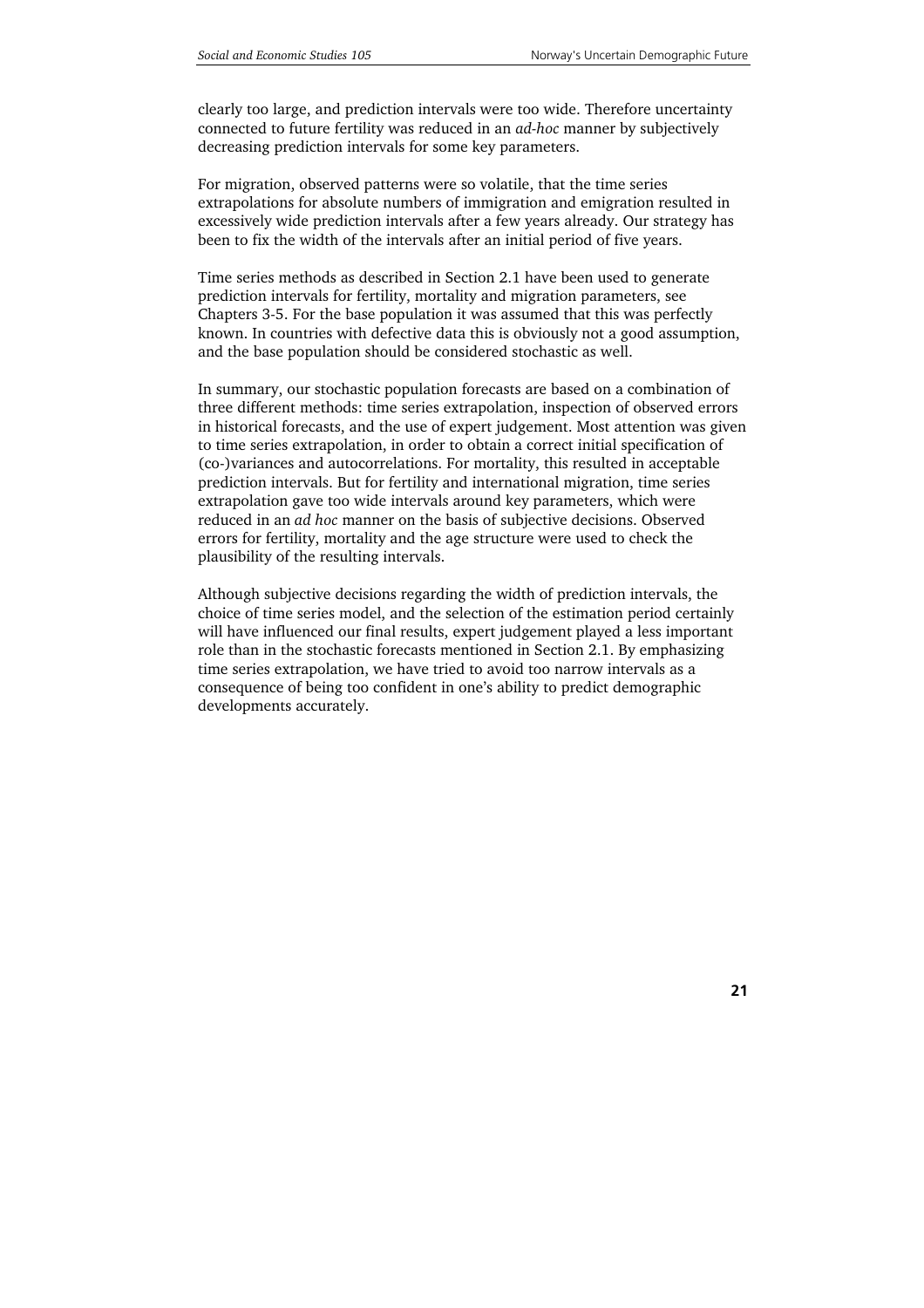clearly too large, and prediction intervals were too wide. Therefore uncertainty connected to future fertility was reduced in an *ad-hoc* manner by subjectively decreasing prediction intervals for some key parameters.

For migration, observed patterns were so volatile, that the time series extrapolations for absolute numbers of immigration and emigration resulted in excessively wide prediction intervals after a few years already. Our strategy has been to fix the width of the intervals after an initial period of five years.

Time series methods as described in Section 2.1 have been used to generate prediction intervals for fertility, mortality and migration parameters, see Chapters 3-5. For the base population it was assumed that this was perfectly known. In countries with defective data this is obviously not a good assumption, and the base population should be considered stochastic as well.

In summary, our stochastic population forecasts are based on a combination of three different methods: time series extrapolation, inspection of observed errors in historical forecasts, and the use of expert judgement. Most attention was given to time series extrapolation, in order to obtain a correct initial specification of (co-)variances and autocorrelations. For mortality, this resulted in acceptable prediction intervals. But for fertility and international migration, time series extrapolation gave too wide intervals around key parameters, which were reduced in an *ad hoc* manner on the basis of subjective decisions. Observed errors for fertility, mortality and the age structure were used to check the plausibility of the resulting intervals.

Although subjective decisions regarding the width of prediction intervals, the choice of time series model, and the selection of the estimation period certainly will have influenced our final results, expert judgement played a less important role than in the stochastic forecasts mentioned in Section 2.1. By emphasizing time series extrapolation, we have tried to avoid too narrow intervals as a consequence of being too confident in one's ability to predict demographic developments accurately.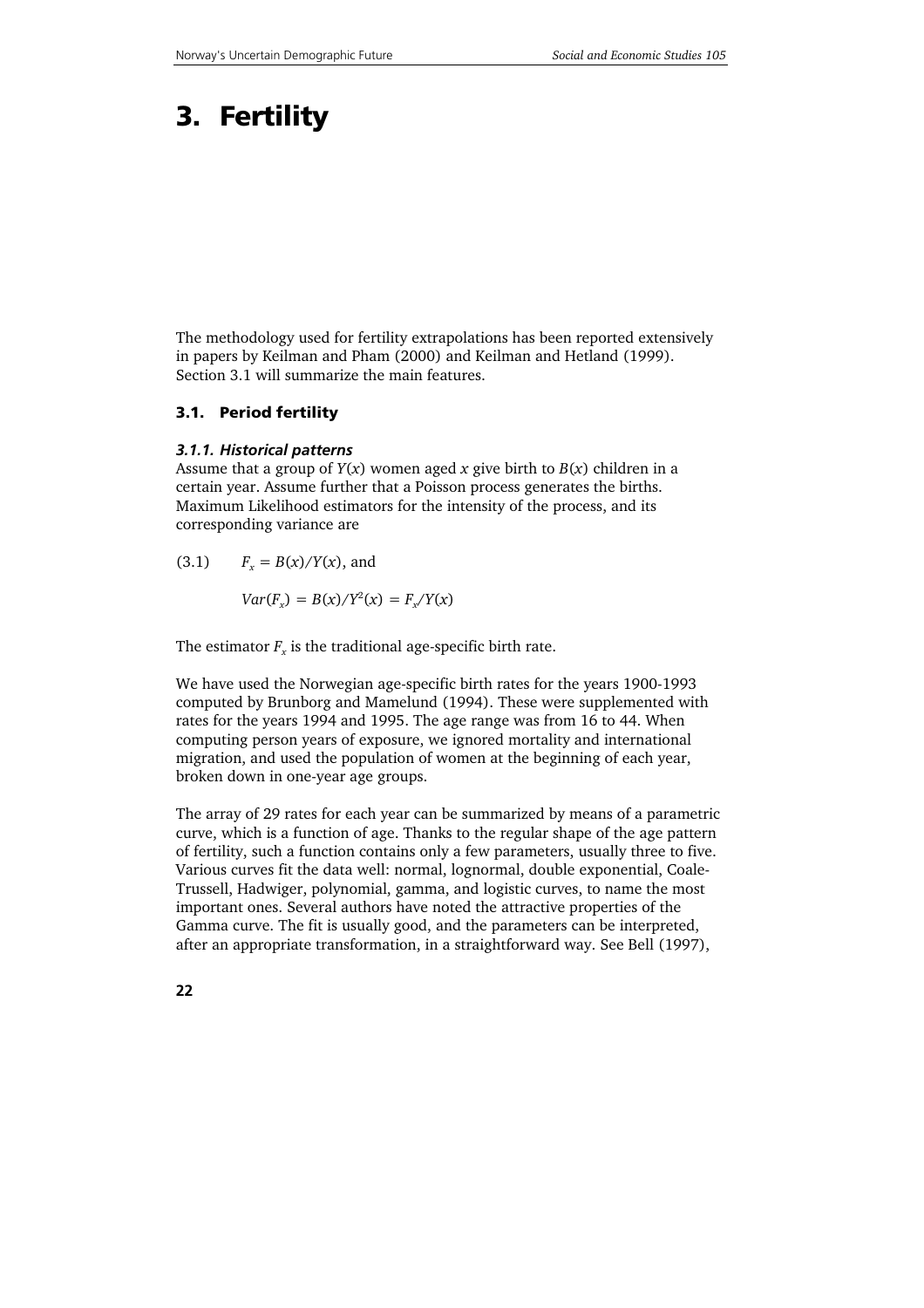# 3. Fertility

The methodology used for fertility extrapolations has been reported extensively in papers by Keilman and Pham (2000) and Keilman and Hetland (1999). Section 3.1 will summarize the main features.

## 3.1. Period fertility

### *3.1.1. Historical patterns*

Assume that a group of $Y(x)$ women aged $x$ give birth to $B(x)$ children in a certain year. Assume further that a Poisson process generates the births. Maximum Likelihood estimators for the intensity of the process, and its corresponding variance are

$$(3.1) \qquad F_x = B(x)/Y(x), \text{ and}$$

$$Var(F_x) = B(x)/Y^2(x) = F_x/Y(x)$$

The estimator $F_x$ is the traditional age-specific birth rate.

We have used the Norwegian age-specific birth rates for the years 1900-1993 computed by Brunborg and Mamelund (1994). These were supplemented with rates for the years 1994 and 1995. The age range was from 16 to 44. When computing person years of exposure, we ignored mortality and international migration, and used the population of women at the beginning of each year, broken down in one-year age groups.

The array of 29 rates for each year can be summarized by means of a parametric curve, which is a function of age. Thanks to the regular shape of the age pattern of fertility, such a function contains only a few parameters, usually three to five. Various curves fit the data well: normal, lognormal, double exponential, Coale-Trussell, Hadwiger, polynomial, gamma, and logistic curves, to name the most important ones. Several authors have noted the attractive properties of the Gamma curve. The fit is usually good, and the parameters can be interpreted, after an appropriate transformation, in a straightforward way. See Bell (1997),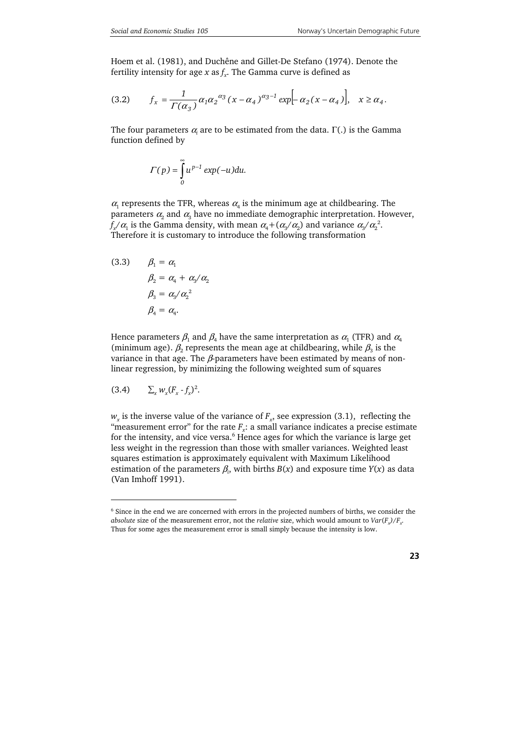Hoem et al. (1981), and Duchêne and Gillet-De Stefano (1974). Denote the fertility intensity for age $x$ as $f_x$. The Gamma curve is defined as

$$(3.2) \qquad f_x = \frac{1}{\Gamma(\alpha_3)} \alpha_1 \alpha_2^{\alpha_3} (x - \alpha_4)^{\alpha_3 - 1} \exp\left[-\alpha_2 (x - \alpha_4)\right], \quad x \geq \alpha_4 .$$

The four parameters $\alpha_i$ are to be estimated from the data. $\Gamma(.)$ is the Gamma function defined by

$$\Gamma(p) = \int_0^\infty u^{p-1} \exp(-u) du.$$

$\alpha_1$ represents the TFR, whereas $\alpha_4$ is the minimum age at childbearing. The parameters $\alpha_2$ and $\alpha_3$ have no immediate demographic interpretation. However, $f_x/\alpha_1$ is the Gamma density, with mean $\alpha_4+(\alpha_3/\alpha_2)$ and variance $\alpha_3/\alpha_2^2$. Therefore it is customary to introduce the following transformation

$$(3.3) \qquad \begin{aligned} \beta_1 &= \alpha_1 \\ \beta_2 &= \alpha_4 + \alpha_3/\alpha_2 \\ \beta_3 &= \alpha_3/\alpha_2^2 \\ \beta_4 &= \alpha_4. \end{aligned}$$

Hence parameters $\beta_1$ and $\beta_4$ have the same interpretation as $\alpha_1$ (TFR) and $\alpha_4$ (minimum age). $\beta_2$ represents the mean age at childbearing, while $\beta_3$ is the variance in that age. The $\beta$-parameters have been estimated by means of non-linear regression, by minimizing the following weighted sum of squares

$$(3.4) \qquad \sum_x w_x (F_x - f_x)^2.$$

$w_x$ is the inverse value of the variance of $F_x$, see expression (3.1), reflecting the "measurement error" for the rate $F_x$: a small variance indicates a precise estimate for the intensity, and vice versa.[6] Hence ages for which the variance is large get less weight in the regression than those with smaller variances. Weighted least squares estimation is approximately equivalent with Maximum Likelihood estimation of the parameters $\beta_i$, with births $B(x)$ and exposure time $Y(x)$ as data (Van Imhoff 1991).

---

[6] Since in the end we are concerned with errors in the projected numbers of births, we consider the *absolute* size of the measurement error, not the *relative* size, which would amount to $Var(F_x)/F_x$. Thus for some ages the measurement error is small simply because the intensity is low.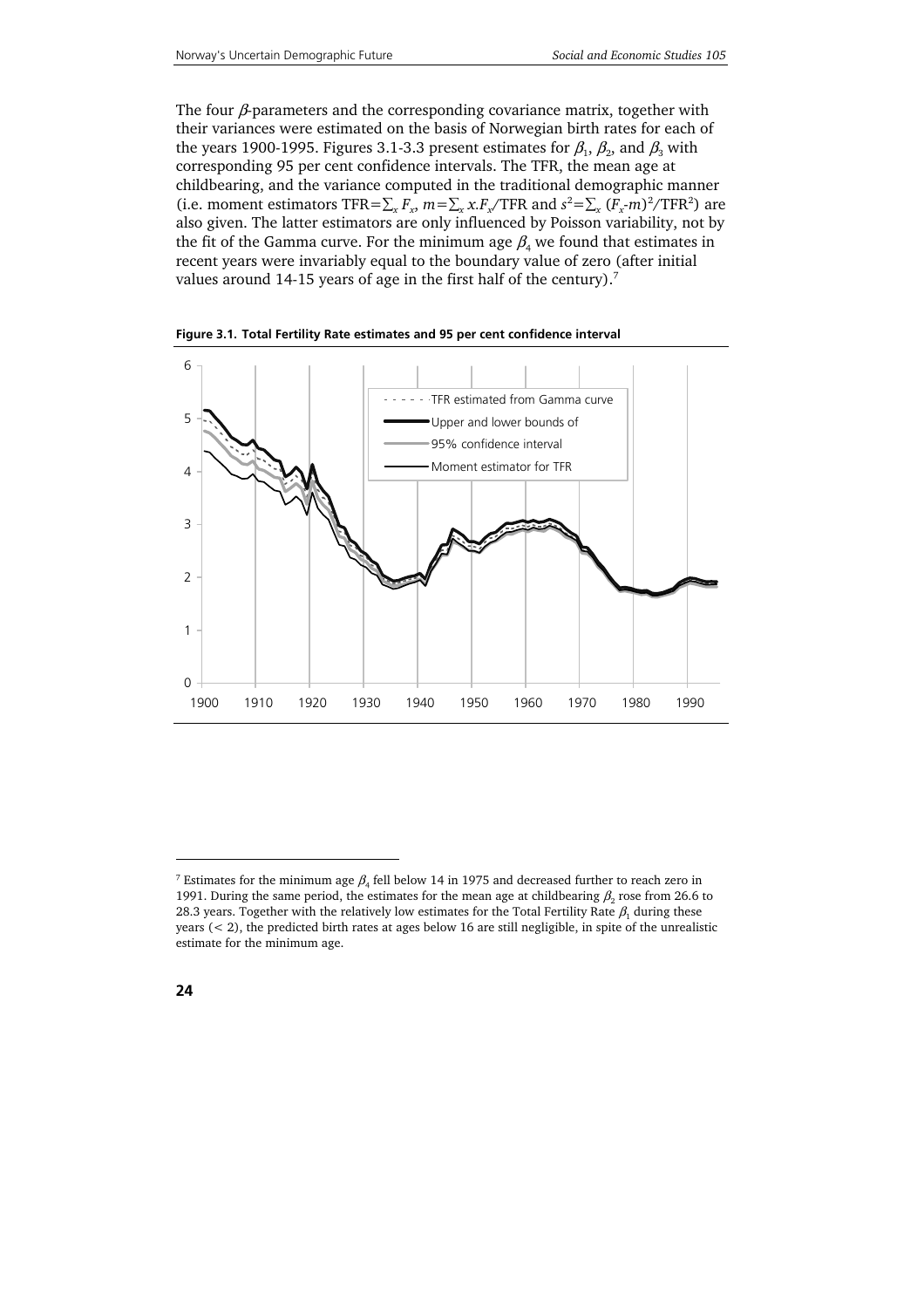The four $\beta$-parameters and the corresponding covariance matrix, together with their variances were estimated on the basis of Norwegian birth rates for each of the years 1900-1995. Figures 3.1-3.3 present estimates for $\beta_1$, $\beta_2$, and $\beta_3$ with corresponding 95 per cent confidence intervals. The TFR, the mean age at childbearing, and the variance computed in the traditional demographic manner (i.e. moment estimators TFR$=\sum_x F_x$, $m=\sum_x x.F_x$/TFR and $s^2=\sum_x (F_x\text{-}m)^2$/TFR$^2$) are also given. The latter estimators are only influenced by Poisson variability, not by the fit of the Gamma curve. For the minimum age $\beta_4$ we found that estimates in recent years were invariably equal to the boundary value of zero (after initial values around 14-15 years of age in the first half of the century).[7]

**Figure 3.1. Total Fertility Rate estimates and 95 per cent confidence interval**

---

[7] Estimates for the minimum age $\beta_4$ fell below 14 in 1975 and decreased further to reach zero in 1991. During the same period, the estimates for the mean age at childbearing $\beta_2$ rose from 26.6 to 28.3 years. Together with the relatively low estimates for the Total Fertility Rate $\beta_1$ during these years (< 2), the predicted birth rates at ages below 16 are still negligible, in spite of the unrealistic estimate for the minimum age.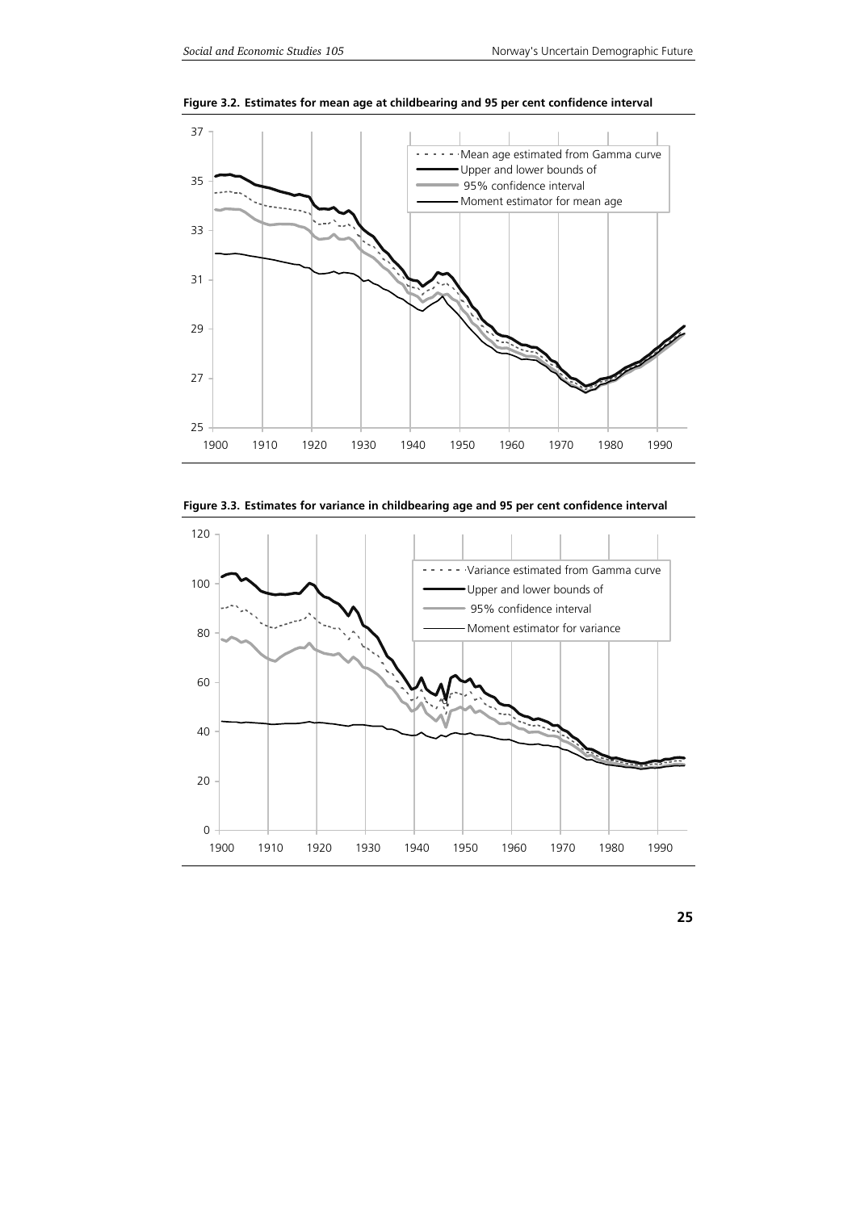**Figure 3.2. Estimates for mean age at childbearing and 95 per cent confidence interval**

**Figure 3.3. Estimates for variance in childbearing age and 95 per cent confidence interval**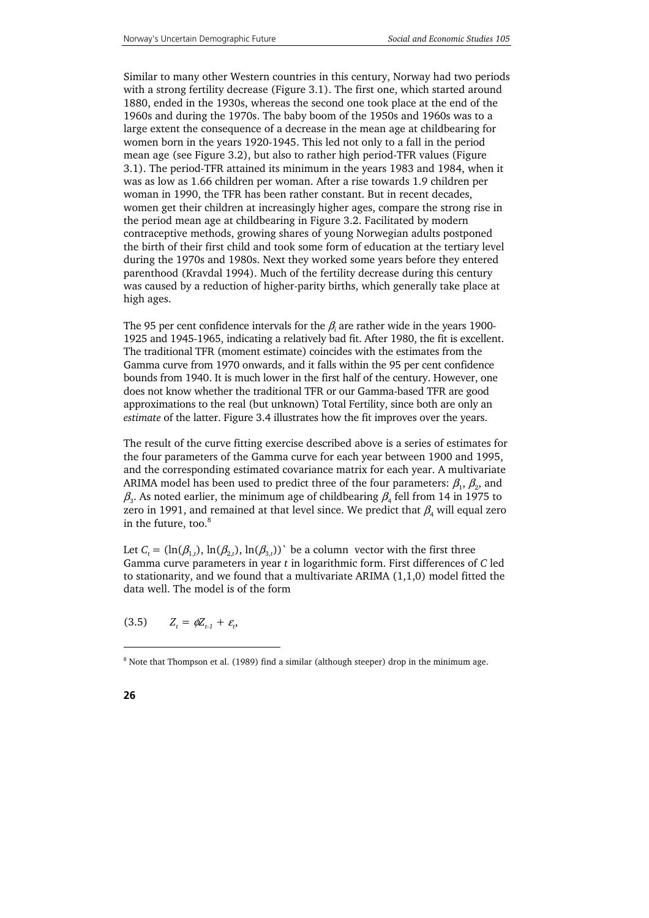Similar to many other Western countries in this century, Norway had two periods with a strong fertility decrease (Figure 3.1). The first one, which started around 1880, ended in the 1930s, whereas the second one took place at the end of the 1960s and during the 1970s. The baby boom of the 1950s and 1960s was to a large extent the consequence of a decrease in the mean age at childbearing for women born in the years 1920-1945. This led not only to a fall in the period mean age (see Figure 3.2), but also to rather high period-TFR values (Figure 3.1). The period-TFR attained its minimum in the years 1983 and 1984, when it was as low as 1.66 children per woman. After a rise towards 1.9 children per woman in 1990, the TFR has been rather constant. But in recent decades, women get their children at increasingly higher ages, compare the strong rise in the period mean age at childbearing in Figure 3.2. Facilitated by modern contraceptive methods, growing shares of young Norwegian adults postponed the birth of their first child and took some form of education at the tertiary level during the 1970s and 1980s. Next they worked some years before they entered parenthood (Kravdal 1994). Much of the fertility decrease during this century was caused by a reduction of higher-parity births, which generally take place at high ages.

The 95 per cent confidence intervals for the $\beta_i$ are rather wide in the years 1900-1925 and 1945-1965, indicating a relatively bad fit. After 1980, the fit is excellent. The traditional TFR (moment estimate) coincides with the estimates from the Gamma curve from 1970 onwards, and it falls within the 95 per cent confidence bounds from 1940. It is much lower in the first half of the century. However, one does not know whether the traditional TFR or our Gamma-based TFR are good approximations to the real (but unknown) Total Fertility, since both are only an *estimate* of the latter. Figure 3.4 illustrates how the fit improves over the years.

The result of the curve fitting exercise described above is a series of estimates for the four parameters of the Gamma curve for each year between 1900 and 1995, and the corresponding estimated covariance matrix for each year. A multivariate ARIMA model has been used to predict three of the four parameters: $\beta_1$, $\beta_2$, and $\beta_3$. As noted earlier, the minimum age of childbearing $\beta_4$ fell from 14 in 1975 to zero in 1991, and remained at that level since. We predict that $\beta_4$ will equal zero in the future, too.[8]

Let $C_t = (\ln(\beta_{1,t}), \ln(\beta_{2,t}), \ln(\beta_{3,t}))`$ be a column vector with the first three Gamma curve parameters in year $t$ in logarithmic form. First differences of $C$ led to stationarity, and we found that a multivariate ARIMA (1,1,0) model fitted the data well. The model is of the form

$$(3.5) \qquad Z_t = \phi Z_{t-1} + \varepsilon_t,$$

[8] Note that Thompson et al. (1989) find a similar (although steeper) drop in the minimum age.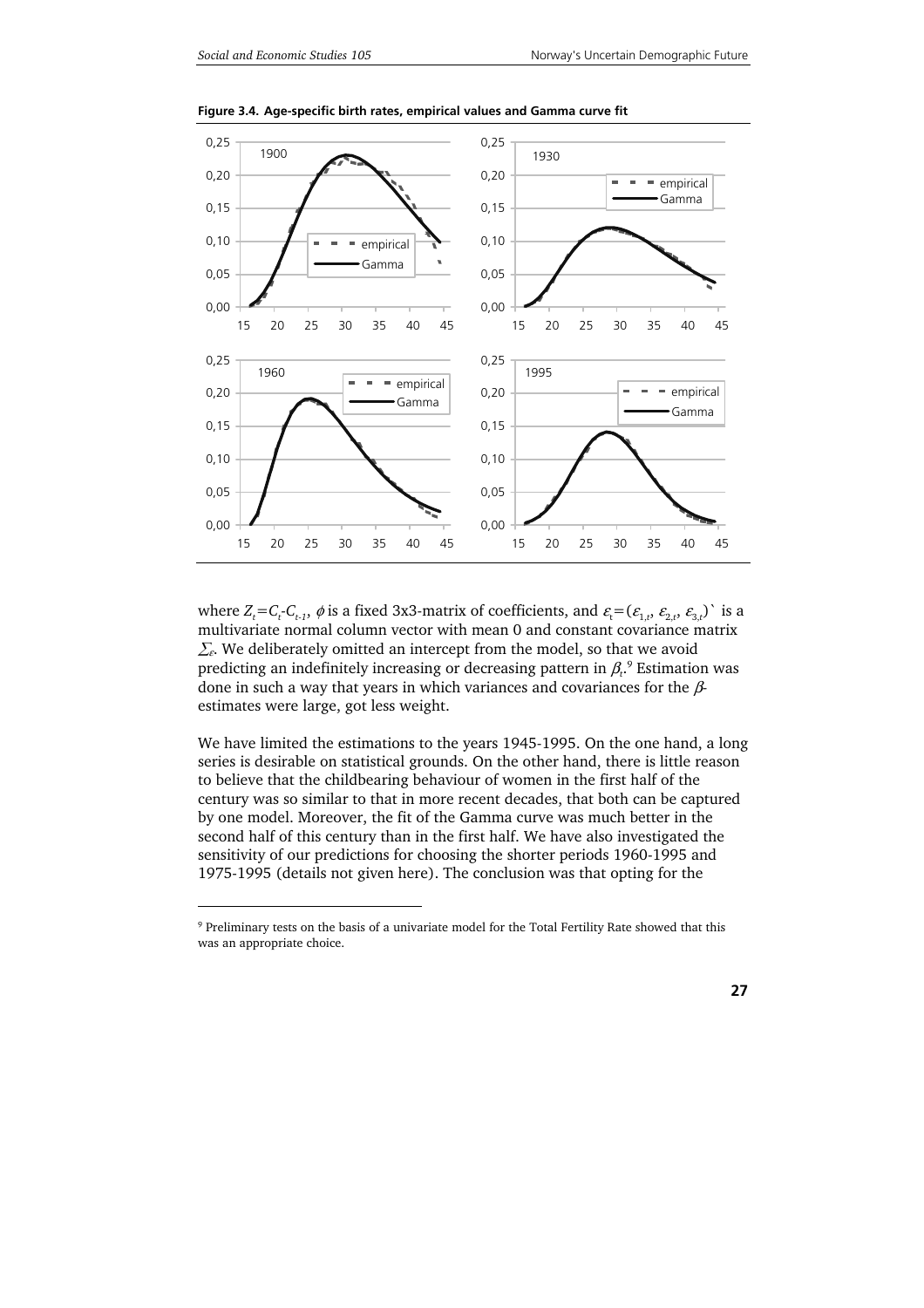**Figure 3.4. Age-specific birth rates, empirical values and Gamma curve fit**

where $Z_t = C_t - C_{t-1}$, $\phi$ is a fixed 3x3-matrix of coefficients, and $\varepsilon_t = (\varepsilon_{1,t}, \varepsilon_{2,t}, \varepsilon_{3,t})$` is a multivariate normal column vector with mean 0 and constant covariance matrix $\Sigma_\varepsilon$. We deliberately omitted an intercept from the model, so that we avoid predicting an indefinitely increasing or decreasing pattern in $\beta_t$.[9] Estimation was done in such a way that years in which variances and covariances for the $\beta$-estimates were large, got less weight.

We have limited the estimations to the years 1945-1995. On the one hand, a long series is desirable on statistical grounds. On the other hand, there is little reason to believe that the childbearing behaviour of women in the first half of the century was so similar to that in more recent decades, that both can be captured by one model. Moreover, the fit of the Gamma curve was much better in the second half of this century than in the first half. We have also investigated the sensitivity of our predictions for choosing the shorter periods 1960-1995 and 1975-1995 (details not given here). The conclusion was that opting for the

[9] Preliminary tests on the basis of a univariate model for the Total Fertility Rate showed that this was an appropriate choice.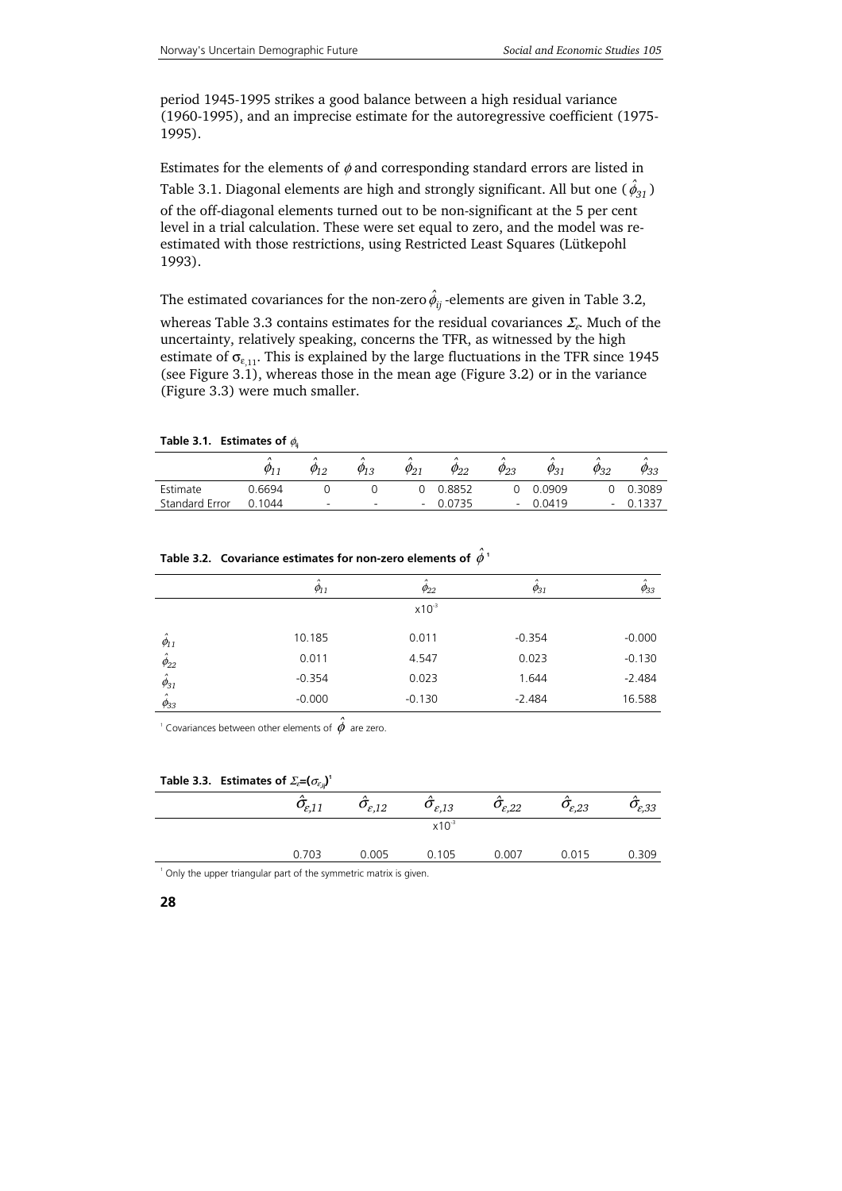period 1945-1995 strikes a good balance between a high residual variance (1960-1995), and an imprecise estimate for the autoregressive coefficient (1975-1995).

Estimates for the elements of $\phi$ and corresponding standard errors are listed in Table 3.1. Diagonal elements are high and strongly significant. All but one ($\hat{\phi}_{31}$) of the off-diagonal elements turned out to be non-significant at the 5 per cent level in a trial calculation. These were set equal to zero, and the model was re-estimated with those restrictions, using Restricted Least Squares (Lütkepohl 1993).

The estimated covariances for the non-zero $\hat{\phi}_{ij}$-elements are given in Table 3.2, whereas Table 3.3 contains estimates for the residual covariances $\Sigma_\varepsilon$. Much of the uncertainty, relatively speaking, concerns the TFR, as witnessed by the high estimate of $\sigma_{\varepsilon,11}$. This is explained by the large fluctuations in the TFR since 1945 (see Figure 3.1), whereas those in the mean age (Figure 3.2) or in the variance (Figure 3.3) were much smaller.

**Table 3.1. Estimates of $\phi_{ij}$**

| | $\hat{\phi}_{11}$ | $\hat{\phi}_{12}$ | $\hat{\phi}_{13}$ | $\hat{\phi}_{21}$ | $\hat{\phi}_{22}$ | $\hat{\phi}_{23}$ | $\hat{\phi}_{31}$ | $\hat{\phi}_{32}$ | $\hat{\phi}_{33}$ |
|---|---|---|---|---|---|---|---|---|---|
| Estimate | 0.6694 | 0 | 0 | 0 | 0.8852 | 0 | 0.0909 | 0 | 0.3089 |
| Standard Error | 0.1044 | - | - | - | 0.0735 | - | 0.0419 | - | 0.1337 |

**Table 3.2. Covariance estimates for non-zero elements of $\hat{\phi}$ [1]**

| | $\hat{\phi}_{11}$ | $\hat{\phi}_{22}$ | $\hat{\phi}_{31}$ | $\hat{\phi}_{33}$ |
|---|---|---|---|---|
| | | x10$^{-3}$ | | |
| $\hat{\phi}_{11}$ | 10.185 | 0.011 | -0.354 | -0.000 |
| $\hat{\phi}_{22}$ | 0.011 | 4.547 | 0.023 | -0.130 |
| $\hat{\phi}_{31}$ | -0.354 | 0.023 | 1.644 | -2.484 |
| $\hat{\phi}_{33}$ | -0.000 | -0.130 | -2.484 | 16.588 |

[1] Covariances between other elements of $\hat{\phi}$ are zero.

**Table 3.3. Estimates of $\Sigma_\varepsilon=(\sigma_{\varepsilon_{ij}})$ [1]**

| $\hat{\sigma}_{\varepsilon,11}$ | $\hat{\sigma}_{\varepsilon,12}$ | $\hat{\sigma}_{\varepsilon,13}$ | $\hat{\sigma}_{\varepsilon,22}$ | $\hat{\sigma}_{\varepsilon,23}$ | $\hat{\sigma}_{\varepsilon,33}$ |
|---|---|---|---|---|---|
| | | x10$^{-3}$ | | | |
| 0.703 | 0.005 | 0.105 | 0.007 | 0.015 | 0.309 |

[1] Only the upper triangular part of the symmetric matrix is given.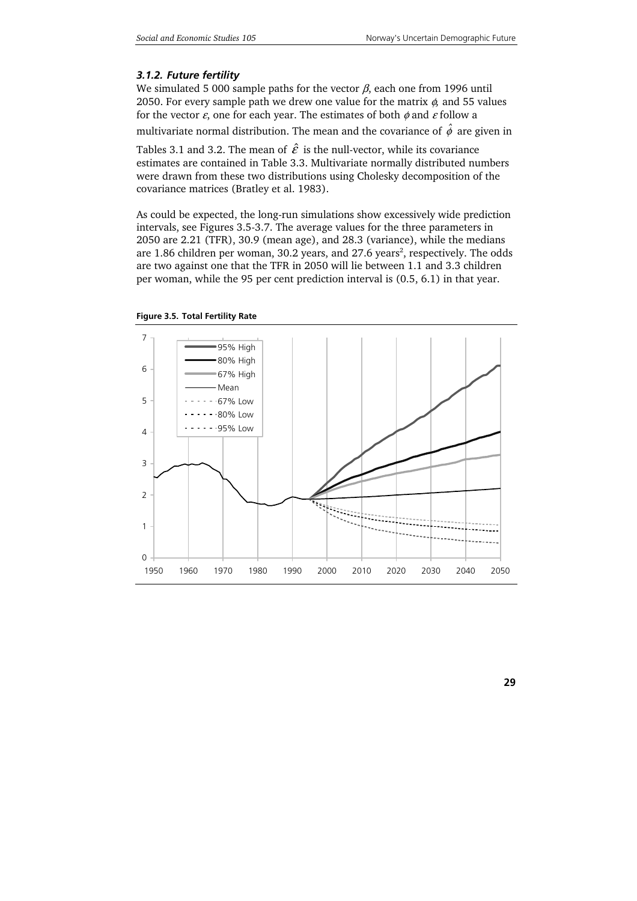### *3.1.2. Future fertility*

We simulated 5 000 sample paths for the vector $\beta$, each one from 1996 until 2050. For every sample path we drew one value for the matrix $\phi$, and 55 values for the vector $\varepsilon$, one for each year. The estimates of both $\phi$ and $\varepsilon$ follow a multivariate normal distribution. The mean and the covariance of $\hat{\phi}$ are given in Tables 3.1 and 3.2. The mean of $\hat{\varepsilon}$ is the null-vector, while its covariance estimates are contained in Table 3.3. Multivariate normally distributed numbers were drawn from these two distributions using Cholesky decomposition of the covariance matrices (Bratley et al. 1983).

As could be expected, the long-run simulations show excessively wide prediction intervals, see Figures 3.5-3.7. The average values for the three parameters in 2050 are 2.21 (TFR), 30.9 (mean age), and 28.3 (variance), while the medians are 1.86 children per woman, 30.2 years, and 27.6 years$^2$, respectively. The odds are two against one that the TFR in 2050 will lie between 1.1 and 3.3 children per woman, while the 95 per cent prediction interval is (0.5, 6.1) in that year.

**Figure 3.5. Total Fertility Rate**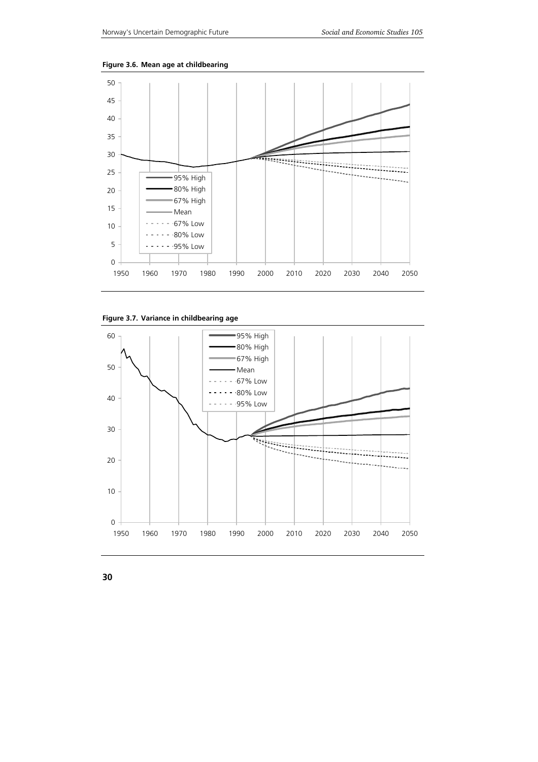**Figure 3.6. Mean age at childbearing**

**Figure 3.7. Variance in childbearing age**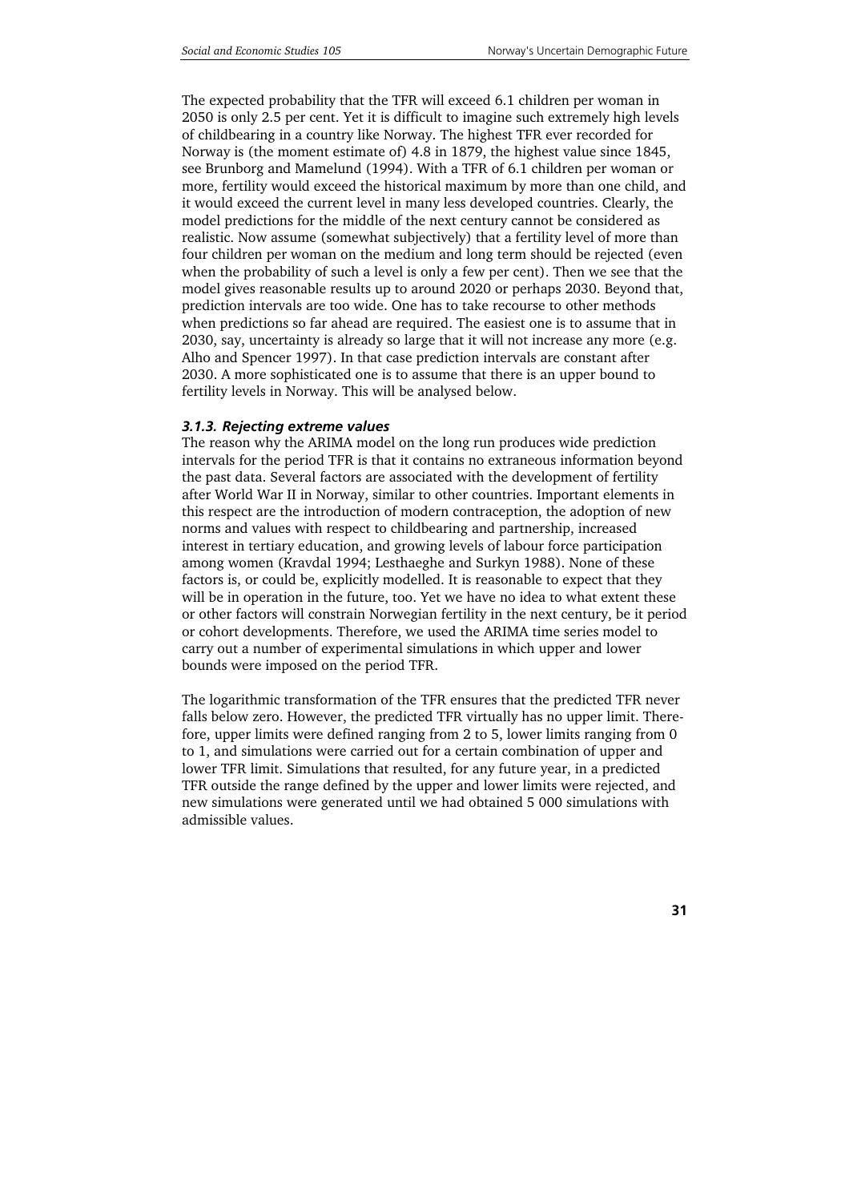The expected probability that the TFR will exceed 6.1 children per woman in 2050 is only 2.5 per cent. Yet it is difficult to imagine such extremely high levels of childbearing in a country like Norway. The highest TFR ever recorded for Norway is (the moment estimate of) 4.8 in 1879, the highest value since 1845, see Brunborg and Mamelund (1994). With a TFR of 6.1 children per woman or more, fertility would exceed the historical maximum by more than one child, and it would exceed the current level in many less developed countries. Clearly, the model predictions for the middle of the next century cannot be considered as realistic. Now assume (somewhat subjectively) that a fertility level of more than four children per woman on the medium and long term should be rejected (even when the probability of such a level is only a few per cent). Then we see that the model gives reasonable results up to around 2020 or perhaps 2030. Beyond that, prediction intervals are too wide. One has to take recourse to other methods when predictions so far ahead are required. The easiest one is to assume that in 2030, say, uncertainty is already so large that it will not increase any more (e.g. Alho and Spencer 1997). In that case prediction intervals are constant after 2030. A more sophisticated one is to assume that there is an upper bound to fertility levels in Norway. This will be analysed below.

### *3.1.3. Rejecting extreme values*

The reason why the ARIMA model on the long run produces wide prediction intervals for the period TFR is that it contains no extraneous information beyond the past data. Several factors are associated with the development of fertility after World War II in Norway, similar to other countries. Important elements in this respect are the introduction of modern contraception, the adoption of new norms and values with respect to childbearing and partnership, increased interest in tertiary education, and growing levels of labour force participation among women (Kravdal 1994; Lesthaeghe and Surkyn 1988). None of these factors is, or could be, explicitly modelled. It is reasonable to expect that they will be in operation in the future, too. Yet we have no idea to what extent these or other factors will constrain Norwegian fertility in the next century, be it period or cohort developments. Therefore, we used the ARIMA time series model to carry out a number of experimental simulations in which upper and lower bounds were imposed on the period TFR.

The logarithmic transformation of the TFR ensures that the predicted TFR never falls below zero. However, the predicted TFR virtually has no upper limit. Therefore, upper limits were defined ranging from 2 to 5, lower limits ranging from 0 to 1, and simulations were carried out for a certain combination of upper and lower TFR limit. Simulations that resulted, for any future year, in a predicted TFR outside the range defined by the upper and lower limits were rejected, and new simulations were generated until we had obtained 5 000 simulations with admissible values.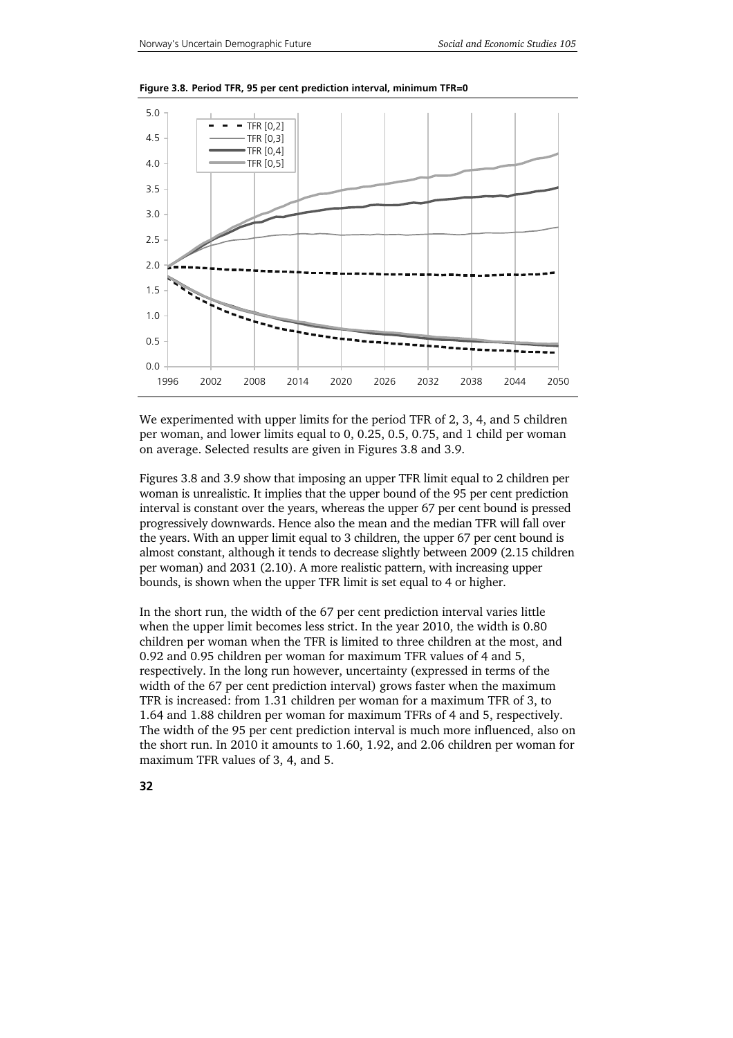**Figure 3.8. Period TFR, 95 per cent prediction interval, minimum TFR=0**

We experimented with upper limits for the period TFR of 2, 3, 4, and 5 children per woman, and lower limits equal to 0, 0.25, 0.5, 0.75, and 1 child per woman on average. Selected results are given in Figures 3.8 and 3.9.

Figures 3.8 and 3.9 show that imposing an upper TFR limit equal to 2 children per woman is unrealistic. It implies that the upper bound of the 95 per cent prediction interval is constant over the years, whereas the upper 67 per cent bound is pressed progressively downwards. Hence also the mean and the median TFR will fall over the years. With an upper limit equal to 3 children, the upper 67 per cent bound is almost constant, although it tends to decrease slightly between 2009 (2.15 children per woman) and 2031 (2.10). A more realistic pattern, with increasing upper bounds, is shown when the upper TFR limit is set equal to 4 or higher.

In the short run, the width of the 67 per cent prediction interval varies little when the upper limit becomes less strict. In the year 2010, the width is 0.80 children per woman when the TFR is limited to three children at the most, and 0.92 and 0.95 children per woman for maximum TFR values of 4 and 5, respectively. In the long run however, uncertainty (expressed in terms of the width of the 67 per cent prediction interval) grows faster when the maximum TFR is increased: from 1.31 children per woman for a maximum TFR of 3, to 1.64 and 1.88 children per woman for maximum TFRs of 4 and 5, respectively. The width of the 95 per cent prediction interval is much more influenced, also on the short run. In 2010 it amounts to 1.60, 1.92, and 2.06 children per woman for maximum TFR values of 3, 4, and 5.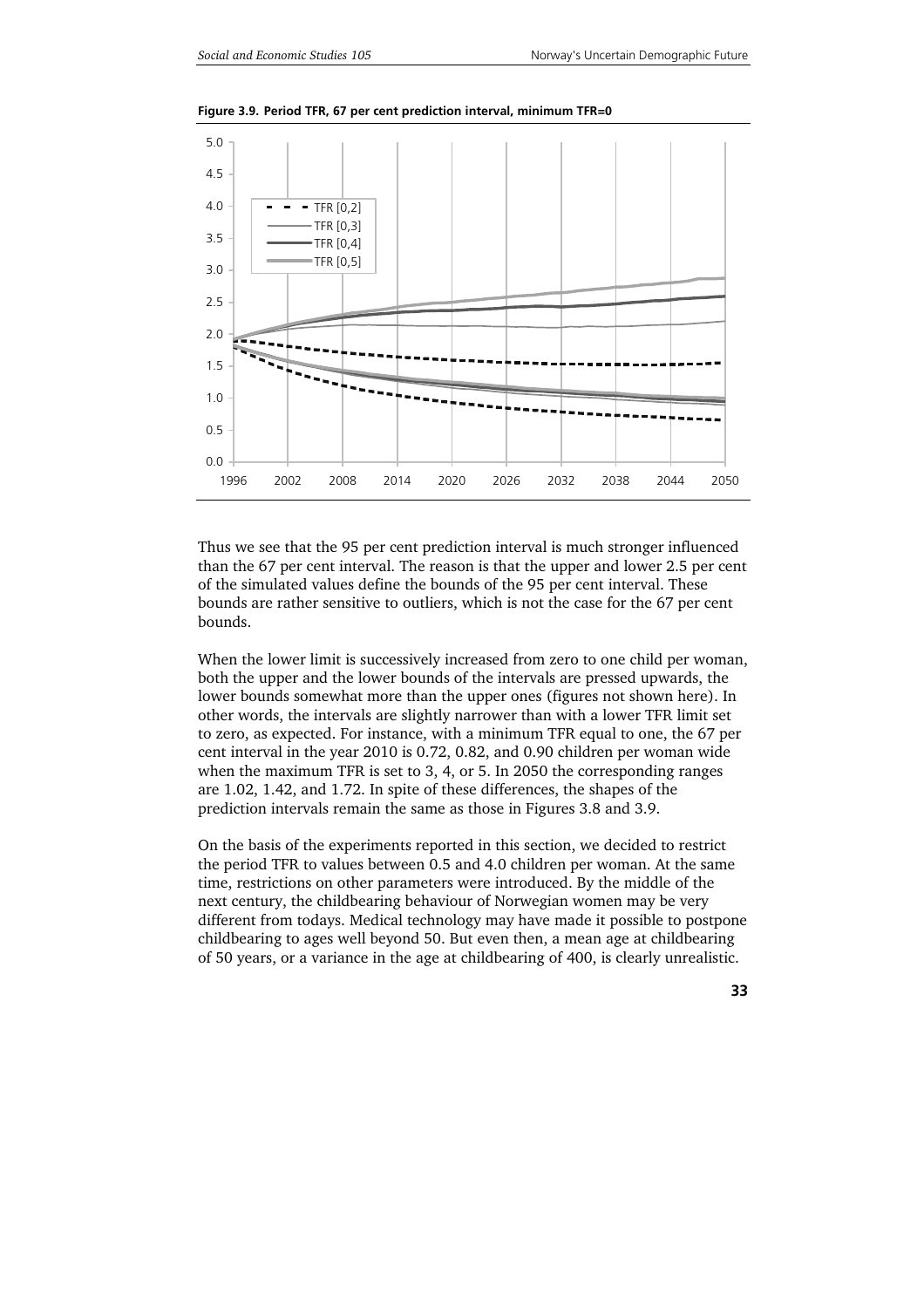**Figure 3.9. Period TFR, 67 per cent prediction interval, minimum TFR=0**

Thus we see that the 95 per cent prediction interval is much stronger influenced than the 67 per cent interval. The reason is that the upper and lower 2.5 per cent of the simulated values define the bounds of the 95 per cent interval. These bounds are rather sensitive to outliers, which is not the case for the 67 per cent bounds.

When the lower limit is successively increased from zero to one child per woman, both the upper and the lower bounds of the intervals are pressed upwards, the lower bounds somewhat more than the upper ones (figures not shown here). In other words, the intervals are slightly narrower than with a lower TFR limit set to zero, as expected. For instance, with a minimum TFR equal to one, the 67 per cent interval in the year 2010 is 0.72, 0.82, and 0.90 children per woman wide when the maximum TFR is set to 3, 4, or 5. In 2050 the corresponding ranges are 1.02, 1.42, and 1.72. In spite of these differences, the shapes of the prediction intervals remain the same as those in Figures 3.8 and 3.9.

On the basis of the experiments reported in this section, we decided to restrict the period TFR to values between 0.5 and 4.0 children per woman. At the same time, restrictions on other parameters were introduced. By the middle of the next century, the childbearing behaviour of Norwegian women may be very different from todays. Medical technology may have made it possible to postpone childbearing to ages well beyond 50. But even then, a mean age at childbearing of 50 years, or a variance in the age at childbearing of 400, is clearly unrealistic.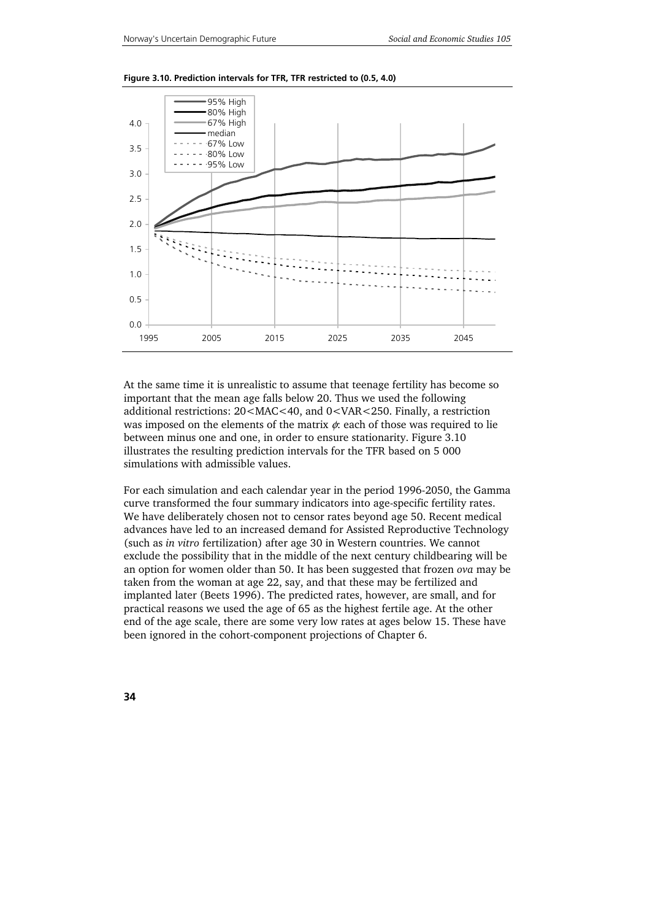**Figure 3.10. Prediction intervals for TFR, TFR restricted to (0.5, 4.0)**

At the same time it is unrealistic to assume that teenage fertility has become so important that the mean age falls below 20. Thus we used the following additional restrictions: 20<MAC<40, and 0<VAR<250. Finally, a restriction was imposed on the elements of the matrix $\phi$: each of those was required to lie between minus one and one, in order to ensure stationarity. Figure 3.10 illustrates the resulting prediction intervals for the TFR based on 5 000 simulations with admissible values.

For each simulation and each calendar year in the period 1996-2050, the Gamma curve transformed the four summary indicators into age-specific fertility rates. We have deliberately chosen not to censor rates beyond age 50. Recent medical advances have led to an increased demand for Assisted Reproductive Technology (such as *in vitro* fertilization) after age 30 in Western countries. We cannot exclude the possibility that in the middle of the next century childbearing will be an option for women older than 50. It has been suggested that frozen *ova* may be taken from the woman at age 22, say, and that these may be fertilized and implanted later (Beets 1996). The predicted rates, however, are small, and for practical reasons we used the age of 65 as the highest fertile age. At the other end of the age scale, there are some very low rates at ages below 15. These have been ignored in the cohort-component projections of Chapter 6.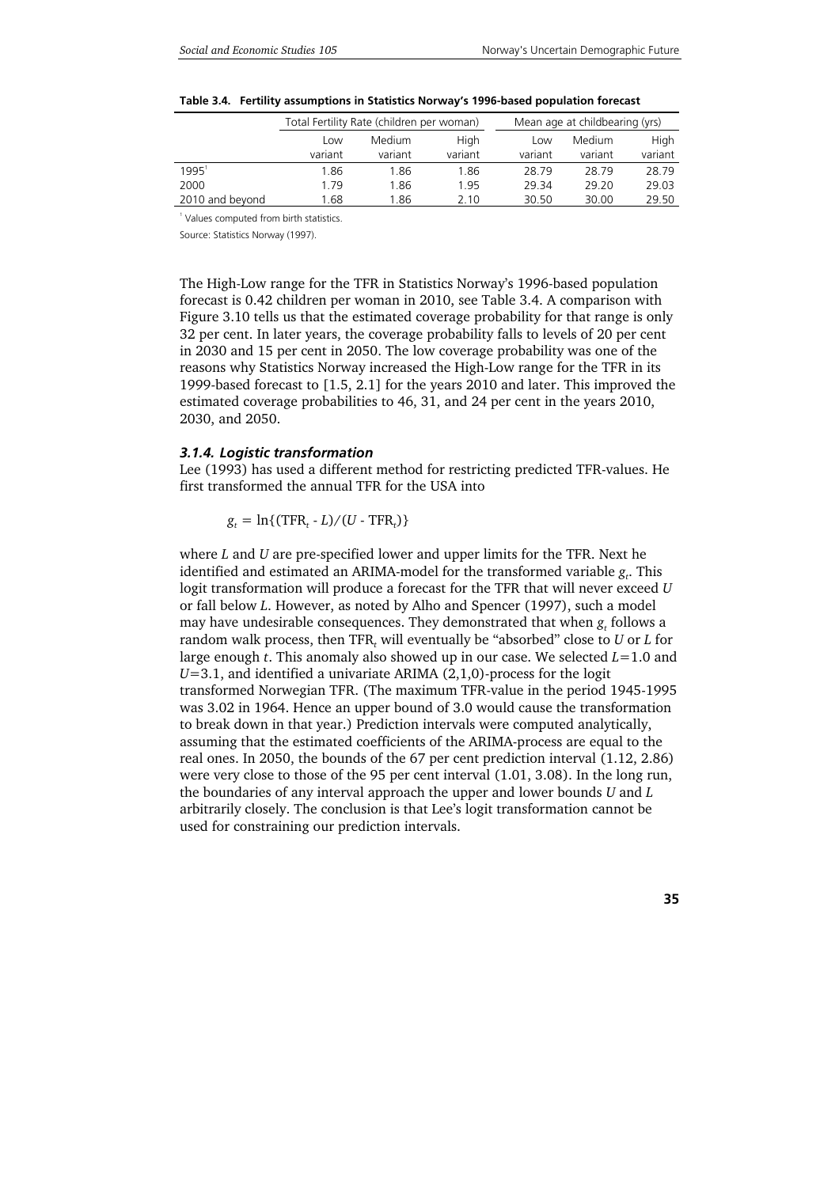**Table 3.4. Fertility assumptions in Statistics Norway's 1996-based population forecast**

| | Total Fertility Rate (children per woman) | | | Mean age at childbearing (yrs) | | |
|---|---|---|---|---|---|---|
| | Low variant | Medium variant | High variant | Low variant | Medium variant | High variant |
| 1995[1] | 1.86 | 1.86 | 1.86 | 28.79 | 28.79 | 28.79 |
| 2000 | 1.79 | 1.86 | 1.95 | 29.34 | 29.20 | 29.03 |
| 2010 and beyond | 1.68 | 1.86 | 2.10 | 30.50 | 30.00 | 29.50 |

[1] Values computed from birth statistics.

Source: Statistics Norway (1997).

The High-Low range for the TFR in Statistics Norway's 1996-based population forecast is 0.42 children per woman in 2010, see Table 3.4. A comparison with Figure 3.10 tells us that the estimated coverage probability for that range is only 32 per cent. In later years, the coverage probability falls to levels of 20 per cent in 2030 and 15 per cent in 2050. The low coverage probability was one of the reasons why Statistics Norway increased the High-Low range for the TFR in its 1999-based forecast to [1.5, 2.1] for the years 2010 and later. This improved the estimated coverage probabilities to 46, 31, and 24 per cent in the years 2010, 2030, and 2050.

### *3.1.4. Logistic transformation*

Lee (1993) has used a different method for restricting predicted TFR-values. He first transformed the annual TFR for the USA into

$$g_t = \ln\{(\mathrm{TFR}_t - L)/(U - \mathrm{TFR}_t)\}$$

where $L$ and $U$ are pre-specified lower and upper limits for the TFR. Next he identified and estimated an ARIMA-model for the transformed variable $g_t$. This logit transformation will produce a forecast for the TFR that will never exceed $U$ or fall below $L$. However, as noted by Alho and Spencer (1997), such a model may have undesirable consequences. They demonstrated that when $g_t$ follows a random walk process, then $\mathrm{TFR}_t$ will eventually be "absorbed" close to $U$ or $L$ for large enough $t$. This anomaly also showed up in our case. We selected $L$=1.0 and $U$=3.1, and identified a univariate ARIMA (2,1,0)-process for the logit transformed Norwegian TFR. (The maximum TFR-value in the period 1945-1995 was 3.02 in 1964. Hence an upper bound of 3.0 would cause the transformation to break down in that year.) Prediction intervals were computed analytically, assuming that the estimated coefficients of the ARIMA-process are equal to the real ones. In 2050, the bounds of the 67 per cent prediction interval (1.12, 2.86) were very close to those of the 95 per cent interval (1.01, 3.08). In the long run, the boundaries of any interval approach the upper and lower bounds $U$ and $L$ arbitrarily closely. The conclusion is that Lee's logit transformation cannot be used for constraining our prediction intervals.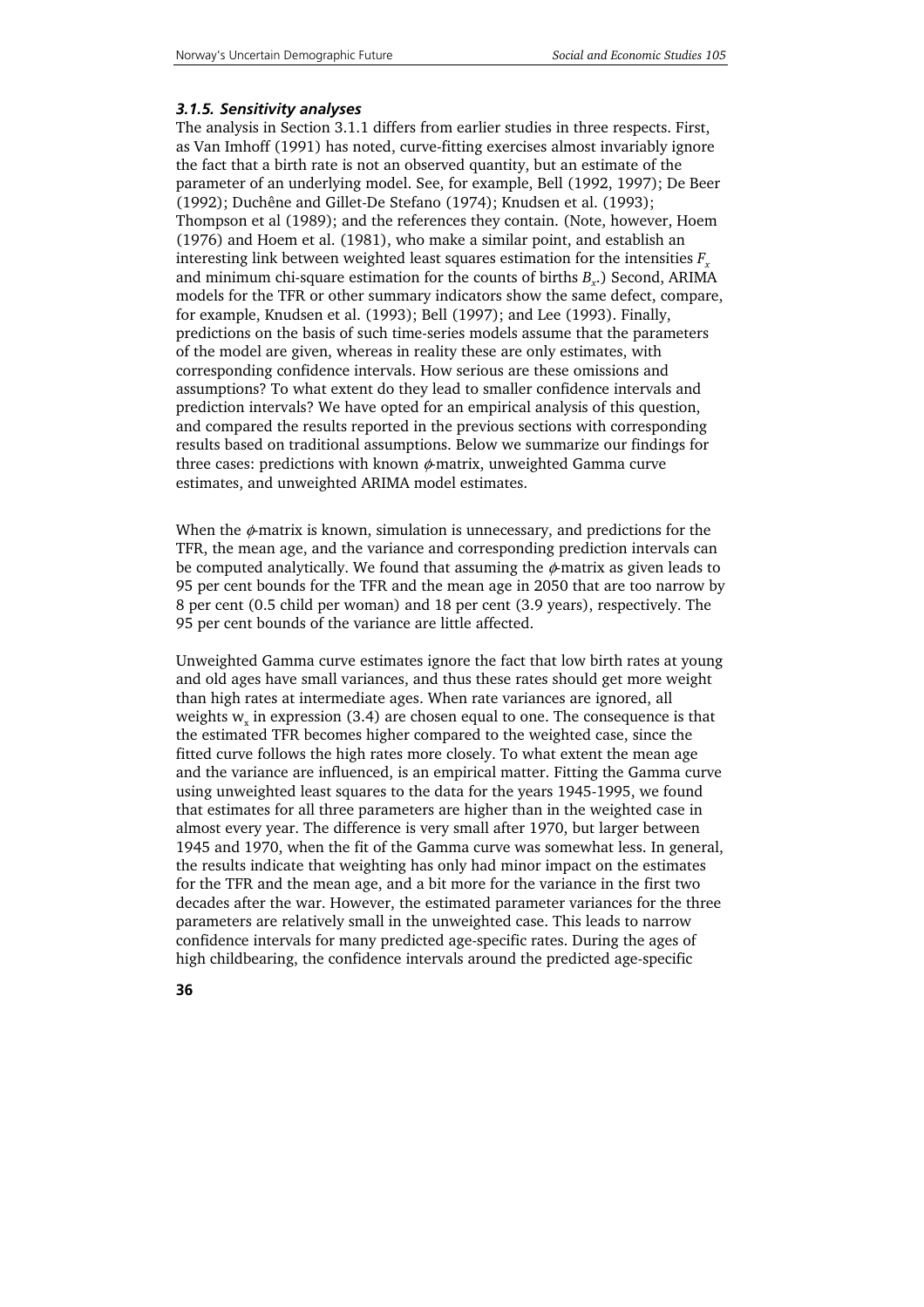### *3.1.5. Sensitivity analyses*

The analysis in Section 3.1.1 differs from earlier studies in three respects. First, as Van Imhoff (1991) has noted, curve-fitting exercises almost invariably ignore the fact that a birth rate is not an observed quantity, but an estimate of the parameter of an underlying model. See, for example, Bell (1992, 1997); De Beer (1992); Duchêne and Gillet-De Stefano (1974); Knudsen et al. (1993); Thompson et al (1989); and the references they contain. (Note, however, Hoem (1976) and Hoem et al. (1981), who make a similar point, and establish an interesting link between weighted least squares estimation for the intensities $F_x$ and minimum chi-square estimation for the counts of births $B_x$.) Second, ARIMA models for the TFR or other summary indicators show the same defect, compare, for example, Knudsen et al. (1993); Bell (1997); and Lee (1993). Finally, predictions on the basis of such time-series models assume that the parameters of the model are given, whereas in reality these are only estimates, with corresponding confidence intervals. How serious are these omissions and assumptions? To what extent do they lead to smaller confidence intervals and prediction intervals? We have opted for an empirical analysis of this question, and compared the results reported in the previous sections with corresponding results based on traditional assumptions. Below we summarize our findings for three cases: predictions with known $\phi$-matrix, unweighted Gamma curve estimates, and unweighted ARIMA model estimates.

When the $\phi$-matrix is known, simulation is unnecessary, and predictions for the TFR, the mean age, and the variance and corresponding prediction intervals can be computed analytically. We found that assuming the $\phi$-matrix as given leads to 95 per cent bounds for the TFR and the mean age in 2050 that are too narrow by 8 per cent (0.5 child per woman) and 18 per cent (3.9 years), respectively. The 95 per cent bounds of the variance are little affected.

Unweighted Gamma curve estimates ignore the fact that low birth rates at young and old ages have small variances, and thus these rates should get more weight than high rates at intermediate ages. When rate variances are ignored, all weights $w_x$ in expression (3.4) are chosen equal to one. The consequence is that the estimated TFR becomes higher compared to the weighted case, since the fitted curve follows the high rates more closely. To what extent the mean age and the variance are influenced, is an empirical matter. Fitting the Gamma curve using unweighted least squares to the data for the years 1945-1995, we found that estimates for all three parameters are higher than in the weighted case in almost every year. The difference is very small after 1970, but larger between 1945 and 1970, when the fit of the Gamma curve was somewhat less. In general, the results indicate that weighting has only had minor impact on the estimates for the TFR and the mean age, and a bit more for the variance in the first two decades after the war. However, the estimated parameter variances for the three parameters are relatively small in the unweighted case. This leads to narrow confidence intervals for many predicted age-specific rates. During the ages of high childbearing, the confidence intervals around the predicted age-specific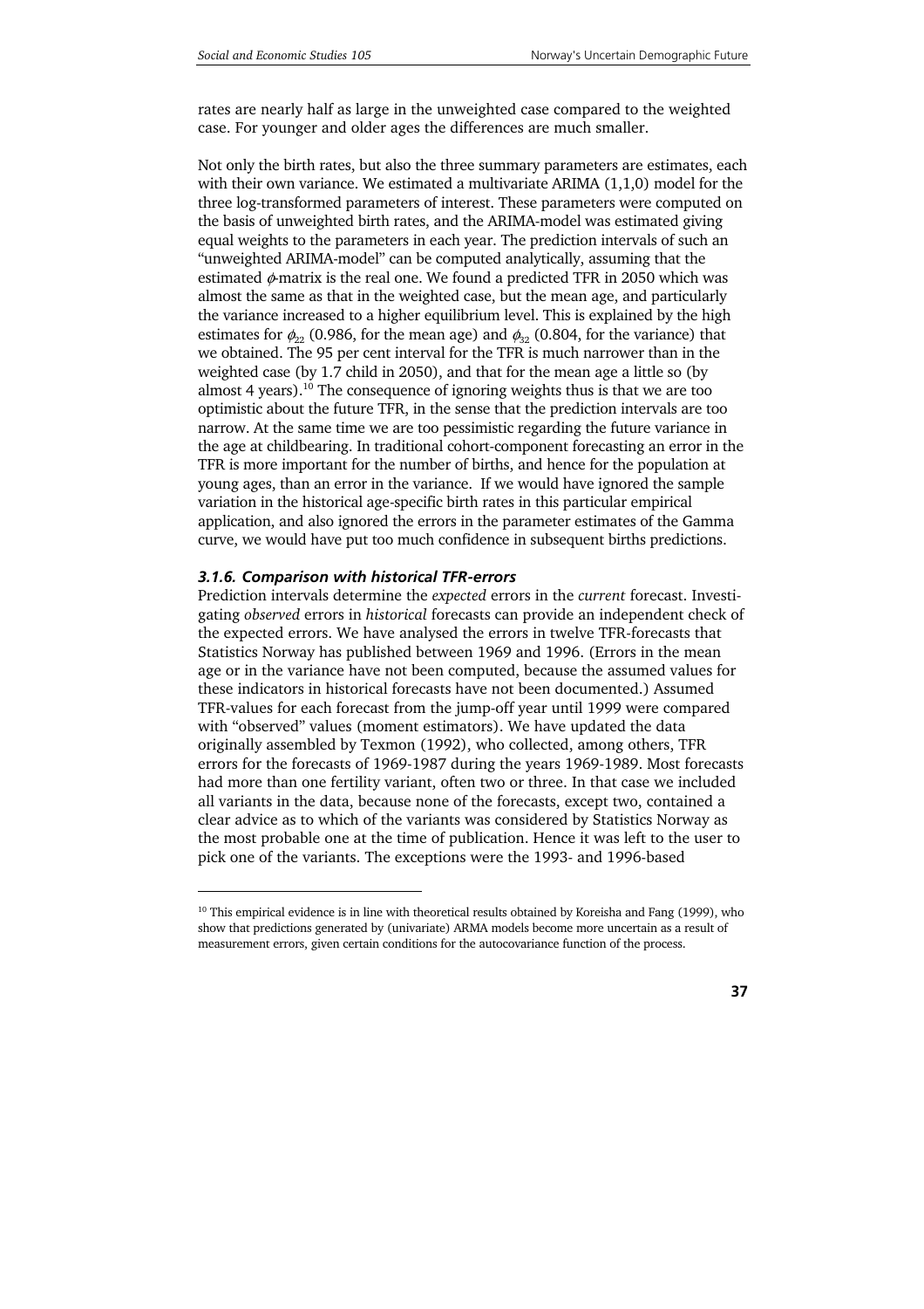rates are nearly half as large in the unweighted case compared to the weighted case. For younger and older ages the differences are much smaller.

Not only the birth rates, but also the three summary parameters are estimates, each with their own variance. We estimated a multivariate ARIMA (1,1,0) model for the three log-transformed parameters of interest. These parameters were computed on the basis of unweighted birth rates, and the ARIMA-model was estimated giving equal weights to the parameters in each year. The prediction intervals of such an "unweighted ARIMA-model" can be computed analytically, assuming that the estimated $\phi$-matrix is the real one. We found a predicted TFR in 2050 which was almost the same as that in the weighted case, but the mean age, and particularly the variance increased to a higher equilibrium level. This is explained by the high estimates for $\phi_{22}$ (0.986, for the mean age) and $\phi_{32}$ (0.804, for the variance) that we obtained. The 95 per cent interval for the TFR is much narrower than in the weighted case (by 1.7 child in 2050), and that for the mean age a little so (by almost 4 years).[10] The consequence of ignoring weights thus is that we are too optimistic about the future TFR, in the sense that the prediction intervals are too narrow. At the same time we are too pessimistic regarding the future variance in the age at childbearing. In traditional cohort-component forecasting an error in the TFR is more important for the number of births, and hence for the population at young ages, than an error in the variance. If we would have ignored the sample variation in the historical age-specific birth rates in this particular empirical application, and also ignored the errors in the parameter estimates of the Gamma curve, we would have put too much confidence in subsequent births predictions.

### *3.1.6. Comparison with historical TFR-errors*

Prediction intervals determine the *expected* errors in the *current* forecast. Investigating *observed* errors in *historical* forecasts can provide an independent check of the expected errors. We have analysed the errors in twelve TFR-forecasts that Statistics Norway has published between 1969 and 1996. (Errors in the mean age or in the variance have not been computed, because the assumed values for these indicators in historical forecasts have not been documented.) Assumed TFR-values for each forecast from the jump-off year until 1999 were compared with "observed" values (moment estimators). We have updated the data originally assembled by Texmon (1992), who collected, among others, TFR errors for the forecasts of 1969-1987 during the years 1969-1989. Most forecasts had more than one fertility variant, often two or three. In that case we included all variants in the data, because none of the forecasts, except two, contained a clear advice as to which of the variants was considered by Statistics Norway as the most probable one at the time of publication. Hence it was left to the user to pick one of the variants. The exceptions were the 1993- and 1996-based

---

[10] This empirical evidence is in line with theoretical results obtained by Koreisha and Fang (1999), who show that predictions generated by (univariate) ARMA models become more uncertain as a result of measurement errors, given certain conditions for the autocovariance function of the process.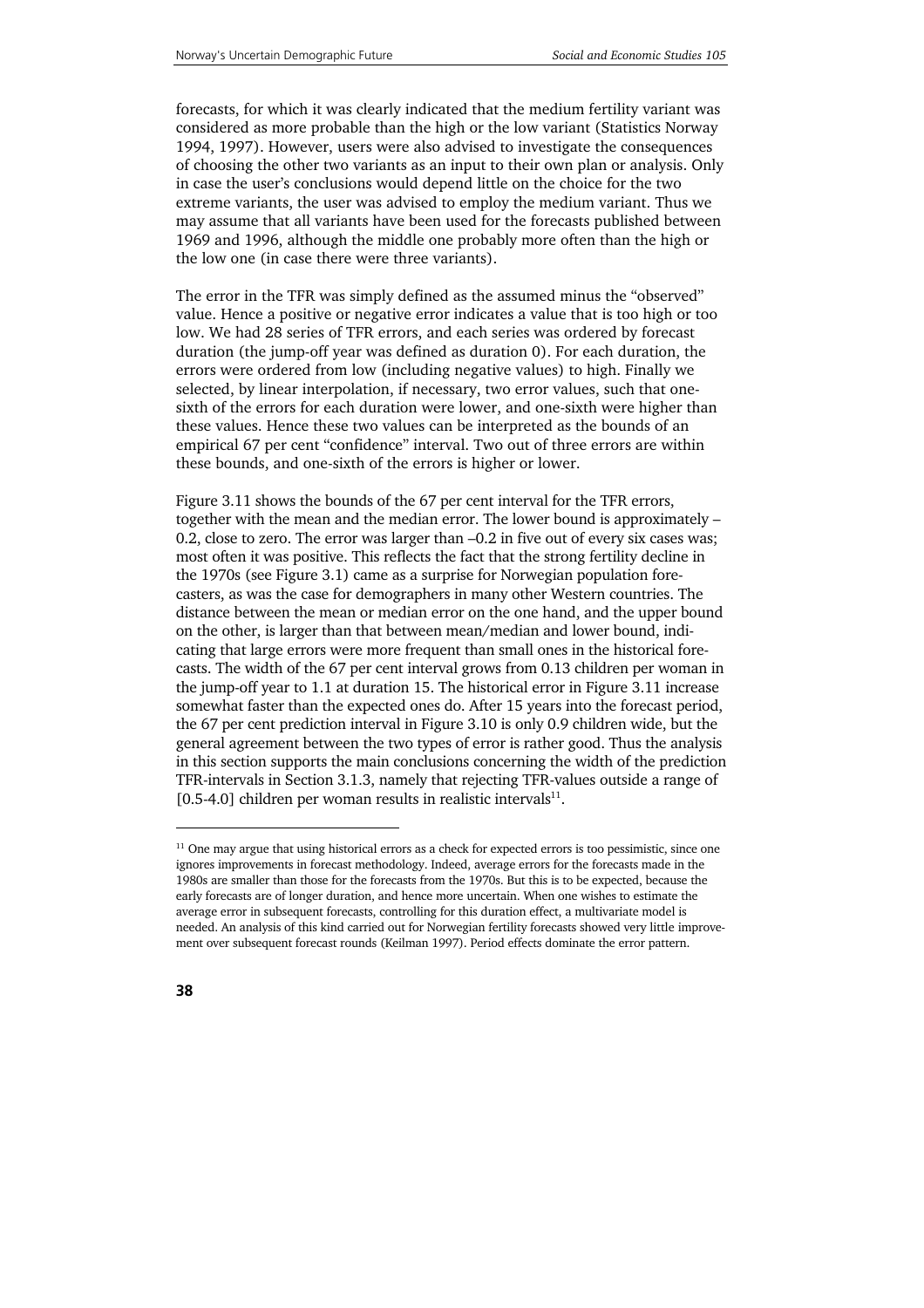forecasts, for which it was clearly indicated that the medium fertility variant was considered as more probable than the high or the low variant (Statistics Norway 1994, 1997). However, users were also advised to investigate the consequences of choosing the other two variants as an input to their own plan or analysis. Only in case the user's conclusions would depend little on the choice for the two extreme variants, the user was advised to employ the medium variant. Thus we may assume that all variants have been used for the forecasts published between 1969 and 1996, although the middle one probably more often than the high or the low one (in case there were three variants).

The error in the TFR was simply defined as the assumed minus the "observed" value. Hence a positive or negative error indicates a value that is too high or too low. We had 28 series of TFR errors, and each series was ordered by forecast duration (the jump-off year was defined as duration 0). For each duration, the errors were ordered from low (including negative values) to high. Finally we selected, by linear interpolation, if necessary, two error values, such that one-sixth of the errors for each duration were lower, and one-sixth were higher than these values. Hence these two values can be interpreted as the bounds of an empirical 67 per cent "confidence" interval. Two out of three errors are within these bounds, and one-sixth of the errors is higher or lower.

Figure 3.11 shows the bounds of the 67 per cent interval for the TFR errors, together with the mean and the median error. The lower bound is approximately –0.2, close to zero. The error was larger than –0.2 in five out of every six cases was; most often it was positive. This reflects the fact that the strong fertility decline in the 1970s (see Figure 3.1) came as a surprise for Norwegian population forecasters, as was the case for demographers in many other Western countries. The distance between the mean or median error on the one hand, and the upper bound on the other, is larger than that between mean/median and lower bound, indicating that large errors were more frequent than small ones in the historical forecasts. The width of the 67 per cent interval grows from 0.13 children per woman in the jump-off year to 1.1 at duration 15. The historical error in Figure 3.11 increase somewhat faster than the expected ones do. After 15 years into the forecast period, the 67 per cent prediction interval in Figure 3.10 is only 0.9 children wide, but the general agreement between the two types of error is rather good. Thus the analysis in this section supports the main conclusions concerning the width of the prediction TFR-intervals in Section 3.1.3, namely that rejecting TFR-values outside a range of [0.5-4.0] children per woman results in realistic intervals[11].

[11] One may argue that using historical errors as a check for expected errors is too pessimistic, since one ignores improvements in forecast methodology. Indeed, average errors for the forecasts made in the 1980s are smaller than those for the forecasts from the 1970s. But this is to be expected, because the early forecasts are of longer duration, and hence more uncertain. When one wishes to estimate the average error in subsequent forecasts, controlling for this duration effect, a multivariate model is needed. An analysis of this kind carried out for Norwegian fertility forecasts showed very little improvement over subsequent forecast rounds (Keilman 1997). Period effects dominate the error pattern.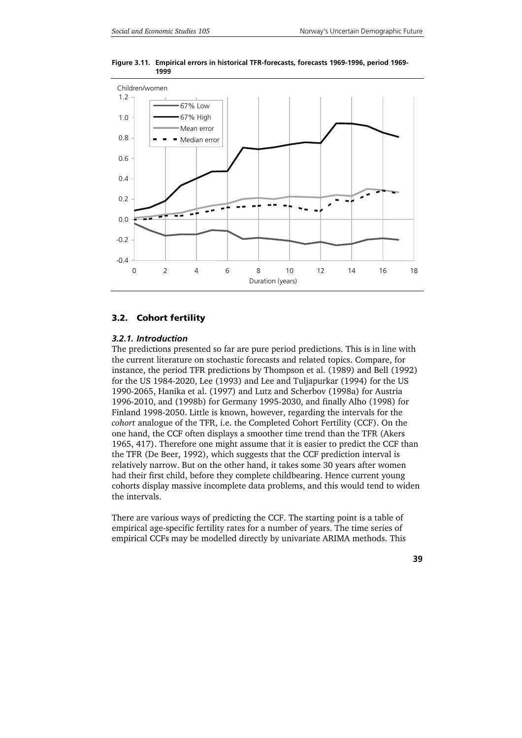**Figure 3.11. Empirical errors in historical TFR-forecasts, forecasts 1969-1996, period 1969-1999**

## 3.2. Cohort fertility

### 3.2.1. Introduction

The predictions presented so far are pure period predictions. This is in line with the current literature on stochastic forecasts and related topics. Compare, for instance, the period TFR predictions by Thompson et al. (1989) and Bell (1992) for the US 1984-2020, Lee (1993) and Lee and Tuljapurkar (1994) for the US 1990-2065, Hanika et al. (1997) and Lutz and Scherbov (1998a) for Austria 1996-2010, and (1998b) for Germany 1995-2030, and finally Alho (1998) for Finland 1998-2050. Little is known, however, regarding the intervals for the *cohort* analogue of the TFR, i.e. the Completed Cohort Fertility (CCF). On the one hand, the CCF often displays a smoother time trend than the TFR (Akers 1965, 417). Therefore one might assume that it is easier to predict the CCF than the TFR (De Beer, 1992), which suggests that the CCF prediction interval is relatively narrow. But on the other hand, it takes some 30 years after women had their first child, before they complete childbearing. Hence current young cohorts display massive incomplete data problems, and this would tend to widen the intervals.

There are various ways of predicting the CCF. The starting point is a table of empirical age-specific fertility rates for a number of years. The time series of empirical CCFs may be modelled directly by univariate ARIMA methods. This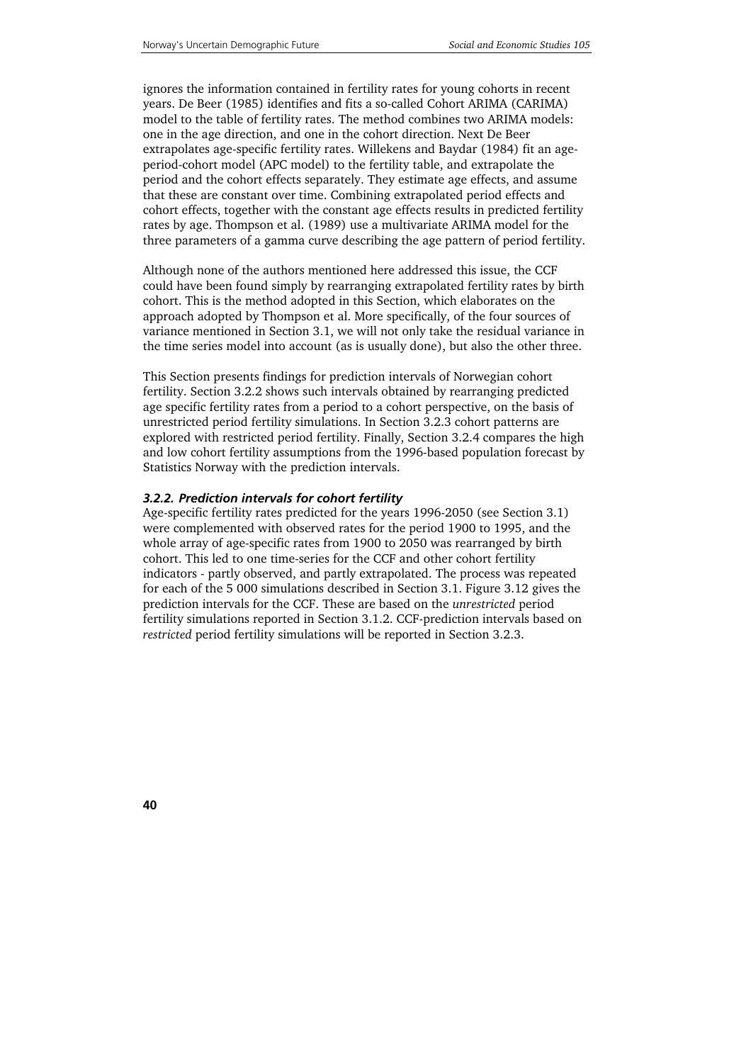ignores the information contained in fertility rates for young cohorts in recent years. De Beer (1985) identifies and fits a so-called Cohort ARIMA (CARIMA) model to the table of fertility rates. The method combines two ARIMA models: one in the age direction, and one in the cohort direction. Next De Beer extrapolates age-specific fertility rates. Willekens and Baydar (1984) fit an age-period-cohort model (APC model) to the fertility table, and extrapolate the period and the cohort effects separately. They estimate age effects, and assume that these are constant over time. Combining extrapolated period effects and cohort effects, together with the constant age effects results in predicted fertility rates by age. Thompson et al. (1989) use a multivariate ARIMA model for the three parameters of a gamma curve describing the age pattern of period fertility.

Although none of the authors mentioned here addressed this issue, the CCF could have been found simply by rearranging extrapolated fertility rates by birth cohort. This is the method adopted in this Section, which elaborates on the approach adopted by Thompson et al. More specifically, of the four sources of variance mentioned in Section 3.1, we will not only take the residual variance in the time series model into account (as is usually done), but also the other three.

This Section presents findings for prediction intervals of Norwegian cohort fertility. Section 3.2.2 shows such intervals obtained by rearranging predicted age specific fertility rates from a period to a cohort perspective, on the basis of unrestricted period fertility simulations. In Section 3.2.3 cohort patterns are explored with restricted period fertility. Finally, Section 3.2.4 compares the high and low cohort fertility assumptions from the 1996-based population forecast by Statistics Norway with the prediction intervals.

### *3.2.2. Prediction intervals for cohort fertility*

Age-specific fertility rates predicted for the years 1996-2050 (see Section 3.1) were complemented with observed rates for the period 1900 to 1995, and the whole array of age-specific rates from 1900 to 2050 was rearranged by birth cohort. This led to one time-series for the CCF and other cohort fertility indicators - partly observed, and partly extrapolated. The process was repeated for each of the 5 000 simulations described in Section 3.1. Figure 3.12 gives the prediction intervals for the CCF. These are based on the *unrestricted* period fertility simulations reported in Section 3.1.2. CCF-prediction intervals based on *restricted* period fertility simulations will be reported in Section 3.2.3.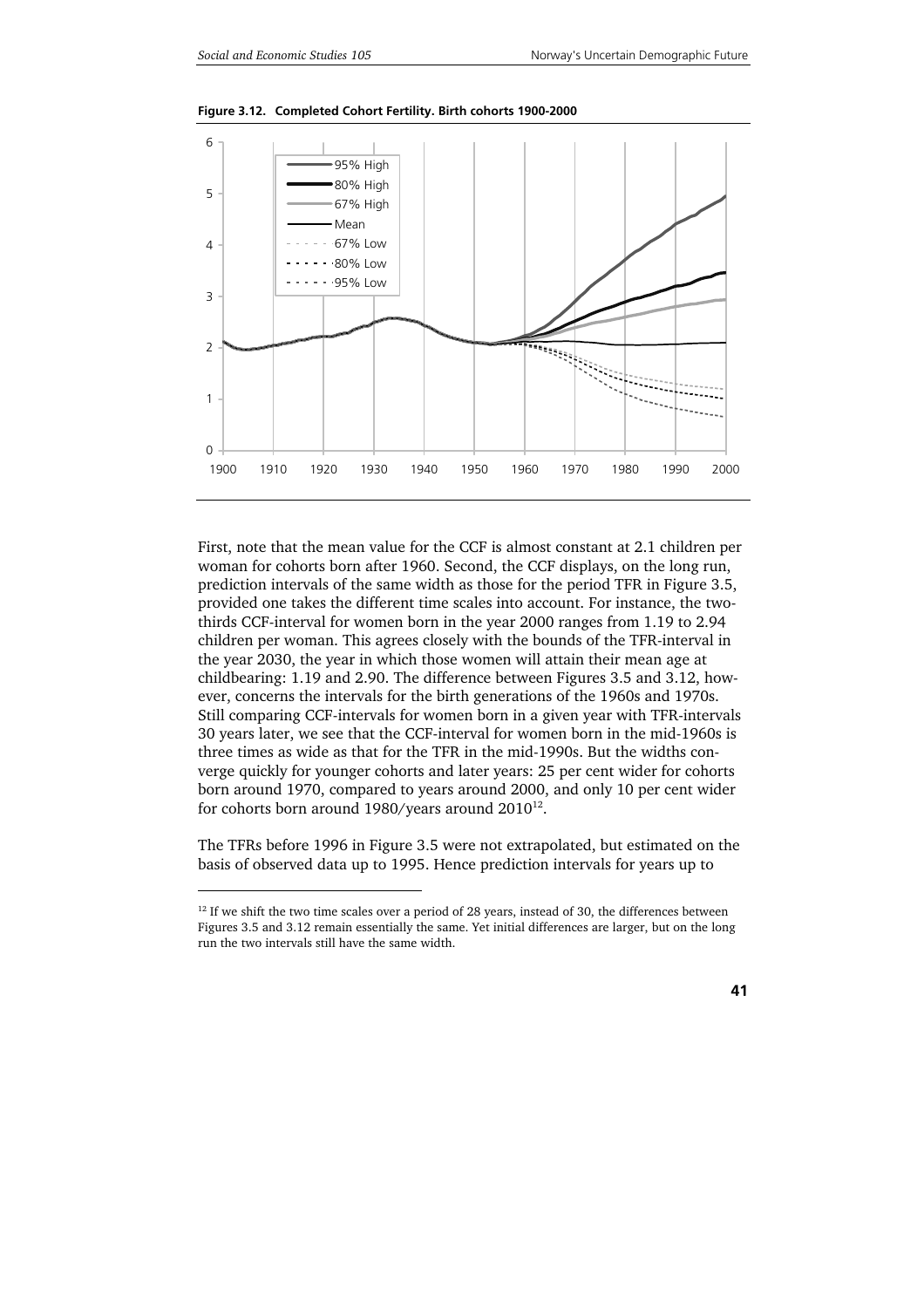**Figure 3.12. Completed Cohort Fertility. Birth cohorts 1900-2000**

First, note that the mean value for the CCF is almost constant at 2.1 children per woman for cohorts born after 1960. Second, the CCF displays, on the long run, prediction intervals of the same width as those for the period TFR in Figure 3.5, provided one takes the different time scales into account. For instance, the two-thirds CCF-interval for women born in the year 2000 ranges from 1.19 to 2.94 children per woman. This agrees closely with the bounds of the TFR-interval in the year 2030, the year in which those women will attain their mean age at childbearing: 1.19 and 2.90. The difference between Figures 3.5 and 3.12, however, concerns the intervals for the birth generations of the 1960s and 1970s. Still comparing CCF-intervals for women born in a given year with TFR-intervals 30 years later, we see that the CCF-interval for women born in the mid-1960s is three times as wide as that for the TFR in the mid-1990s. But the widths converge quickly for younger cohorts and later years: 25 per cent wider for cohorts born around 1970, compared to years around 2000, and only 10 per cent wider for cohorts born around 1980/years around 2010[12].

The TFRs before 1996 in Figure 3.5 were not extrapolated, but estimated on the basis of observed data up to 1995. Hence prediction intervals for years up to

[12] If we shift the two time scales over a period of 28 years, instead of 30, the differences between Figures 3.5 and 3.12 remain essentially the same. Yet initial differences are larger, but on the long run the two intervals still have the same width.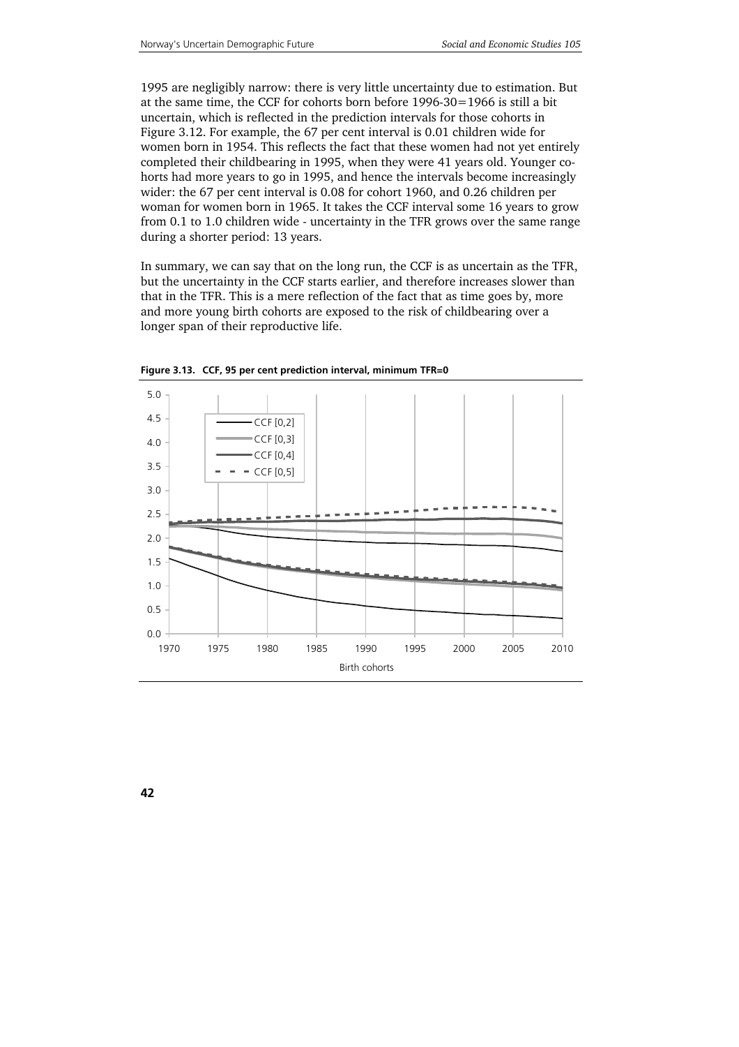1995 are negligibly narrow: there is very little uncertainty due to estimation. But at the same time, the CCF for cohorts born before 1996-30=1966 is still a bit uncertain, which is reflected in the prediction intervals for those cohorts in Figure 3.12. For example, the 67 per cent interval is 0.01 children wide for women born in 1954. This reflects the fact that these women had not yet entirely completed their childbearing in 1995, when they were 41 years old. Younger cohorts had more years to go in 1995, and hence the intervals become increasingly wider: the 67 per cent interval is 0.08 for cohort 1960, and 0.26 children per woman for women born in 1965. It takes the CCF interval some 16 years to grow from 0.1 to 1.0 children wide - uncertainty in the TFR grows over the same range during a shorter period: 13 years.

In summary, we can say that on the long run, the CCF is as uncertain as the TFR, but the uncertainty in the CCF starts earlier, and therefore increases slower than that in the TFR. This is a mere reflection of the fact that as time goes by, more and more young birth cohorts are exposed to the risk of childbearing over a longer span of their reproductive life.

**Figure 3.13. CCF, 95 per cent prediction interval, minimum TFR=0**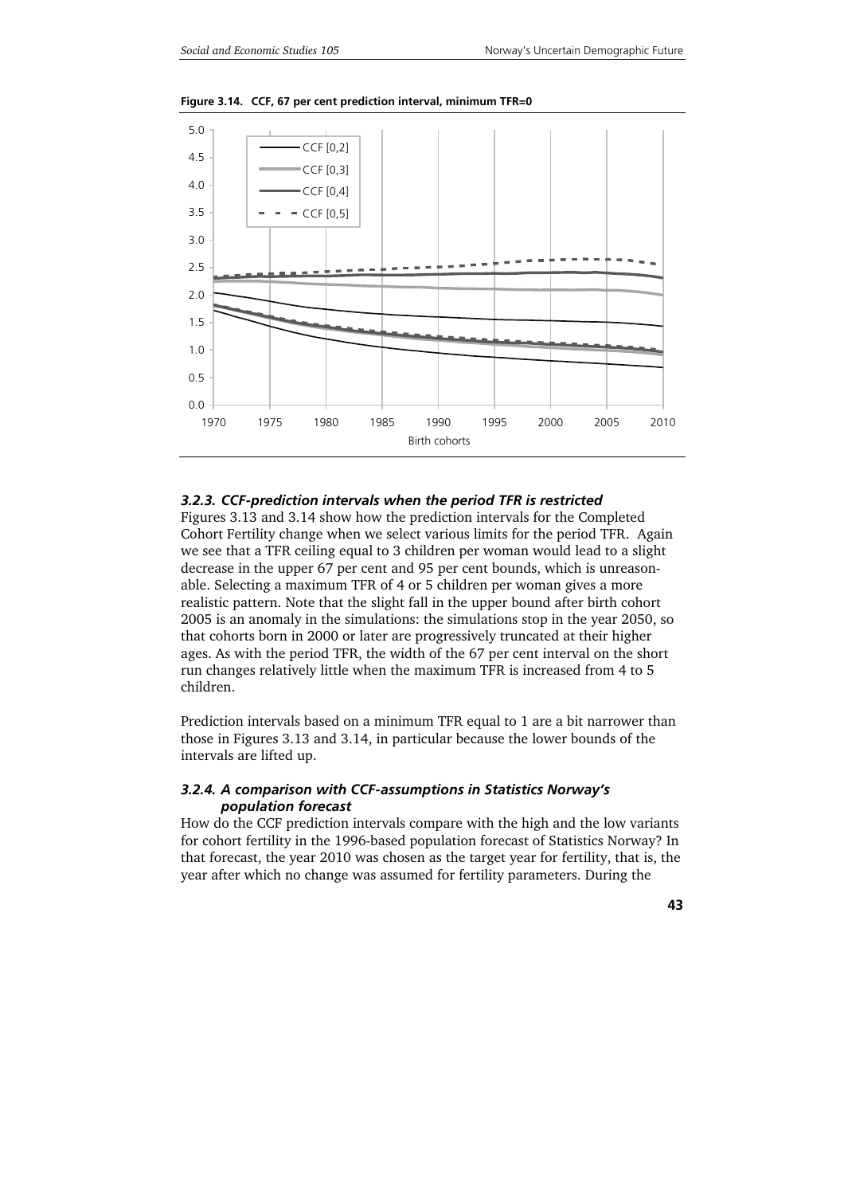**Figure 3.14. CCF, 67 per cent prediction interval, minimum TFR=0**

### *3.2.3. CCF-prediction intervals when the period TFR is restricted*

Figures 3.13 and 3.14 show how the prediction intervals for the Completed Cohort Fertility change when we select various limits for the period TFR. Again we see that a TFR ceiling equal to 3 children per woman would lead to a slight decrease in the upper 67 per cent and 95 per cent bounds, which is unreasonable. Selecting a maximum TFR of 4 or 5 children per woman gives a more realistic pattern. Note that the slight fall in the upper bound after birth cohort 2005 is an anomaly in the simulations: the simulations stop in the year 2050, so that cohorts born in 2000 or later are progressively truncated at their higher ages. As with the period TFR, the width of the 67 per cent interval on the short run changes relatively little when the maximum TFR is increased from 4 to 5 children.

Prediction intervals based on a minimum TFR equal to 1 are a bit narrower than those in Figures 3.13 and 3.14, in particular because the lower bounds of the intervals are lifted up.

### *3.2.4. A comparison with CCF-assumptions in Statistics Norway's population forecast*

How do the CCF prediction intervals compare with the high and the low variants for cohort fertility in the 1996-based population forecast of Statistics Norway? In that forecast, the year 2010 was chosen as the target year for fertility, that is, the year after which no change was assumed for fertility parameters. During the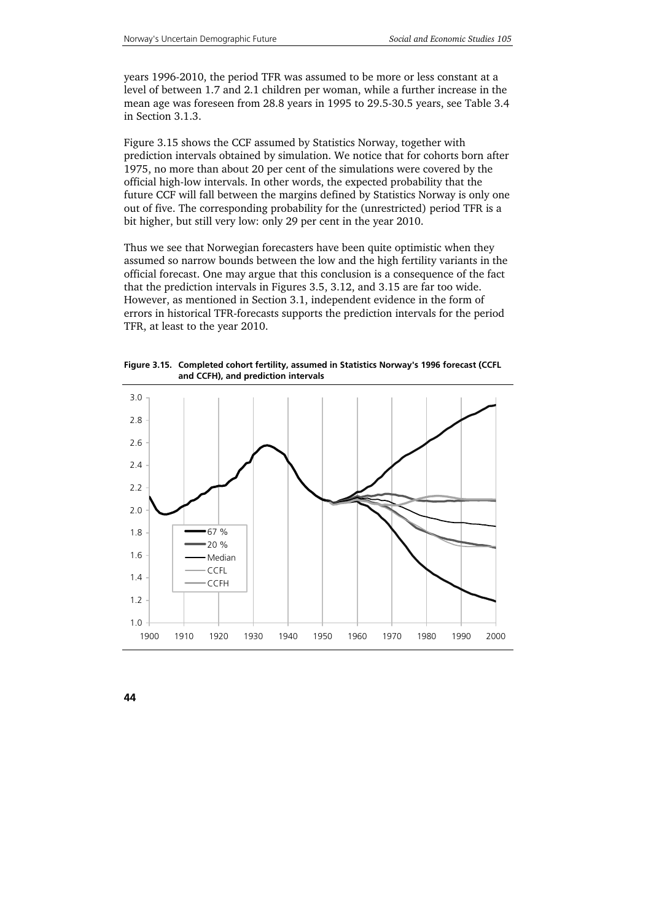years 1996-2010, the period TFR was assumed to be more or less constant at a level of between 1.7 and 2.1 children per woman, while a further increase in the mean age was foreseen from 28.8 years in 1995 to 29.5-30.5 years, see Table 3.4 in Section 3.1.3.

Figure 3.15 shows the CCF assumed by Statistics Norway, together with prediction intervals obtained by simulation. We notice that for cohorts born after 1975, no more than about 20 per cent of the simulations were covered by the official high-low intervals. In other words, the expected probability that the future CCF will fall between the margins defined by Statistics Norway is only one out of five. The corresponding probability for the (unrestricted) period TFR is a bit higher, but still very low: only 29 per cent in the year 2010.

Thus we see that Norwegian forecasters have been quite optimistic when they assumed so narrow bounds between the low and the high fertility variants in the official forecast. One may argue that this conclusion is a consequence of the fact that the prediction intervals in Figures 3.5, 3.12, and 3.15 are far too wide. However, as mentioned in Section 3.1, independent evidence in the form of errors in historical TFR-forecasts supports the prediction intervals for the period TFR, at least to the year 2010.

**Figure 3.15. Completed cohort fertility, assumed in Statistics Norway's 1996 forecast (CCFL and CCFH), and prediction intervals**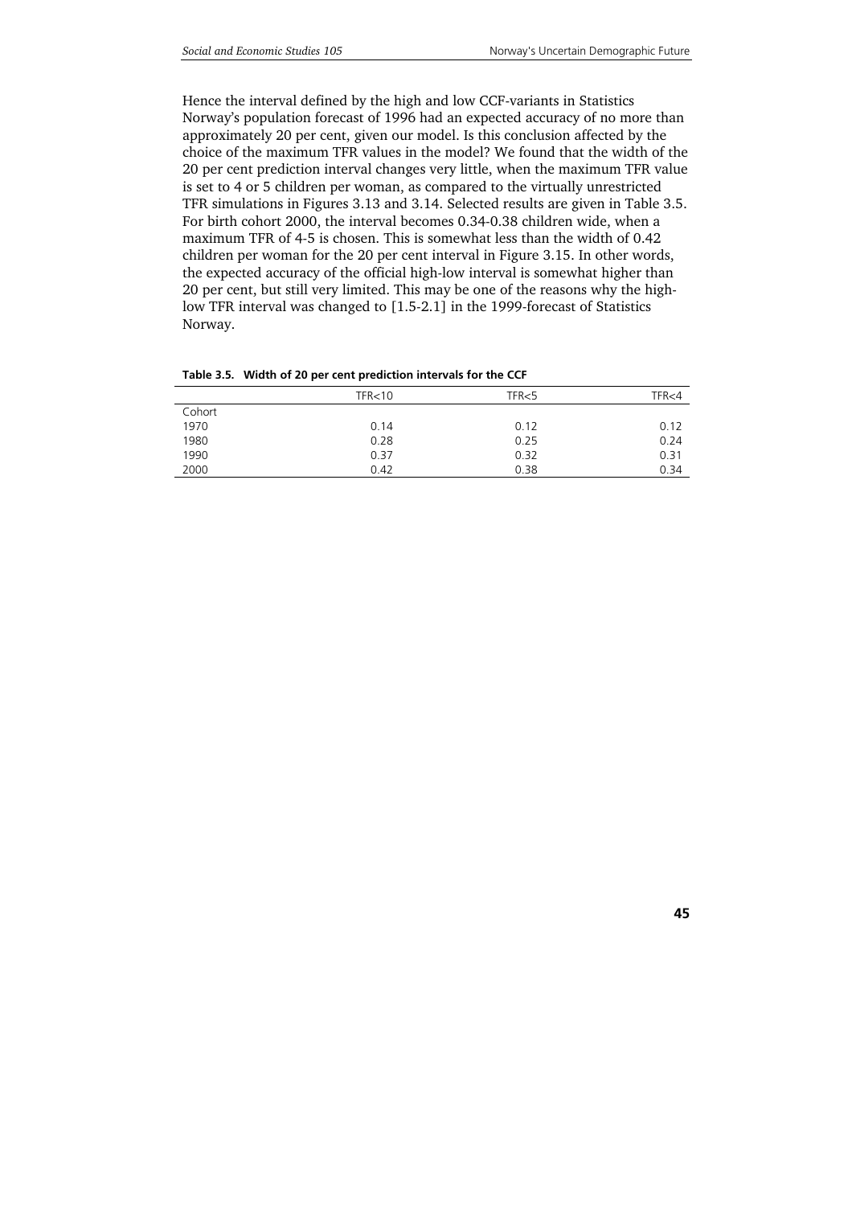Hence the interval defined by the high and low CCF-variants in Statistics Norway's population forecast of 1996 had an expected accuracy of no more than approximately 20 per cent, given our model. Is this conclusion affected by the choice of the maximum TFR values in the model? We found that the width of the 20 per cent prediction interval changes very little, when the maximum TFR value is set to 4 or 5 children per woman, as compared to the virtually unrestricted TFR simulations in Figures 3.13 and 3.14. Selected results are given in Table 3.5. For birth cohort 2000, the interval becomes 0.34-0.38 children wide, when a maximum TFR of 4-5 is chosen. This is somewhat less than the width of 0.42 children per woman for the 20 per cent interval in Figure 3.15. In other words, the expected accuracy of the official high-low interval is somewhat higher than 20 per cent, but still very limited. This may be one of the reasons why the high-low TFR interval was changed to [1.5-2.1] in the 1999-forecast of Statistics Norway.

**Table 3.5. Width of 20 per cent prediction intervals for the CCF**

| | TFR<10 | TFR<5 | TFR<4 |
|---|---|---|---|
| Cohort | | | |
| 1970 | 0.14 | 0.12 | 0.12 |
| 1980 | 0.28 | 0.25 | 0.24 |
| 1990 | 0.37 | 0.32 | 0.31 |
| 2000 | 0.42 | 0.38 | 0.34 |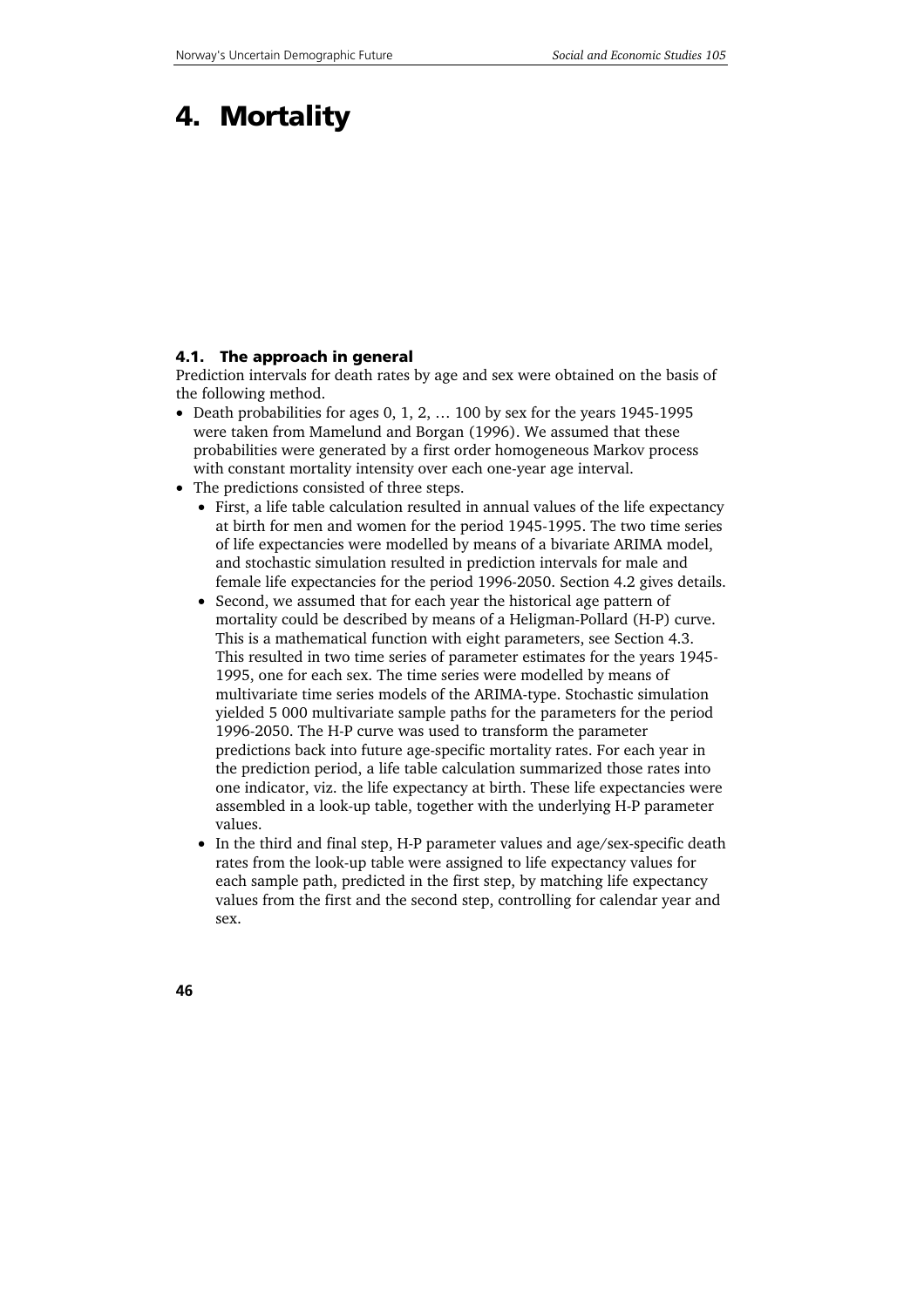# 4. Mortality

### 4.1. The approach in general

Prediction intervals for death rates by age and sex were obtained on the basis of the following method.

- Death probabilities for ages 0, 1, 2, … 100 by sex for the years 1945-1995 were taken from Mamelund and Borgan (1996). We assumed that these probabilities were generated by a first order homogeneous Markov process with constant mortality intensity over each one-year age interval.
- The predictions consisted of three steps.
  - First, a life table calculation resulted in annual values of the life expectancy at birth for men and women for the period 1945-1995. The two time series of life expectancies were modelled by means of a bivariate ARIMA model, and stochastic simulation resulted in prediction intervals for male and female life expectancies for the period 1996-2050. Section 4.2 gives details.
  - Second, we assumed that for each year the historical age pattern of mortality could be described by means of a Heligman-Pollard (H-P) curve. This is a mathematical function with eight parameters, see Section 4.3. This resulted in two time series of parameter estimates for the years 1945-1995, one for each sex. The time series were modelled by means of multivariate time series models of the ARIMA-type. Stochastic simulation yielded 5 000 multivariate sample paths for the parameters for the period 1996-2050. The H-P curve was used to transform the parameter predictions back into future age-specific mortality rates. For each year in the prediction period, a life table calculation summarized those rates into one indicator, viz. the life expectancy at birth. These life expectancies were assembled in a look-up table, together with the underlying H-P parameter values.
  - In the third and final step, H-P parameter values and age/sex-specific death rates from the look-up table were assigned to life expectancy values for each sample path, predicted in the first step, by matching life expectancy values from the first and the second step, controlling for calendar year and sex.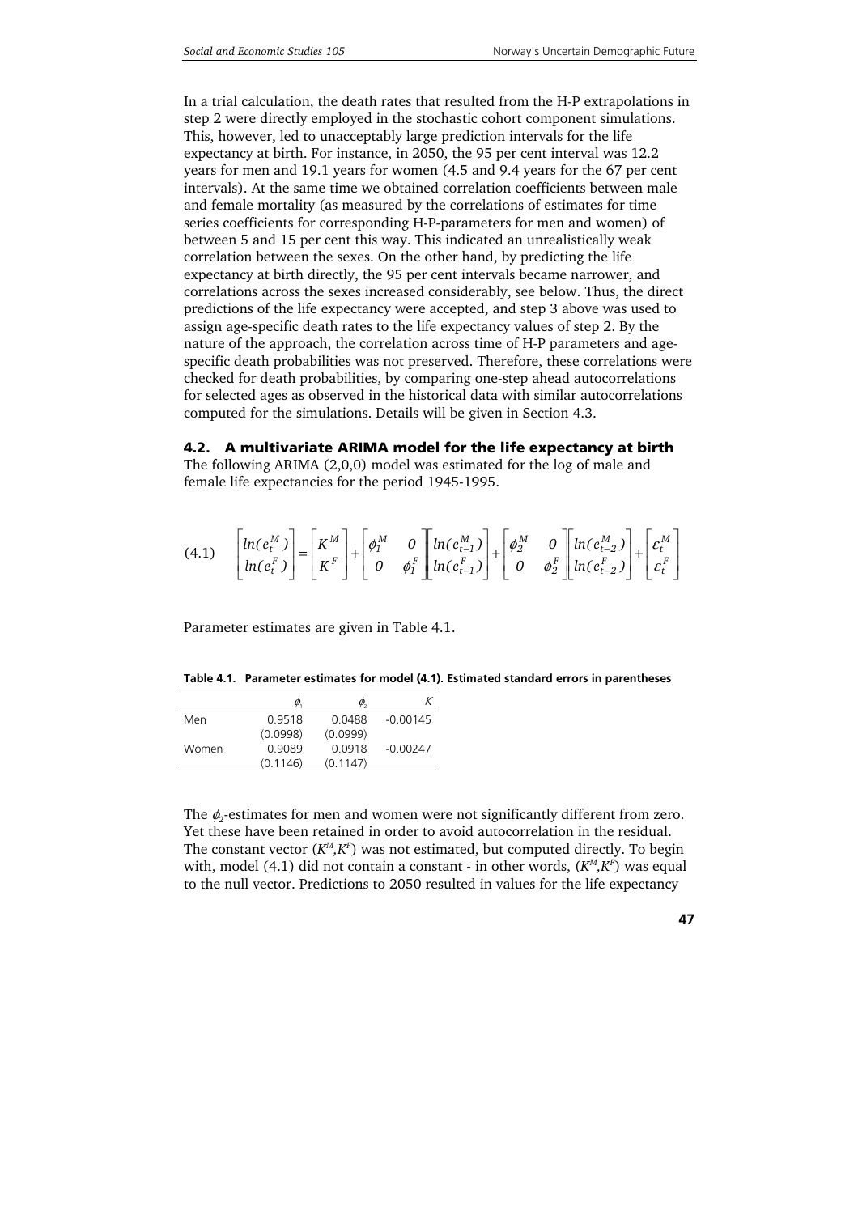In a trial calculation, the death rates that resulted from the H-P extrapolations in step 2 were directly employed in the stochastic cohort component simulations. This, however, led to unacceptably large prediction intervals for the life expectancy at birth. For instance, in 2050, the 95 per cent interval was 12.2 years for men and 19.1 years for women (4.5 and 9.4 years for the 67 per cent intervals). At the same time we obtained correlation coefficients between male and female mortality (as measured by the correlations of estimates for time series coefficients for corresponding H-P-parameters for men and women) of between 5 and 15 per cent this way. This indicated an unrealistically weak correlation between the sexes. On the other hand, by predicting the life expectancy at birth directly, the 95 per cent intervals became narrower, and correlations across the sexes increased considerably, see below. Thus, the direct predictions of the life expectancy were accepted, and step 3 above was used to assign age-specific death rates to the life expectancy values of step 2. By the nature of the approach, the correlation across time of H-P parameters and age-specific death probabilities was not preserved. Therefore, these correlations were checked for death probabilities, by comparing one-step ahead autocorrelations for selected ages as observed in the historical data with similar autocorrelations computed for the simulations. Details will be given in Section 4.3.

## 4.2. A multivariate ARIMA model for the life expectancy at birth

The following ARIMA (2,0,0) model was estimated for the log of male and female life expectancies for the period 1945-1995.

$$(4.1) \qquad \begin{bmatrix} ln(e_t^M) \\ ln(e_t^F) \end{bmatrix} = \begin{bmatrix} K^M \\ K^F \end{bmatrix} + \begin{bmatrix} \phi_1^M & 0 \\ 0 & \phi_1^F \end{bmatrix} \begin{bmatrix} ln(e_{t-1}^M) \\ ln(e_{t-1}^F) \end{bmatrix} + \begin{bmatrix} \phi_2^M & 0 \\ 0 & \phi_2^F \end{bmatrix} \begin{bmatrix} ln(e_{t-2}^M) \\ ln(e_{t-2}^F) \end{bmatrix} + \begin{bmatrix} \varepsilon_t^M \\ \varepsilon_t^F \end{bmatrix}$$

Parameter estimates are given in Table 4.1.

**Table 4.1. Parameter estimates for model (4.1). Estimated standard errors in parentheses**

| | $\phi_1$ | $\phi_2$ | $K$ |
|---|---|---|---|
| Men | 0.9518 | 0.0488 | -0.00145 |
| | (0.0998) | (0.0999) | |
| Women | 0.9089 | 0.0918 | -0.00247 |
| | (0.1146) | (0.1147) | |

The $\phi_2$-estimates for men and women were not significantly different from zero. Yet these have been retained in order to avoid autocorrelation in the residual. The constant vector $(K^M,K^F)$ was not estimated, but computed directly. To begin with, model (4.1) did not contain a constant - in other words, $(K^M,K^F)$ was equal to the null vector. Predictions to 2050 resulted in values for the life expectancy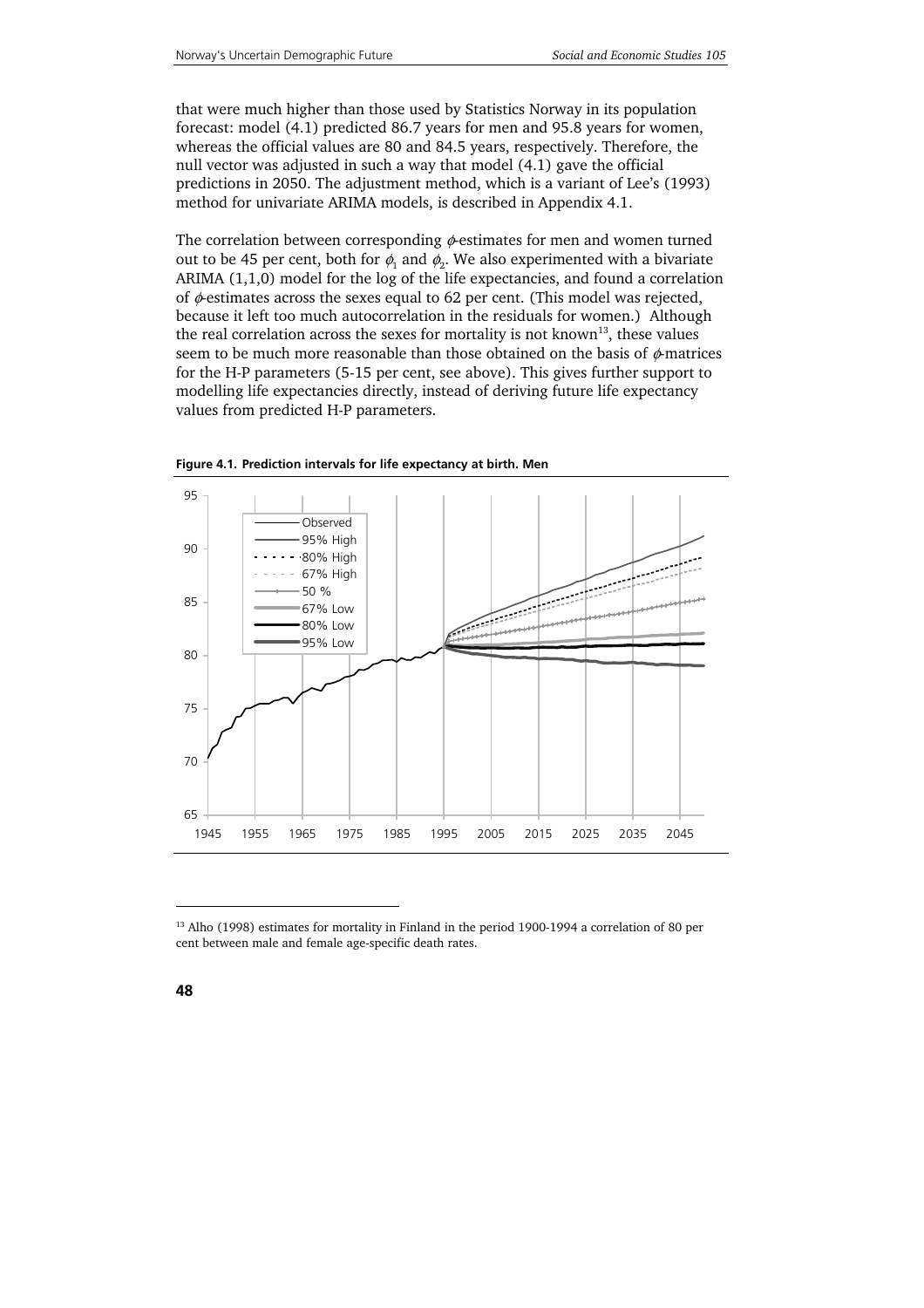that were much higher than those used by Statistics Norway in its population forecast: model (4.1) predicted 86.7 years for men and 95.8 years for women, whereas the official values are 80 and 84.5 years, respectively. Therefore, the null vector was adjusted in such a way that model (4.1) gave the official predictions in 2050. The adjustment method, which is a variant of Lee's (1993) method for univariate ARIMA models, is described in Appendix 4.1.

The correlation between corresponding $\phi$-estimates for men and women turned out to be 45 per cent, both for $\phi_1$ and $\phi_2$. We also experimented with a bivariate ARIMA (1,1,0) model for the log of the life expectancies, and found a correlation of $\phi$-estimates across the sexes equal to 62 per cent. (This model was rejected, because it left too much autocorrelation in the residuals for women.) Although the real correlation across the sexes for mortality is not known[13], these values seem to be much more reasonable than those obtained on the basis of $\phi$-matrices for the H-P parameters (5-15 per cent, see above). This gives further support to modelling life expectancies directly, instead of deriving future life expectancy values from predicted H-P parameters.

**Figure 4.1. Prediction intervals for life expectancy at birth. Men**

[13] Alho (1998) estimates for mortality in Finland in the period 1900-1994 a correlation of 80 per cent between male and female age-specific death rates.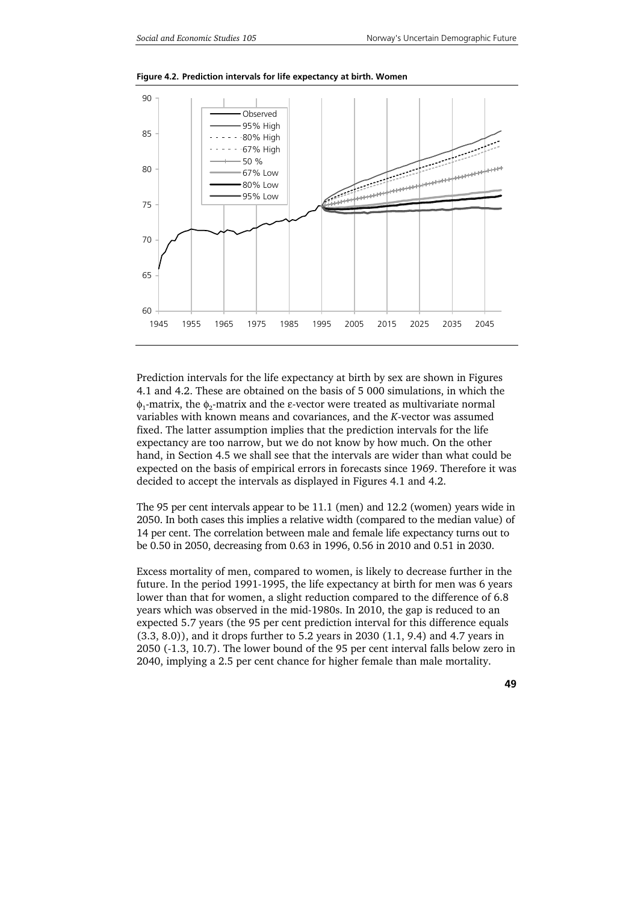**Figure 4.2. Prediction intervals for life expectancy at birth. Women**

Prediction intervals for the life expectancy at birth by sex are shown in Figures 4.1 and 4.2. These are obtained on the basis of 5 000 simulations, in which the $\phi_1$-matrix, the $\phi_2$-matrix and the ε-vector were treated as multivariate normal variables with known means and covariances, and the *K*-vector was assumed fixed. The latter assumption implies that the prediction intervals for the life expectancy are too narrow, but we do not know by how much. On the other hand, in Section 4.5 we shall see that the intervals are wider than what could be expected on the basis of empirical errors in forecasts since 1969. Therefore it was decided to accept the intervals as displayed in Figures 4.1 and 4.2.

The 95 per cent intervals appear to be 11.1 (men) and 12.2 (women) years wide in 2050. In both cases this implies a relative width (compared to the median value) of 14 per cent. The correlation between male and female life expectancy turns out to be 0.50 in 2050, decreasing from 0.63 in 1996, 0.56 in 2010 and 0.51 in 2030.

Excess mortality of men, compared to women, is likely to decrease further in the future. In the period 1991-1995, the life expectancy at birth for men was 6 years lower than that for women, a slight reduction compared to the difference of 6.8 years which was observed in the mid-1980s. In 2010, the gap is reduced to an expected 5.7 years (the 95 per cent prediction interval for this difference equals (3.3, 8.0)), and it drops further to 5.2 years in 2030 (1.1, 9.4) and 4.7 years in 2050 (-1.3, 10.7). The lower bound of the 95 per cent interval falls below zero in 2040, implying a 2.5 per cent chance for higher female than male mortality.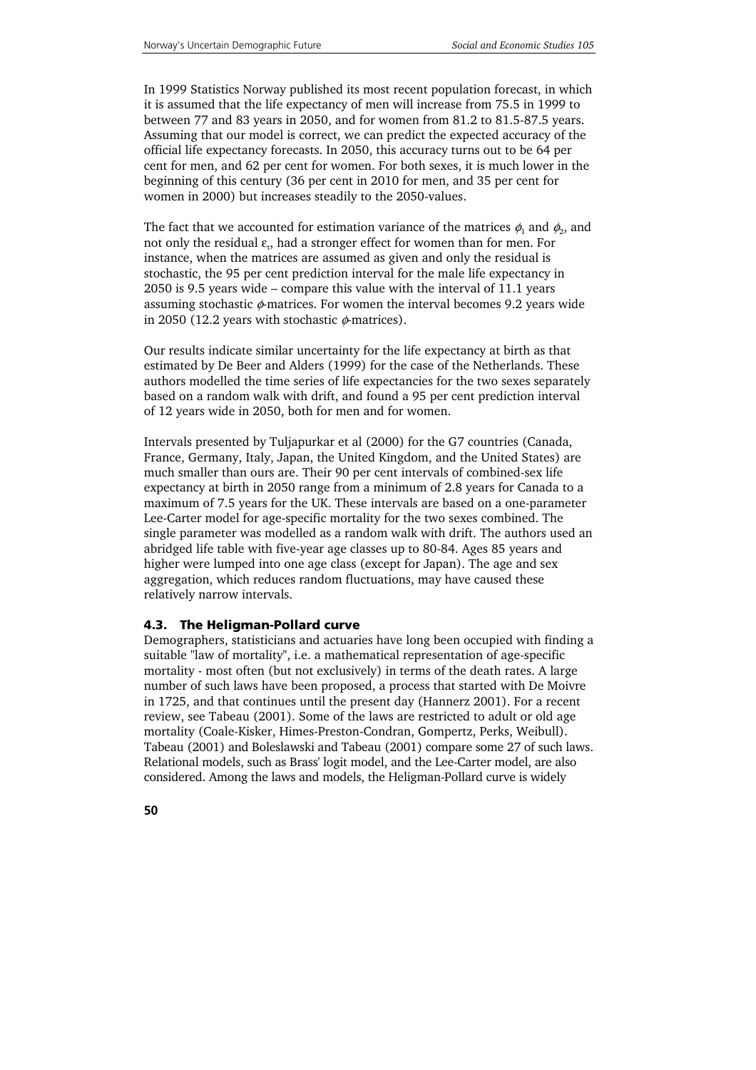In 1999 Statistics Norway published its most recent population forecast, in which it is assumed that the life expectancy of men will increase from 75.5 in 1999 to between 77 and 83 years in 2050, and for women from 81.2 to 81.5-87.5 years. Assuming that our model is correct, we can predict the expected accuracy of the official life expectancy forecasts. In 2050, this accuracy turns out to be 64 per cent for men, and 62 per cent for women. For both sexes, it is much lower in the beginning of this century (36 per cent in 2010 for men, and 35 per cent for women in 2000) but increases steadily to the 2050-values.

The fact that we accounted for estimation variance of the matrices $\phi_1$ and $\phi_2$, and not only the residual $\varepsilon_t$, had a stronger effect for women than for men. For instance, when the matrices are assumed as given and only the residual is stochastic, the 95 per cent prediction interval for the male life expectancy in 2050 is 9.5 years wide – compare this value with the interval of 11.1 years assuming stochastic $\phi$-matrices. For women the interval becomes 9.2 years wide in 2050 (12.2 years with stochastic $\phi$-matrices).

Our results indicate similar uncertainty for the life expectancy at birth as that estimated by De Beer and Alders (1999) for the case of the Netherlands. These authors modelled the time series of life expectancies for the two sexes separately based on a random walk with drift, and found a 95 per cent prediction interval of 12 years wide in 2050, both for men and for women.

Intervals presented by Tuljapurkar et al (2000) for the G7 countries (Canada, France, Germany, Italy, Japan, the United Kingdom, and the United States) are much smaller than ours are. Their 90 per cent intervals of combined-sex life expectancy at birth in 2050 range from a minimum of 2.8 years for Canada to a maximum of 7.5 years for the UK. These intervals are based on a one-parameter Lee-Carter model for age-specific mortality for the two sexes combined. The single parameter was modelled as a random walk with drift. The authors used an abridged life table with five-year age classes up to 80-84. Ages 85 years and higher were lumped into one age class (except for Japan). The age and sex aggregation, which reduces random fluctuations, may have caused these relatively narrow intervals.

### 4.3. The Heligman-Pollard curve

Demographers, statisticians and actuaries have long been occupied with finding a suitable "law of mortality", i.e. a mathematical representation of age-specific mortality - most often (but not exclusively) in terms of the death rates. A large number of such laws have been proposed, a process that started with De Moivre in 1725, and that continues until the present day (Hannerz 2001). For a recent review, see Tabeau (2001). Some of the laws are restricted to adult or old age mortality (Coale-Kisker, Himes-Preston-Condran, Gompertz, Perks, Weibull). Tabeau (2001) and Boleslawski and Tabeau (2001) compare some 27 of such laws. Relational models, such as Brass' logit model, and the Lee-Carter model, are also considered. Among the laws and models, the Heligman-Pollard curve is widely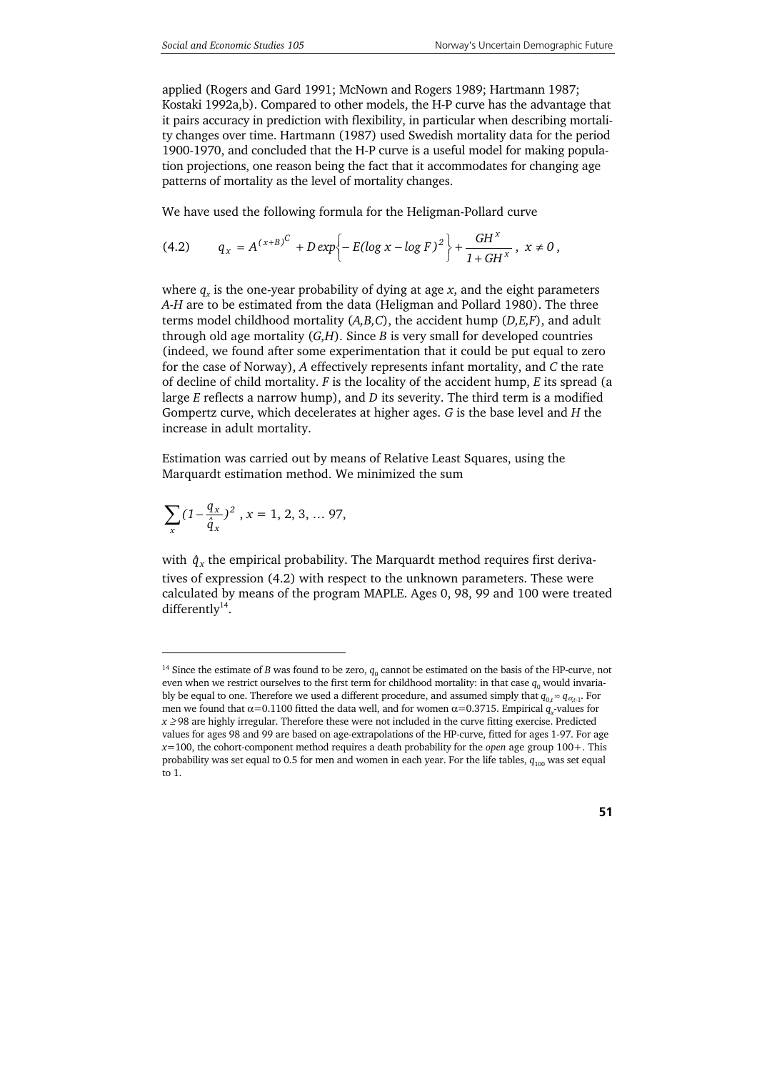applied (Rogers and Gard 1991; McNown and Rogers 1989; Hartmann 1987; Kostaki 1992a,b). Compared to other models, the H-P curve has the advantage that it pairs accuracy in prediction with flexibility, in particular when describing mortality changes over time. Hartmann (1987) used Swedish mortality data for the period 1900-1970, and concluded that the H-P curve is a useful model for making population projections, one reason being the fact that it accommodates for changing age patterns of mortality as the level of mortality changes.

We have used the following formula for the Heligman-Pollard curve

$$(4.2) \qquad q_x = A^{(x+B)^C} + D\exp\left\{-E(\log x - \log F)^2\right\} + \frac{GH^x}{1+GH^x}, \; x \neq 0,$$

where $q_x$ is the one-year probability of dying at age $x$, and the eight parameters *A-H* are to be estimated from the data (Heligman and Pollard 1980). The three terms model childhood mortality (*A,B,C*), the accident hump (*D,E,F*), and adult through old age mortality (*G,H*). Since *B* is very small for developed countries (indeed, we found after some experimentation that it could be put equal to zero for the case of Norway), *A* effectively represents infant mortality, and *C* the rate of decline of child mortality. *F* is the locality of the accident hump, *E* its spread (a large *E* reflects a narrow hump), and *D* its severity. The third term is a modified Gompertz curve, which decelerates at higher ages. *G* is the base level and *H* the increase in adult mortality.

Estimation was carried out by means of Relative Least Squares, using the Marquardt estimation method. We minimized the sum

$$\sum_x \left(1 - \frac{q_x}{\hat{q}_x}\right)^2, \; x = 1, 2, 3, \ldots 97,$$

with $\hat{q}_x$ the empirical probability. The Marquardt method requires first derivatives of expression (4.2) with respect to the unknown parameters. These were calculated by means of the program MAPLE. Ages 0, 98, 99 and 100 were treated differently[14].

---

[14] Since the estimate of *B* was found to be zero, $q_0$ cannot be estimated on the basis of the HP-curve, not even when we restrict ourselves to the first term for childhood mortality: in that case $q_0$ would invariably be equal to one. Therefore we used a different procedure, and assumed simply that $q_{0,t} \approx q_{\alpha_{t-1}}$. For men we found that $\alpha$=0.1100 fitted the data well, and for women $\alpha$=0.3715. Empirical $q_x$-values for $x \geq 98$ are highly irregular. Therefore these were not included in the curve fitting exercise. Predicted values for ages 98 and 99 are based on age-extrapolations of the HP-curve, fitted for ages 1-97. For age $x$=100, the cohort-component method requires a death probability for the *open* age group 100+. This probability was set equal to 0.5 for men and women in each year. For the life tables, $q_{100}$ was set equal to 1.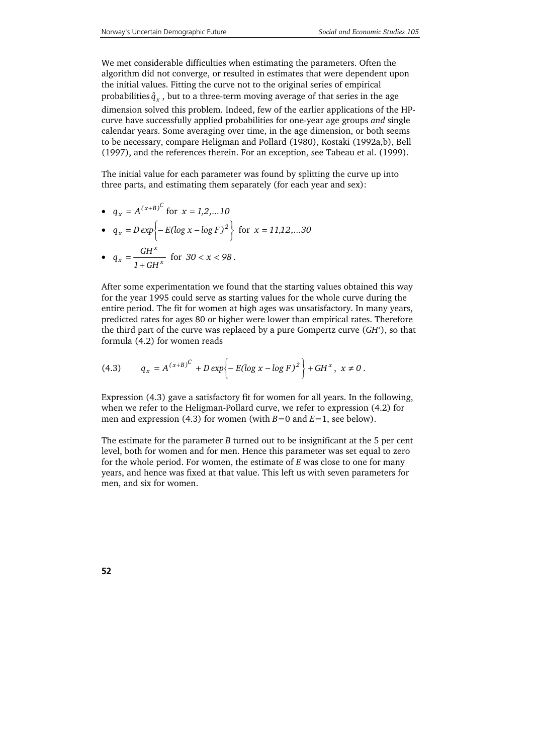We met considerable difficulties when estimating the parameters. Often the algorithm did not converge, or resulted in estimates that were dependent upon the initial values. Fitting the curve not to the original series of empirical probabilities $\hat{q}_x$, but to a three-term moving average of that series in the age dimension solved this problem. Indeed, few of the earlier applications of the HP-curve have successfully applied probabilities for one-year age groups *and* single calendar years. Some averaging over time, in the age dimension, or both seems to be necessary, compare Heligman and Pollard (1980), Kostaki (1992a,b), Bell (1997), and the references therein. For an exception, see Tabeau et al. (1999).

The initial value for each parameter was found by splitting the curve up into three parts, and estimating them separately (for each year and sex):

- $q_x = A^{(x+B)^C}$ for $x = 1,2,...10$
- $q_x = D\exp\left\{-E(\log x - \log F)^2\right\}$ for $x = 11,12,...30$
- $q_x = \dfrac{GH^x}{1+GH^x}$ for $30 < x < 98$.

After some experimentation we found that the starting values obtained this way for the year 1995 could serve as starting values for the whole curve during the entire period. The fit for women at high ages was unsatisfactory. In many years, predicted rates for ages 80 or higher were lower than empirical rates. Therefore the third part of the curve was replaced by a pure Gompertz curve ($GH^x$), so that formula (4.2) for women reads

$$(4.3) \qquad q_x = A^{(x+B)^C} + D\exp\left\{-E(\log x - \log F)^2\right\} + GH^x, \; x \neq 0 .$$

Expression (4.3) gave a satisfactory fit for women for all years. In the following, when we refer to the Heligman-Pollard curve, we refer to expression (4.2) for men and expression (4.3) for women (with $B=0$ and $E=1$, see below).

The estimate for the parameter $B$ turned out to be insignificant at the 5 per cent level, both for women and for men. Hence this parameter was set equal to zero for the whole period. For women, the estimate of $E$ was close to one for many years, and hence was fixed at that value. This left us with seven parameters for men, and six for women.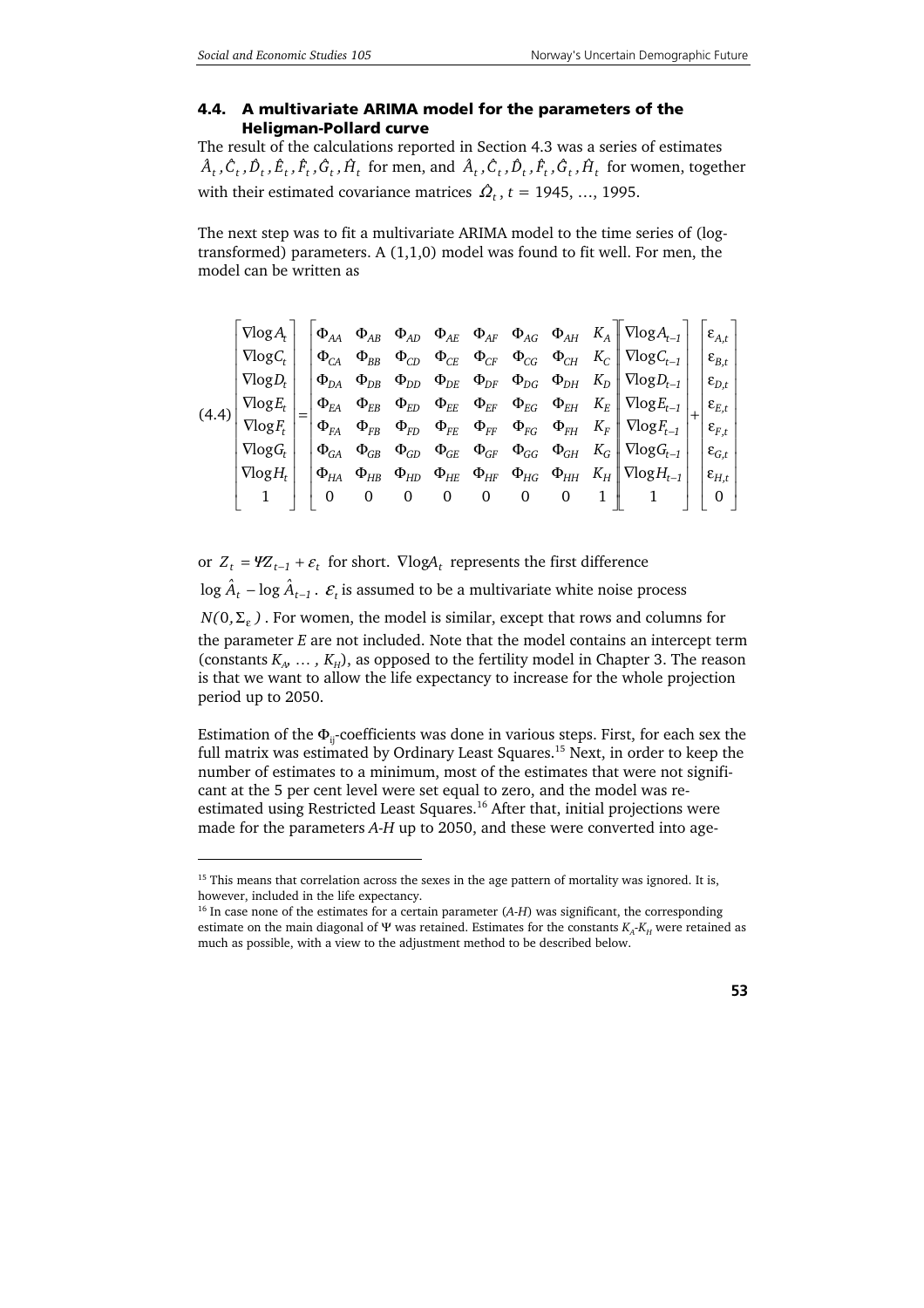## 4.4. A multivariate ARIMA model for the parameters of the Heligman-Pollard curve

The result of the calculations reported in Section 4.3 was a series of estimates $\hat{A}_t, \hat{C}_t, \hat{D}_t, \hat{E}_t, \hat{F}_t, \hat{G}_t, \hat{H}_t$ for men, and $\hat{A}_t, \hat{C}_t, \hat{D}_t, \hat{F}_t, \hat{G}_t, \hat{H}_t$ for women, together with their estimated covariance matrices $\hat{\Omega}_t$, $t$ = 1945, …, 1995.

The next step was to fit a multivariate ARIMA model to the time series of (log-transformed) parameters. A (1,1,0) model was found to fit well. For men, the model can be written as

$$
(4.4)\quad
\begin{bmatrix} \nabla\log A_t \\ \nabla\log C_t \\ \nabla\log D_t \\ \nabla\log E_t \\ \nabla\log F_t \\ \nabla\log G_t \\ \nabla\log H_t \\ 1 \end{bmatrix}
=
\begin{bmatrix}
\Phi_{AA} & \Phi_{AB} & \Phi_{AD} & \Phi_{AE} & \Phi_{AF} & \Phi_{AG} & \Phi_{AH} & K_A \\
\Phi_{CA} & \Phi_{BB} & \Phi_{CD} & \Phi_{CE} & \Phi_{CF} & \Phi_{CG} & \Phi_{CH} & K_C \\
\Phi_{DA} & \Phi_{DB} & \Phi_{DD} & \Phi_{DE} & \Phi_{DF} & \Phi_{DG} & \Phi_{DH} & K_D \\
\Phi_{EA} & \Phi_{EB} & \Phi_{ED} & \Phi_{EE} & \Phi_{EF} & \Phi_{EG} & \Phi_{EH} & K_E \\
\Phi_{FA} & \Phi_{FB} & \Phi_{FD} & \Phi_{FE} & \Phi_{FF} & \Phi_{FG} & \Phi_{FH} & K_F \\
\Phi_{GA} & \Phi_{GB} & \Phi_{GD} & \Phi_{GE} & \Phi_{GF} & \Phi_{GG} & \Phi_{GH} & K_G \\
\Phi_{HA} & \Phi_{HB} & \Phi_{HD} & \Phi_{HE} & \Phi_{HF} & \Phi_{HG} & \Phi_{HH} & K_H \\
0 & 0 & 0 & 0 & 0 & 0 & 0 & 1
\end{bmatrix}
\begin{bmatrix} \nabla\log A_{t-1} \\ \nabla\log C_{t-1} \\ \nabla\log D_{t-1} \\ \nabla\log E_{t-1} \\ \nabla\log F_{t-1} \\ \nabla\log G_{t-1} \\ \nabla\log H_{t-1} \\ 1 \end{bmatrix}
+
\begin{bmatrix} \varepsilon_{A,t} \\ \varepsilon_{B,t} \\ \varepsilon_{D,t} \\ \varepsilon_{E,t} \\ \varepsilon_{F,t} \\ \varepsilon_{G,t} \\ \varepsilon_{H,t} \\ 0 \end{bmatrix}
$$

or $Z_t = \Psi Z_{t-1} + \varepsilon_t$ for short. $\nabla\log A_t$ represents the first difference $\log \hat{A}_t - \log \hat{A}_{t-1}$. $\varepsilon_t$ is assumed to be a multivariate white noise process $N(0, \Sigma_\varepsilon)$. For women, the model is similar, except that rows and columns for the parameter *E* are not included. Note that the model contains an intercept term (constants $K_A$, … , $K_H$), as opposed to the fertility model in Chapter 3. The reason is that we want to allow the life expectancy to increase for the whole projection period up to 2050.

Estimation of the $\Phi_{ij}$-coefficients was done in various steps. First, for each sex the full matrix was estimated by Ordinary Least Squares.[15] Next, in order to keep the number of estimates to a minimum, most of the estimates that were not significant at the 5 per cent level were set equal to zero, and the model was re-estimated using Restricted Least Squares.[16] After that, initial projections were made for the parameters *A-H* up to 2050, and these were converted into age-

---

[15] This means that correlation across the sexes in the age pattern of mortality was ignored. It is, however, included in the life expectancy.

[16] In case none of the estimates for a certain parameter (*A-H*) was significant, the corresponding estimate on the main diagonal of Ψ was retained. Estimates for the constants $K_A$-$K_H$ were retained as much as possible, with a view to the adjustment method to be described below.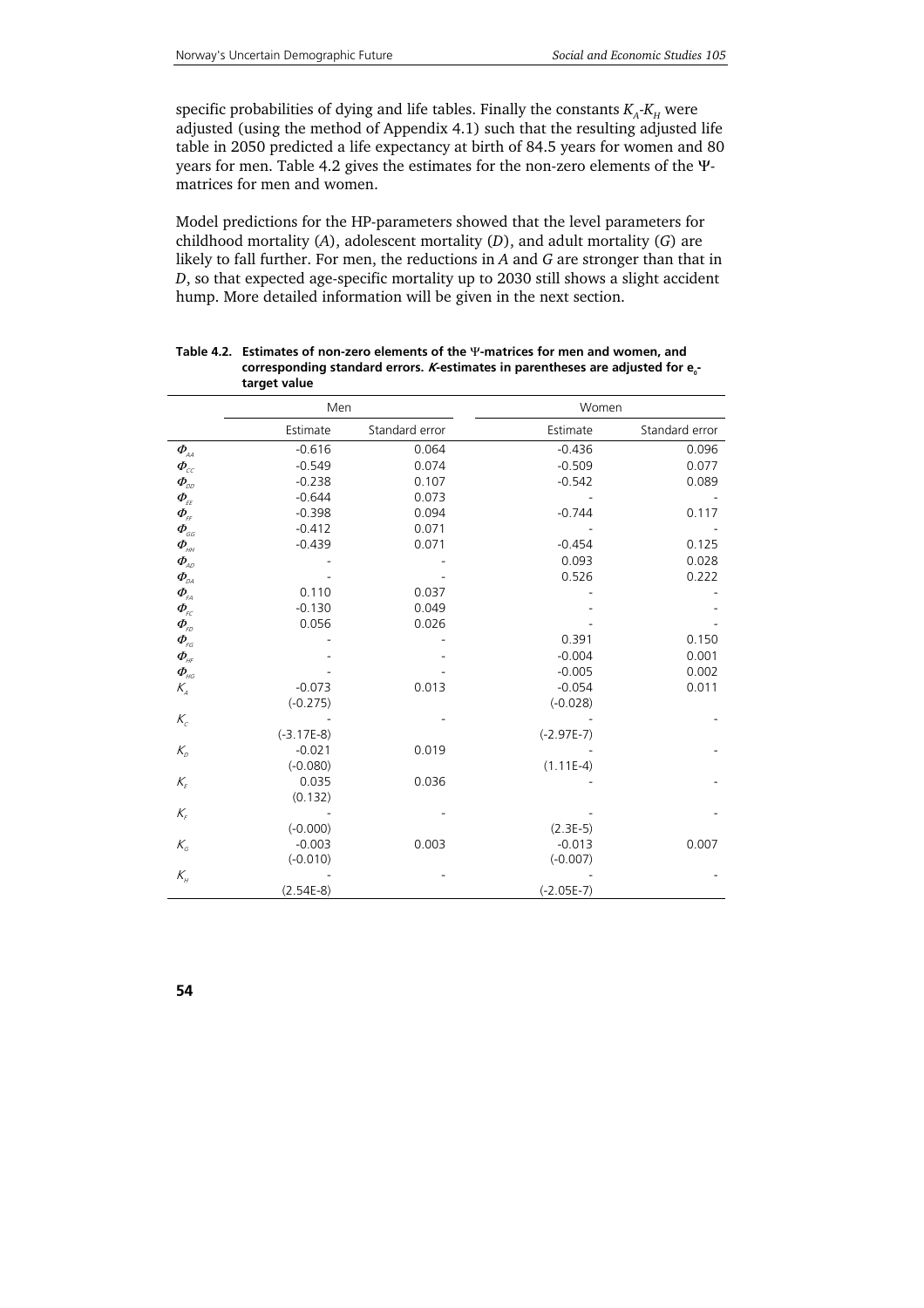specific probabilities of dying and life tables. Finally the constants $K_A$-$K_H$ were adjusted (using the method of Appendix 4.1) such that the resulting adjusted life table in 2050 predicted a life expectancy at birth of 84.5 years for women and 80 years for men. Table 4.2 gives the estimates for the non-zero elements of the Ψ-matrices for men and women.

Model predictions for the HP-parameters showed that the level parameters for childhood mortality (*A*), adolescent mortality (*D*), and adult mortality (*G*) are likely to fall further. For men, the reductions in *A* and *G* are stronger than that in *D*, so that expected age-specific mortality up to 2030 still shows a slight accident hump. More detailed information will be given in the next section.

**Table 4.2. Estimates of non-zero elements of the Ψ-matrices for men and women, and corresponding standard errors. *K*-estimates in parentheses are adjusted for $e_0$-target value**

| | Men | | Women | |
|---|---|---|---|---|
| | Estimate | Standard error | Estimate | Standard error |
| $\Phi_{AA}$ | -0.616 | 0.064 | -0.436 | 0.096 |
| $\Phi_{CC}$ | -0.549 | 0.074 | -0.509 | 0.077 |
| $\Phi_{DD}$ | -0.238 | 0.107 | -0.542 | 0.089 |
| $\Phi_{EE}$ | -0.644 | 0.073 | - | - |
| $\Phi_{FF}$ | -0.398 | 0.094 | -0.744 | 0.117 |
| $\Phi_{GG}$ | -0.412 | 0.071 | - | - |
| $\Phi_{HH}$ | -0.439 | 0.071 | -0.454 | 0.125 |
| $\Phi_{AD}$ | - | - | 0.093 | 0.028 |
| $\Phi_{DA}$ | - | - | 0.526 | 0.222 |
| $\Phi_{FA}$ | 0.110 | 0.037 | - | - |
| $\Phi_{FC}$ | -0.130 | 0.049 | - | - |
| $\Phi_{FD}$ | 0.056 | 0.026 | - | - |
| $\Phi_{FG}$ | - | - | 0.391 | 0.150 |
| $\Phi_{HF}$ | - | - | -0.004 | 0.001 |
| $\Phi_{HG}$ | - | - | -0.005 | 0.002 |
| $K_A$ | -0.073 | 0.013 | -0.054 | 0.011 |
| | (-0.275) | | (-0.028) | |
| $K_C$ | - | - | - | - |
| | (-3.17E-8) | | (-2.97E-7) | |
| $K_D$ | -0.021 | 0.019 | - | - |
| | (-0.080) | | (1.11E-4) | |
| $K_E$ | 0.035 | 0.036 | - | - |
| | (0.132) | | | |
| $K_F$ | - | - | - | - |
| | (-0.000) | | (2.3E-5) | |
| $K_G$ | -0.003 | 0.003 | -0.013 | 0.007 |
| | (-0.010) | | (-0.007) | |
| $K_H$ | - | - | - | - |
| | (2.54E-8) | | (-2.05E-7) | |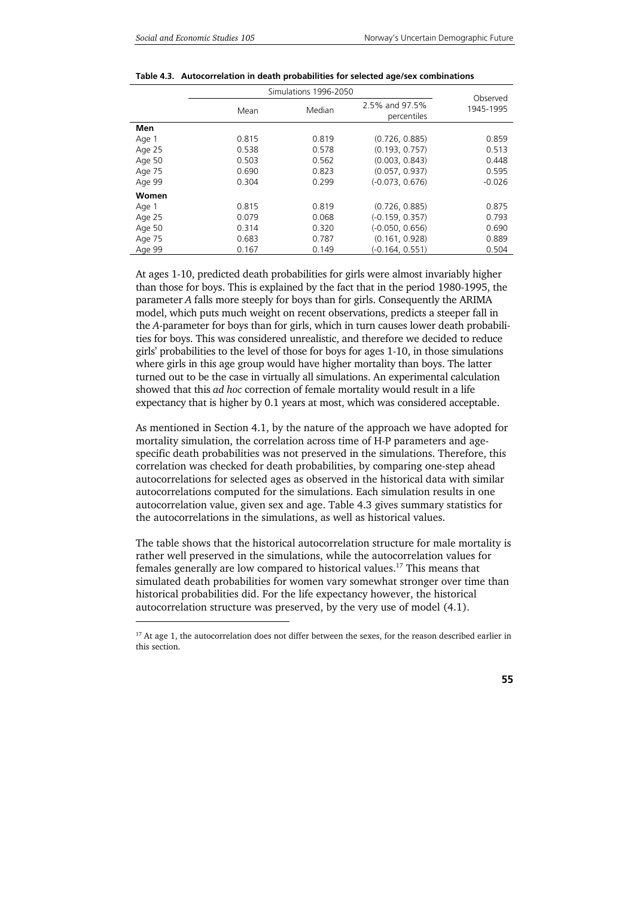**Table 4.3. Autocorrelation in death probabilities for selected age/sex combinations**

| | Simulations 1996-2050 | | | Observed 1945-1995 |
|---|---|---|---|---|
| | Mean | Median | 2.5% and 97.5% percentiles | |
| **Men** | | | | |
| Age 1 | 0.815 | 0.819 | (0.726, 0.885) | 0.859 |
| Age 25 | 0.538 | 0.578 | (0.193, 0.757) | 0.513 |
| Age 50 | 0.503 | 0.562 | (0.003, 0.843) | 0.448 |
| Age 75 | 0.690 | 0.823 | (0.057, 0.937) | 0.595 |
| Age 99 | 0.304 | 0.299 | (-0.073, 0.676) | -0.026 |
| **Women** | | | | |
| Age 1 | 0.815 | 0.819 | (0.726, 0.885) | 0.875 |
| Age 25 | 0.079 | 0.068 | (-0.159, 0.357) | 0.793 |
| Age 50 | 0.314 | 0.320 | (-0.050, 0.656) | 0.690 |
| Age 75 | 0.683 | 0.787 | (0.161, 0.928) | 0.889 |
| Age 99 | 0.167 | 0.149 | (-0.164, 0.551) | 0.504 |

At ages 1-10, predicted death probabilities for girls were almost invariably higher than those for boys. This is explained by the fact that in the period 1980-1995, the parameter *A* falls more steeply for boys than for girls. Consequently the ARIMA model, which puts much weight on recent observations, predicts a steeper fall in the *A*-parameter for boys than for girls, which in turn causes lower death probabilities for boys. This was considered unrealistic, and therefore we decided to reduce girls' probabilities to the level of those for boys for ages 1-10, in those simulations where girls in this age group would have higher mortality than boys. The latter turned out to be the case in virtually all simulations. An experimental calculation showed that this *ad hoc* correction of female mortality would result in a life expectancy that is higher by 0.1 years at most, which was considered acceptable.

As mentioned in Section 4.1, by the nature of the approach we have adopted for mortality simulation, the correlation across time of H-P parameters and age-specific death probabilities was not preserved in the simulations. Therefore, this correlation was checked for death probabilities, by comparing one-step ahead autocorrelations for selected ages as observed in the historical data with similar autocorrelations computed for the simulations. Each simulation results in one autocorrelation value, given sex and age. Table 4.3 gives summary statistics for the autocorrelations in the simulations, as well as historical values.

The table shows that the historical autocorrelation structure for male mortality is rather well preserved in the simulations, while the autocorrelation values for females generally are low compared to historical values.[17] This means that simulated death probabilities for women vary somewhat stronger over time than historical probabilities did. For the life expectancy however, the historical autocorrelation structure was preserved, by the very use of model (4.1).

[17] At age 1, the autocorrelation does not differ between the sexes, for the reason described earlier in this section.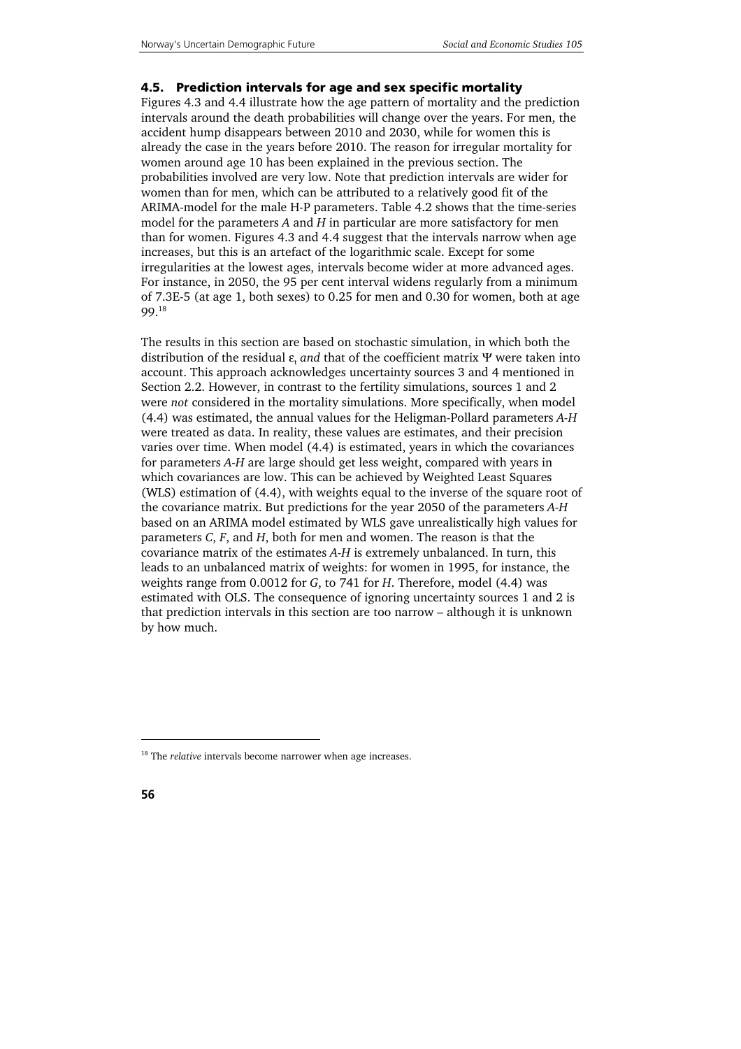### 4.5. Prediction intervals for age and sex specific mortality

Figures 4.3 and 4.4 illustrate how the age pattern of mortality and the prediction intervals around the death probabilities will change over the years. For men, the accident hump disappears between 2010 and 2030, while for women this is already the case in the years before 2010. The reason for irregular mortality for women around age 10 has been explained in the previous section. The probabilities involved are very low. Note that prediction intervals are wider for women than for men, which can be attributed to a relatively good fit of the ARIMA-model for the male H-P parameters. Table 4.2 shows that the time-series model for the parameters *A* and *H* in particular are more satisfactory for men than for women. Figures 4.3 and 4.4 suggest that the intervals narrow when age increases, but this is an artefact of the logarithmic scale. Except for some irregularities at the lowest ages, intervals become wider at more advanced ages. For instance, in 2050, the 95 per cent interval widens regularly from a minimum of 7.3E-5 (at age 1, both sexes) to 0.25 for men and 0.30 for women, both at age 99.[18]

The results in this section are based on stochastic simulation, in which both the distribution of the residual $\varepsilon_t$ *and* that of the coefficient matrix $\Psi$ were taken into account. This approach acknowledges uncertainty sources 3 and 4 mentioned in Section 2.2. However, in contrast to the fertility simulations, sources 1 and 2 were *not* considered in the mortality simulations. More specifically, when model (4.4) was estimated, the annual values for the Heligman-Pollard parameters *A-H* were treated as data. In reality, these values are estimates, and their precision varies over time. When model (4.4) is estimated, years in which the covariances for parameters *A-H* are large should get less weight, compared with years in which covariances are low. This can be achieved by Weighted Least Squares (WLS) estimation of (4.4), with weights equal to the inverse of the square root of the covariance matrix. But predictions for the year 2050 of the parameters *A-H* based on an ARIMA model estimated by WLS gave unrealistically high values for parameters *C*, *F*, and *H*, both for men and women. The reason is that the covariance matrix of the estimates *A-H* is extremely unbalanced. In turn, this leads to an unbalanced matrix of weights: for women in 1995, for instance, the weights range from 0.0012 for *G*, to 741 for *H*. Therefore, model (4.4) was estimated with OLS. The consequence of ignoring uncertainty sources 1 and 2 is that prediction intervals in this section are too narrow – although it is unknown by how much.

[18] The *relative* intervals become narrower when age increases.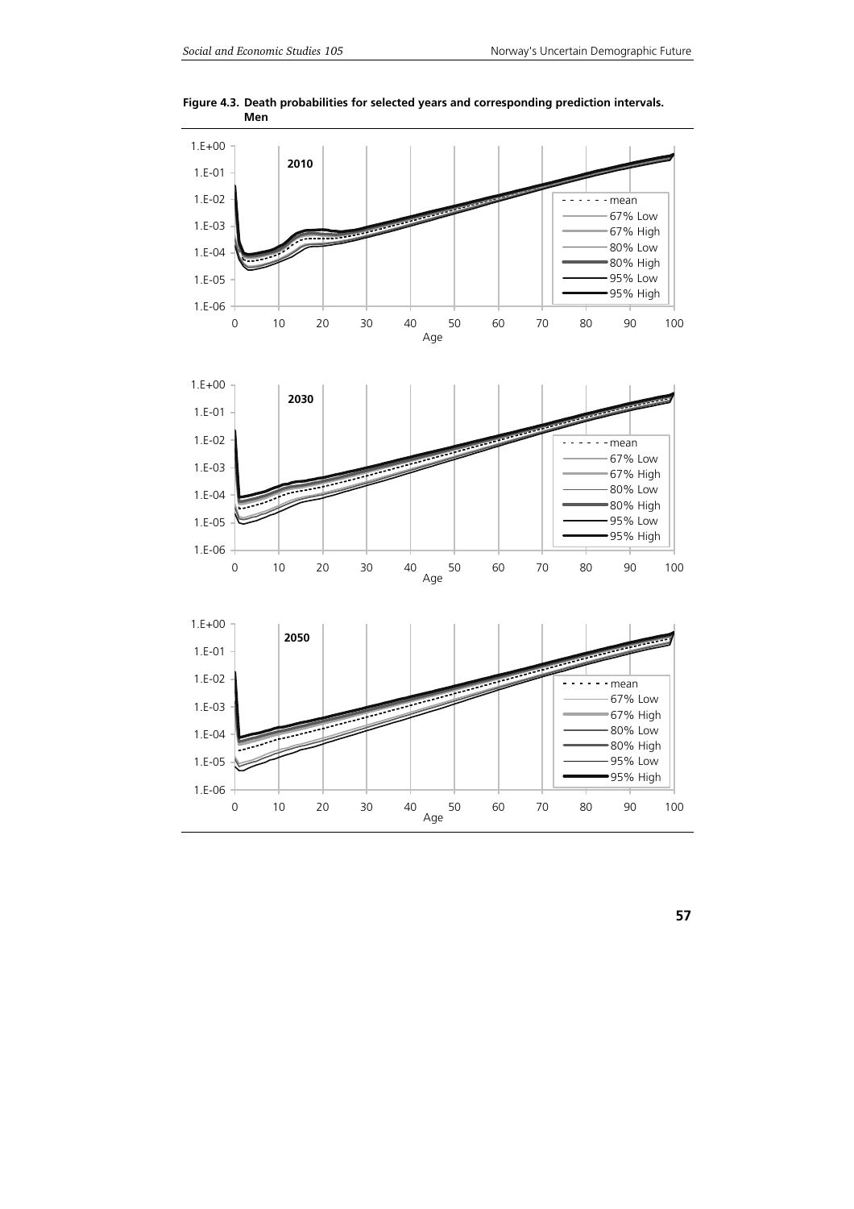**Figure 4.3. Death probabilities for selected years and corresponding prediction intervals. Men**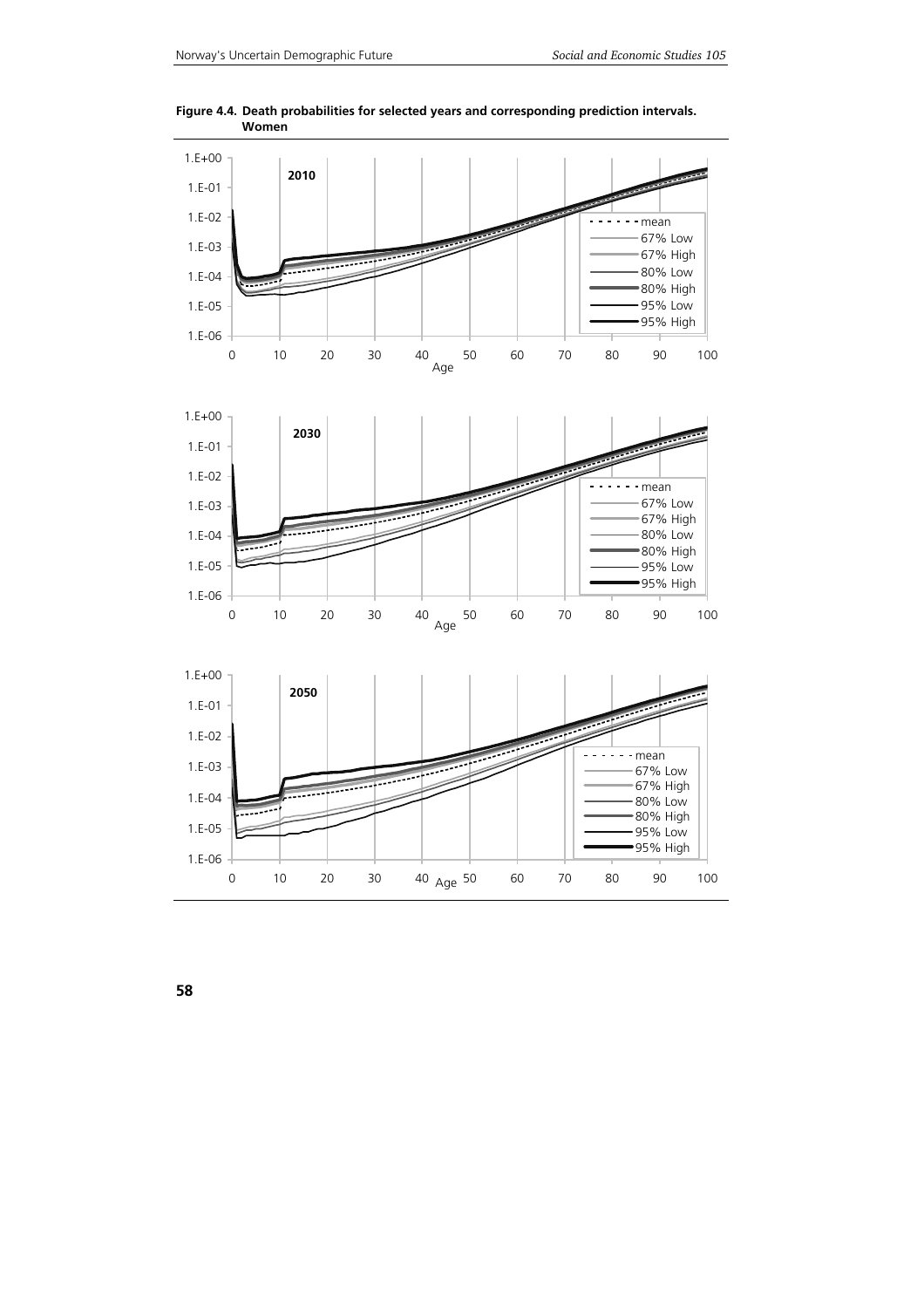**Figure 4.4. Death probabilities for selected years and corresponding prediction intervals. Women**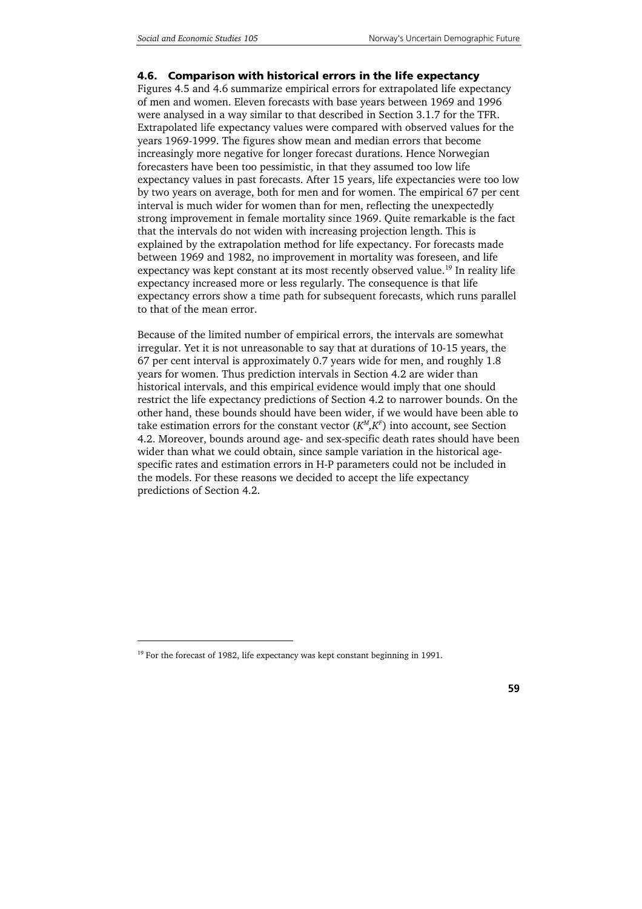### 4.6. Comparison with historical errors in the life expectancy

Figures 4.5 and 4.6 summarize empirical errors for extrapolated life expectancy of men and women. Eleven forecasts with base years between 1969 and 1996 were analysed in a way similar to that described in Section 3.1.7 for the TFR. Extrapolated life expectancy values were compared with observed values for the years 1969-1999. The figures show mean and median errors that become increasingly more negative for longer forecast durations. Hence Norwegian forecasters have been too pessimistic, in that they assumed too low life expectancy values in past forecasts. After 15 years, life expectancies were too low by two years on average, both for men and for women. The empirical 67 per cent interval is much wider for women than for men, reflecting the unexpectedly strong improvement in female mortality since 1969. Quite remarkable is the fact that the intervals do not widen with increasing projection length. This is explained by the extrapolation method for life expectancy. For forecasts made between 1969 and 1982, no improvement in mortality was foreseen, and life expectancy was kept constant at its most recently observed value.[19] In reality life expectancy increased more or less regularly. The consequence is that life expectancy errors show a time path for subsequent forecasts, which runs parallel to that of the mean error.

Because of the limited number of empirical errors, the intervals are somewhat irregular. Yet it is not unreasonable to say that at durations of 10-15 years, the 67 per cent interval is approximately 0.7 years wide for men, and roughly 1.8 years for women. Thus prediction intervals in Section 4.2 are wider than historical intervals, and this empirical evidence would imply that one should restrict the life expectancy predictions of Section 4.2 to narrower bounds. On the other hand, these bounds should have been wider, if we would have been able to take estimation errors for the constant vector ($K^M$,$K^F$) into account, see Section 4.2. Moreover, bounds around age- and sex-specific death rates should have been wider than what we could obtain, since sample variation in the historical age-specific rates and estimation errors in H-P parameters could not be included in the models. For these reasons we decided to accept the life expectancy predictions of Section 4.2.

[19] For the forecast of 1982, life expectancy was kept constant beginning in 1991.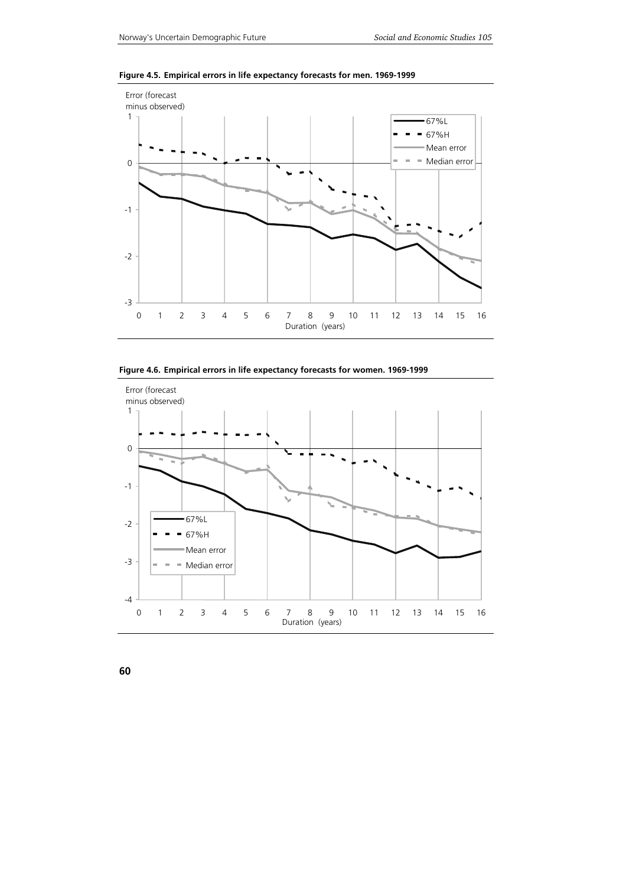**Figure 4.5. Empirical errors in life expectancy forecasts for men. 1969-1999**

**Figure 4.6. Empirical errors in life expectancy forecasts for women. 1969-1999**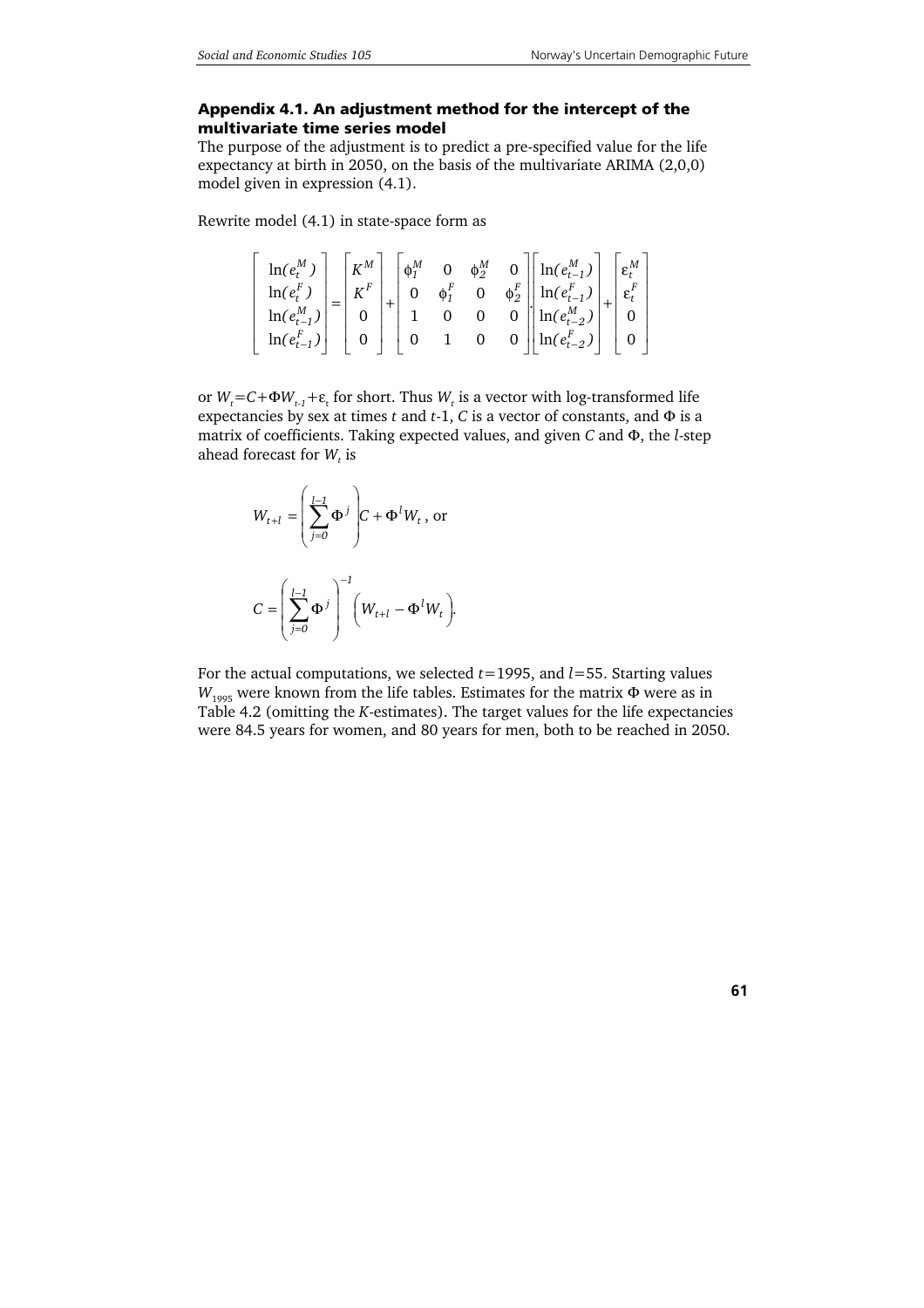### Appendix 4.1. An adjustment method for the intercept of the multivariate time series model

The purpose of the adjustment is to predict a pre-specified value for the life expectancy at birth in 2050, on the basis of the multivariate ARIMA (2,0,0) model given in expression (4.1).

Rewrite model (4.1) in state-space form as

$$\begin{bmatrix} \ln(e_t^M) \\ \ln(e_t^F) \\ \ln(e_{t-1}^M) \\ \ln(e_{t-1}^F) \end{bmatrix} = \begin{bmatrix} K^M \\ K^F \\ 0 \\ 0 \end{bmatrix} + \begin{bmatrix} \phi_1^M & 0 & \phi_2^M & 0 \\ 0 & \phi_1^F & 0 & \phi_2^F \\ 1 & 0 & 0 & 0 \\ 0 & 1 & 0 & 0 \end{bmatrix} \cdot \begin{bmatrix} \ln(e_{t-1}^M) \\ \ln(e_{t-1}^F) \\ \ln(e_{t-2}^M) \\ \ln(e_{t-2}^F) \end{bmatrix} + \begin{bmatrix} \varepsilon_t^M \\ \varepsilon_t^F \\ 0 \\ 0 \end{bmatrix}$$

or $W_t = C + \Phi W_{t-1} + \varepsilon_t$ for short. Thus $W_t$ is a vector with log-transformed life expectancies by sex at times $t$ and $t$-1, $C$ is a vector of constants, and $\Phi$ is a matrix of coefficients. Taking expected values, and given $C$ and $\Phi$, the $l$-step ahead forecast for $W_t$ is

$$W_{t+l} = \left( \sum_{j=0}^{l-1} \Phi^j \right) C + \Phi^l W_t \text{, or}$$

$$C = \left( \sum_{j=0}^{l-1} \Phi^j \right)^{-1} \left( W_{t+l} - \Phi^l W_t \right).$$

For the actual computations, we selected $t$=1995, and $l$=55. Starting values $W_{1995}$ were known from the life tables. Estimates for the matrix $\Phi$ were as in Table 4.2 (omitting the $K$-estimates). The target values for the life expectancies were 84.5 years for women, and 80 years for men, both to be reached in 2050.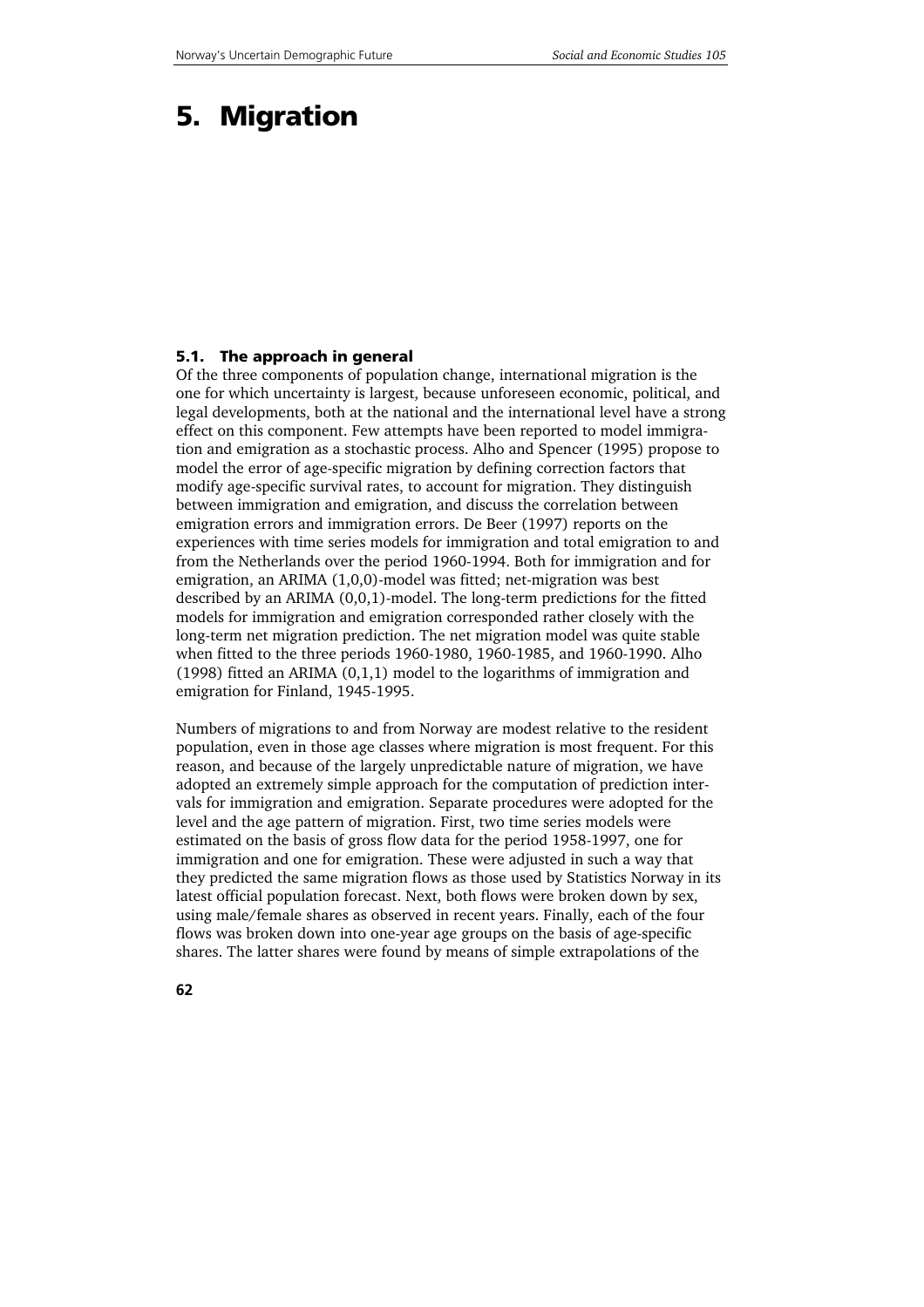# 5. Migration

### 5.1. The approach in general

Of the three components of population change, international migration is the one for which uncertainty is largest, because unforeseen economic, political, and legal developments, both at the national and the international level have a strong effect on this component. Few attempts have been reported to model immigration and emigration as a stochastic process. Alho and Spencer (1995) propose to model the error of age-specific migration by defining correction factors that modify age-specific survival rates, to account for migration. They distinguish between immigration and emigration, and discuss the correlation between emigration errors and immigration errors. De Beer (1997) reports on the experiences with time series models for immigration and total emigration to and from the Netherlands over the period 1960-1994. Both for immigration and for emigration, an ARIMA (1,0,0)-model was fitted; net-migration was best described by an ARIMA (0,0,1)-model. The long-term predictions for the fitted models for immigration and emigration corresponded rather closely with the long-term net migration prediction. The net migration model was quite stable when fitted to the three periods 1960-1980, 1960-1985, and 1960-1990. Alho (1998) fitted an ARIMA (0,1,1) model to the logarithms of immigration and emigration for Finland, 1945-1995.

Numbers of migrations to and from Norway are modest relative to the resident population, even in those age classes where migration is most frequent. For this reason, and because of the largely unpredictable nature of migration, we have adopted an extremely simple approach for the computation of prediction intervals for immigration and emigration. Separate procedures were adopted for the level and the age pattern of migration. First, two time series models were estimated on the basis of gross flow data for the period 1958-1997, one for immigration and one for emigration. These were adjusted in such a way that they predicted the same migration flows as those used by Statistics Norway in its latest official population forecast. Next, both flows were broken down by sex, using male/female shares as observed in recent years. Finally, each of the four flows was broken down into one-year age groups on the basis of age-specific shares. The latter shares were found by means of simple extrapolations of the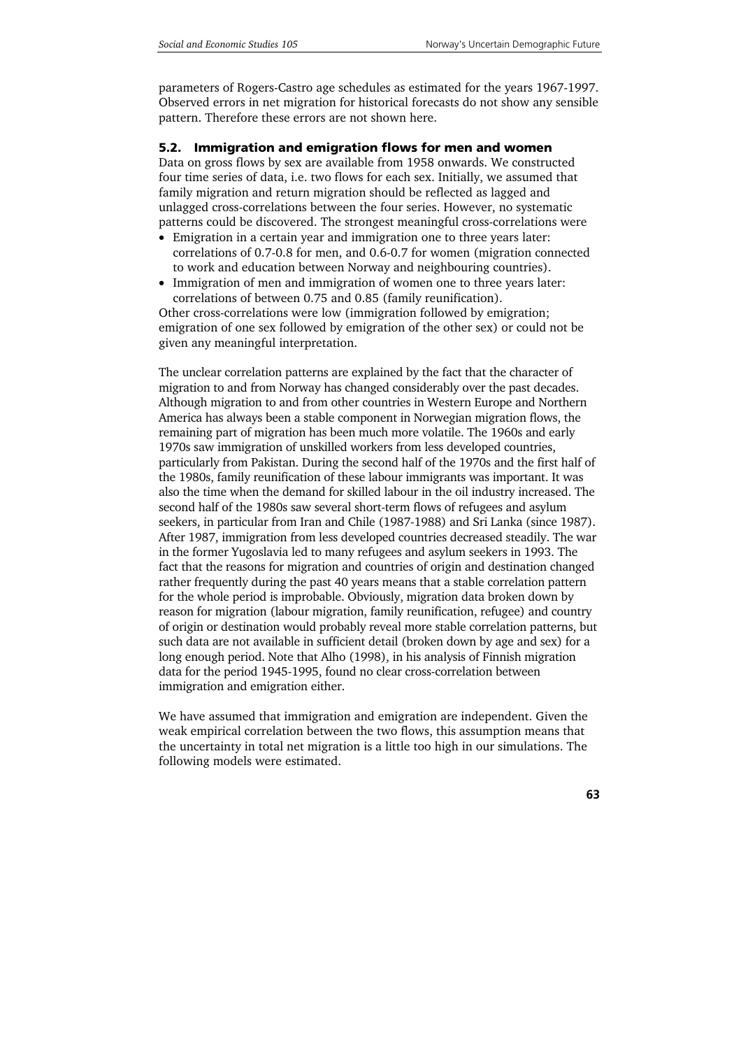parameters of Rogers-Castro age schedules as estimated for the years 1967-1997. Observed errors in net migration for historical forecasts do not show any sensible pattern. Therefore these errors are not shown here.

### 5.2. Immigration and emigration flows for men and women

Data on gross flows by sex are available from 1958 onwards. We constructed four time series of data, i.e. two flows for each sex. Initially, we assumed that family migration and return migration should be reflected as lagged and unlagged cross-correlations between the four series. However, no systematic patterns could be discovered. The strongest meaningful cross-correlations were

- Emigration in a certain year and immigration one to three years later: correlations of 0.7-0.8 for men, and 0.6-0.7 for women (migration connected to work and education between Norway and neighbouring countries).
- Immigration of men and immigration of women one to three years later: correlations of between 0.75 and 0.85 (family reunification).

Other cross-correlations were low (immigration followed by emigration; emigration of one sex followed by emigration of the other sex) or could not be given any meaningful interpretation.

The unclear correlation patterns are explained by the fact that the character of migration to and from Norway has changed considerably over the past decades. Although migration to and from other countries in Western Europe and Northern America has always been a stable component in Norwegian migration flows, the remaining part of migration has been much more volatile. The 1960s and early 1970s saw immigration of unskilled workers from less developed countries, particularly from Pakistan. During the second half of the 1970s and the first half of the 1980s, family reunification of these labour immigrants was important. It was also the time when the demand for skilled labour in the oil industry increased. The second half of the 1980s saw several short-term flows of refugees and asylum seekers, in particular from Iran and Chile (1987-1988) and Sri Lanka (since 1987). After 1987, immigration from less developed countries decreased steadily. The war in the former Yugoslavia led to many refugees and asylum seekers in 1993. The fact that the reasons for migration and countries of origin and destination changed rather frequently during the past 40 years means that a stable correlation pattern for the whole period is improbable. Obviously, migration data broken down by reason for migration (labour migration, family reunification, refugee) and country of origin or destination would probably reveal more stable correlation patterns, but such data are not available in sufficient detail (broken down by age and sex) for a long enough period. Note that Alho (1998), in his analysis of Finnish migration data for the period 1945-1995, found no clear cross-correlation between immigration and emigration either.

We have assumed that immigration and emigration are independent. Given the weak empirical correlation between the two flows, this assumption means that the uncertainty in total net migration is a little too high in our simulations. The following models were estimated.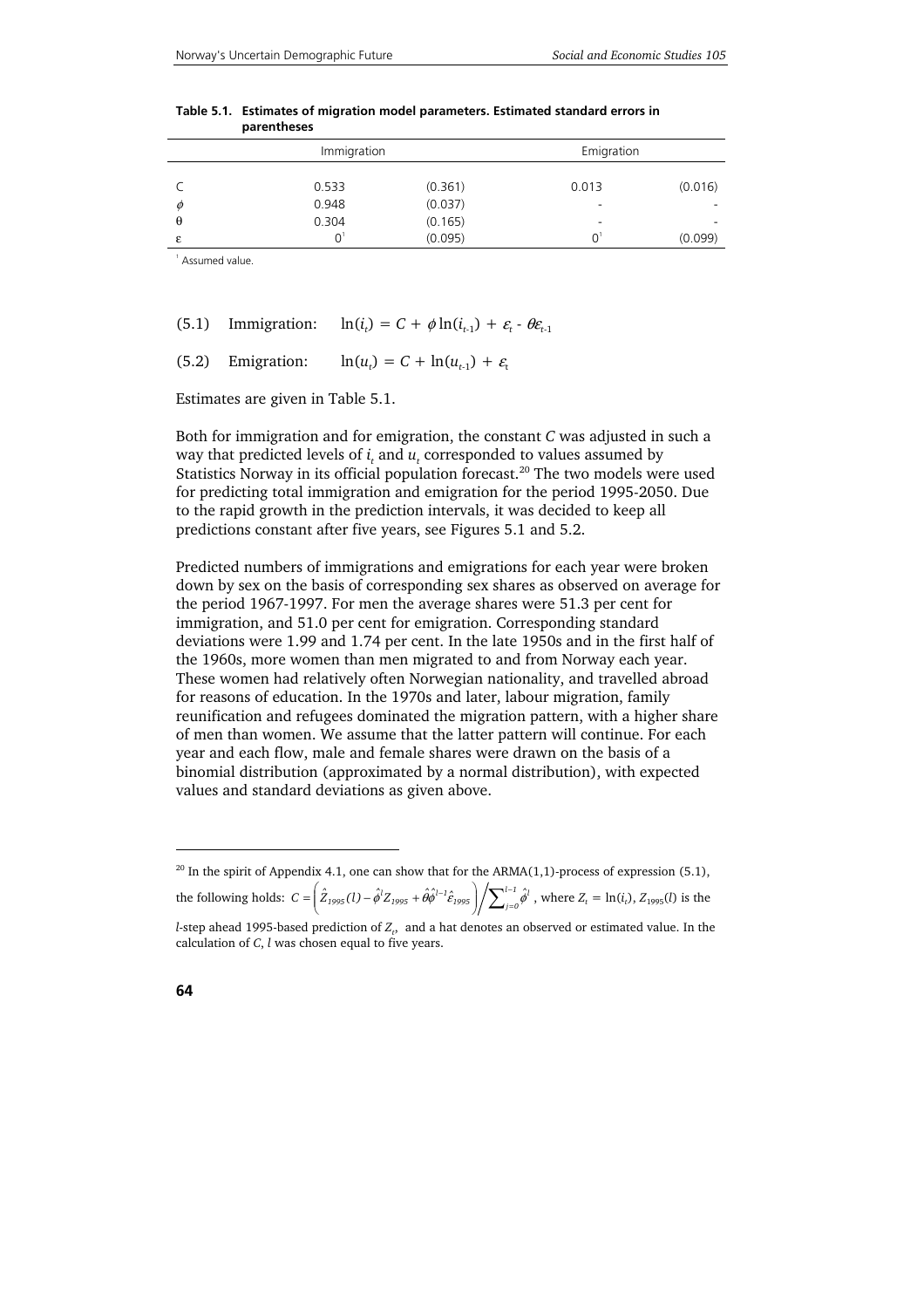**Table 5.1. Estimates of migration model parameters. Estimated standard errors in parentheses**

| | Immigration | | Emigration | |
|---|---|---|---|---|
| C | 0.533 | (0.361) | 0.013 | (0.016) |
| $\phi$ | 0.948 | (0.037) | - | - |
| θ | 0.304 | (0.165) | - | - |
| ε | 0[1] | (0.095) | 0[1] | (0.099) |

[1] Assumed value.

(5.1) Immigration: $\ln(i_t) = C + \phi \ln(i_{t-1}) + \varepsilon_t - \theta\varepsilon_{t-1}$

(5.2) Emigration: $\ln(u_t) = C + \ln(u_{t-1}) + \varepsilon_t$

Estimates are given in Table 5.1.

Both for immigration and for emigration, the constant *C* was adjusted in such a way that predicted levels of $i_t$ and $u_t$ corresponded to values assumed by Statistics Norway in its official population forecast.[20] The two models were used for predicting total immigration and emigration for the period 1995-2050. Due to the rapid growth in the prediction intervals, it was decided to keep all predictions constant after five years, see Figures 5.1 and 5.2.

Predicted numbers of immigrations and emigrations for each year were broken down by sex on the basis of corresponding sex shares as observed on average for the period 1967-1997. For men the average shares were 51.3 per cent for immigration, and 51.0 per cent for emigration. Corresponding standard deviations were 1.99 and 1.74 per cent. In the late 1950s and in the first half of the 1960s, more women than men migrated to and from Norway each year. These women had relatively often Norwegian nationality, and travelled abroad for reasons of education. In the 1970s and later, labour migration, family reunification and refugees dominated the migration pattern, with a higher share of men than women. We assume that the latter pattern will continue. For each year and each flow, male and female shares were drawn on the basis of a binomial distribution (approximated by a normal distribution), with expected values and standard deviations as given above.

---

[20] In the spirit of Appendix 4.1, one can show that for the ARMA(1,1)-process of expression (5.1), the following holds: $C = \left( \hat{Z}_{1995}(l) - \hat{\phi}^l Z_{1995} + \hat{\theta}\hat{\phi}^{l-1}\hat{\varepsilon}_{1995} \right) \Big/ \sum_{j=0}^{l-1} \hat{\phi}^j$, where $Z_t = \ln(i_t)$, $Z_{1995}(l)$ is the $l$-step ahead 1995-based prediction of $Z_t$, and a hat denotes an observed or estimated value. In the calculation of *C*, *l* was chosen equal to five years.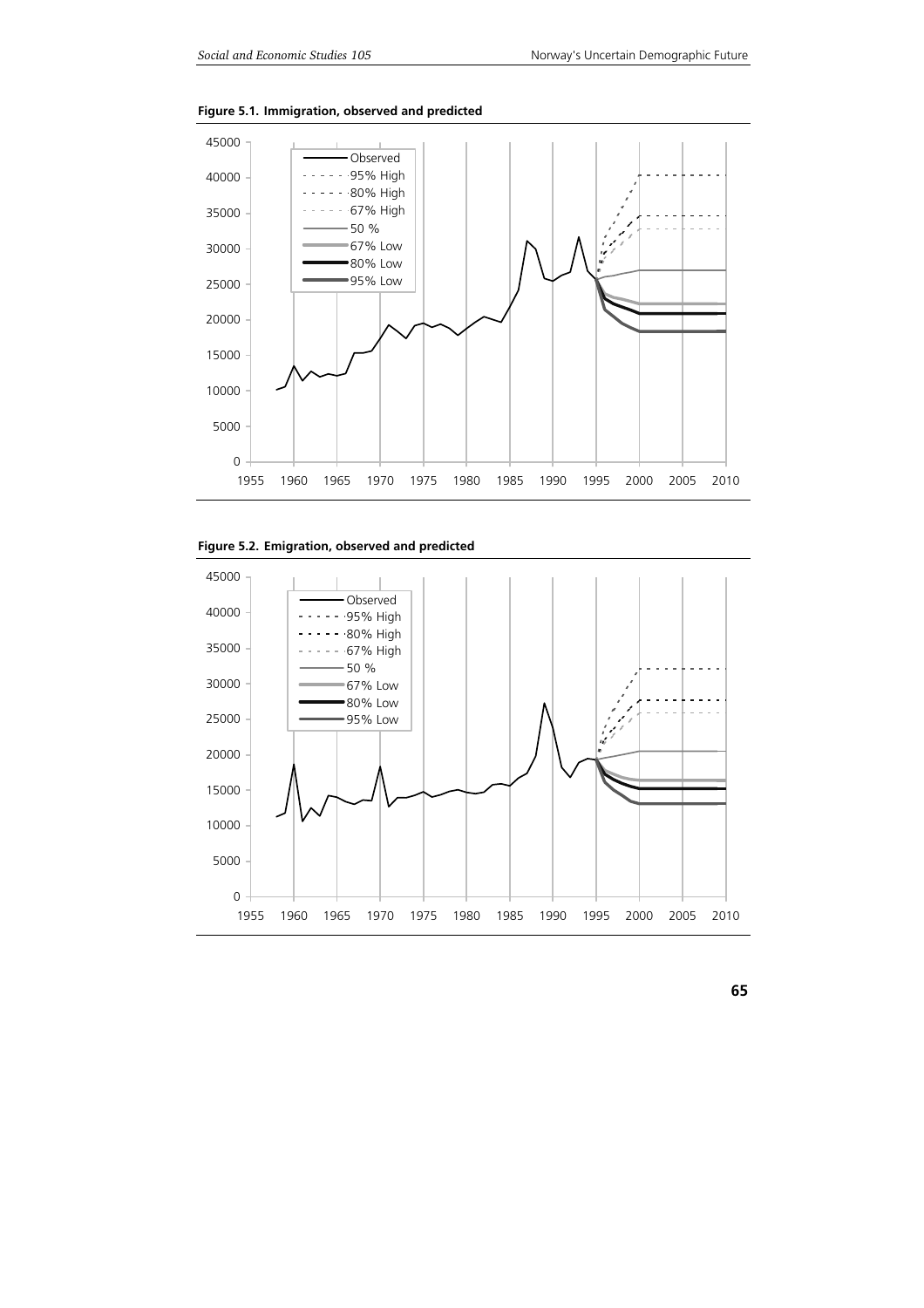**Figure 5.1. Immigration, observed and predicted**

**Figure 5.2. Emigration, observed and predicted**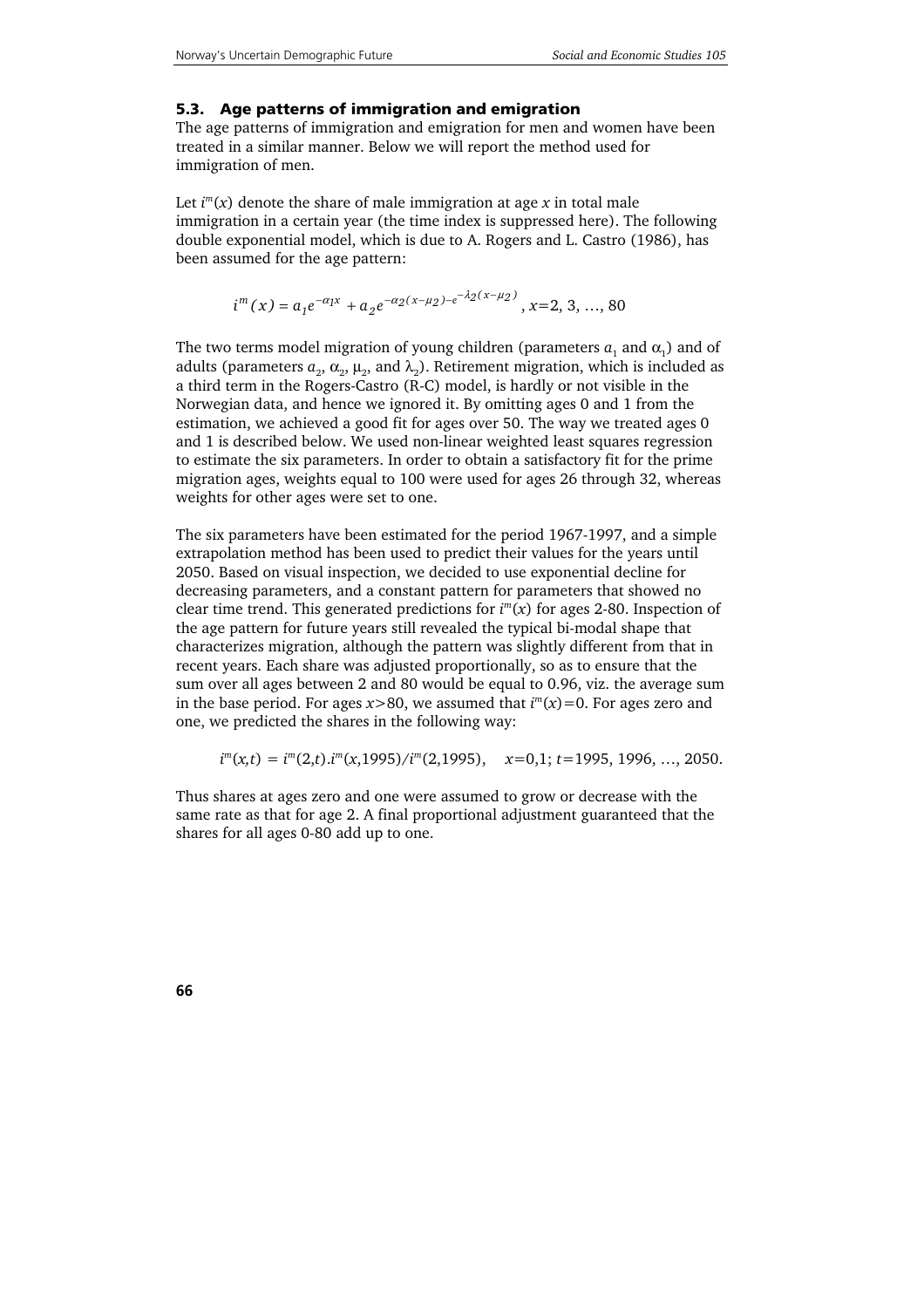### 5.3. Age patterns of immigration and emigration

The age patterns of immigration and emigration for men and women have been treated in a similar manner. Below we will report the method used for immigration of men.

Let $i^m(x)$ denote the share of male immigration at age $x$ in total male immigration in a certain year (the time index is suppressed here). The following double exponential model, which is due to A. Rogers and L. Castro (1986), has been assumed for the age pattern:

$$i^m(x) = a_1 e^{-\alpha_1 x} + a_2 e^{-\alpha_2 (x-\mu_2) - e^{-\lambda_2 (x-\mu_2)}}, \; x=2, 3, \ldots, 80$$

The two terms model migration of young children (parameters $a_1$ and $\alpha_1$) and of adults (parameters $a_2$, $\alpha_2$, $\mu_2$, and $\lambda_2$). Retirement migration, which is included as a third term in the Rogers-Castro (R-C) model, is hardly or not visible in the Norwegian data, and hence we ignored it. By omitting ages 0 and 1 from the estimation, we achieved a good fit for ages over 50. The way we treated ages 0 and 1 is described below. We used non-linear weighted least squares regression to estimate the six parameters. In order to obtain a satisfactory fit for the prime migration ages, weights equal to 100 were used for ages 26 through 32, whereas weights for other ages were set to one.

The six parameters have been estimated for the period 1967-1997, and a simple extrapolation method has been used to predict their values for the years until 2050. Based on visual inspection, we decided to use exponential decline for decreasing parameters, and a constant pattern for parameters that showed no clear time trend. This generated predictions for $i^m(x)$ for ages 2-80. Inspection of the age pattern for future years still revealed the typical bi-modal shape that characterizes migration, although the pattern was slightly different from that in recent years. Each share was adjusted proportionally, so as to ensure that the sum over all ages between 2 and 80 would be equal to 0.96, viz. the average sum in the base period. For ages $x>80$, we assumed that $i^m(x)=0$. For ages zero and one, we predicted the shares in the following way:

$$i^m(x,t) = i^m(2,t).i^m(x,1995)/i^m(2,1995), \quad x=0,1; \; t=1995, 1996, \ldots, 2050.$$

Thus shares at ages zero and one were assumed to grow or decrease with the same rate as that for age 2. A final proportional adjustment guaranteed that the shares for all ages 0-80 add up to one.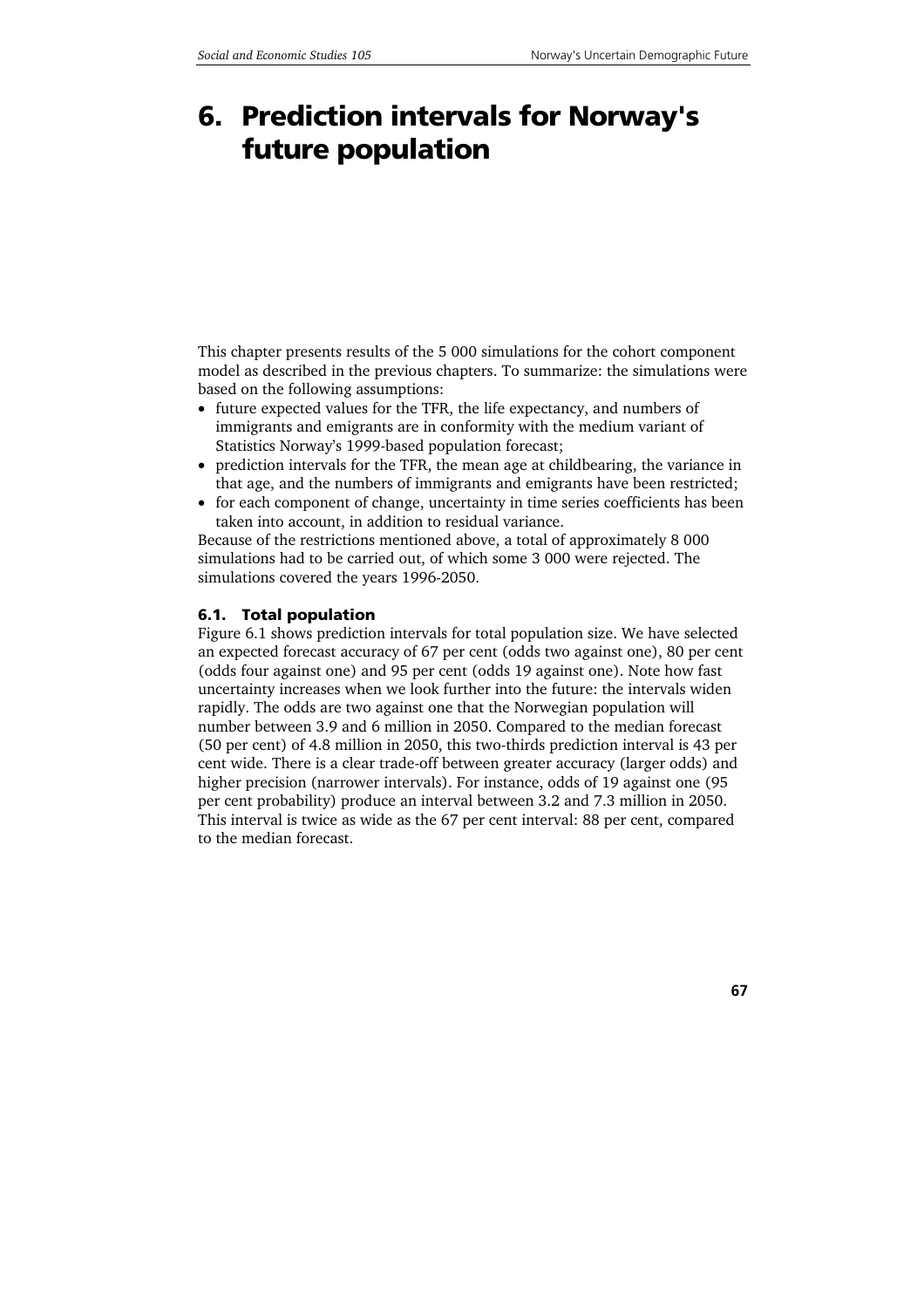# 6. Prediction intervals for Norway's future population

This chapter presents results of the 5 000 simulations for the cohort component model as described in the previous chapters. To summarize: the simulations were based on the following assumptions:

- future expected values for the TFR, the life expectancy, and numbers of immigrants and emigrants are in conformity with the medium variant of Statistics Norway's 1999-based population forecast;
- prediction intervals for the TFR, the mean age at childbearing, the variance in that age, and the numbers of immigrants and emigrants have been restricted;
- for each component of change, uncertainty in time series coefficients has been taken into account, in addition to residual variance.

Because of the restrictions mentioned above, a total of approximately 8 000 simulations had to be carried out, of which some 3 000 were rejected. The simulations covered the years 1996-2050.

## 6.1. Total population

Figure 6.1 shows prediction intervals for total population size. We have selected an expected forecast accuracy of 67 per cent (odds two against one), 80 per cent (odds four against one) and 95 per cent (odds 19 against one). Note how fast uncertainty increases when we look further into the future: the intervals widen rapidly. The odds are two against one that the Norwegian population will number between 3.9 and 6 million in 2050. Compared to the median forecast (50 per cent) of 4.8 million in 2050, this two-thirds prediction interval is 43 per cent wide. There is a clear trade-off between greater accuracy (larger odds) and higher precision (narrower intervals). For instance, odds of 19 against one (95 per cent probability) produce an interval between 3.2 and 7.3 million in 2050. This interval is twice as wide as the 67 per cent interval: 88 per cent, compared to the median forecast.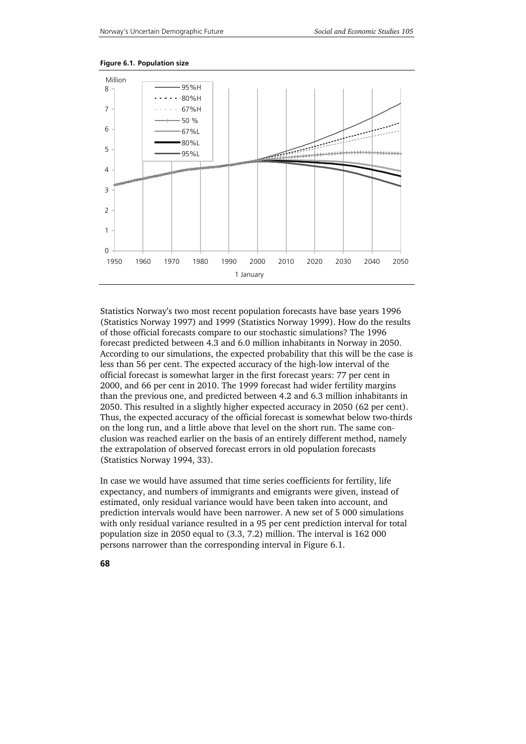**Figure 6.1. Population size**

Statistics Norway's two most recent population forecasts have base years 1996 (Statistics Norway 1997) and 1999 (Statistics Norway 1999). How do the results of those official forecasts compare to our stochastic simulations? The 1996 forecast predicted between 4.3 and 6.0 million inhabitants in Norway in 2050. According to our simulations, the expected probability that this will be the case is less than 56 per cent. The expected accuracy of the high-low interval of the official forecast is somewhat larger in the first forecast years: 77 per cent in 2000, and 66 per cent in 2010. The 1999 forecast had wider fertility margins than the previous one, and predicted between 4.2 and 6.3 million inhabitants in 2050. This resulted in a slightly higher expected accuracy in 2050 (62 per cent). Thus, the expected accuracy of the official forecast is somewhat below two-thirds on the long run, and a little above that level on the short run. The same conclusion was reached earlier on the basis of an entirely different method, namely the extrapolation of observed forecast errors in old population forecasts (Statistics Norway 1994, 33).

In case we would have assumed that time series coefficients for fertility, life expectancy, and numbers of immigrants and emigrants were given, instead of estimated, only residual variance would have been taken into account, and prediction intervals would have been narrower. A new set of 5 000 simulations with only residual variance resulted in a 95 per cent prediction interval for total population size in 2050 equal to (3.3, 7.2) million. The interval is 162 000 persons narrower than the corresponding interval in Figure 6.1.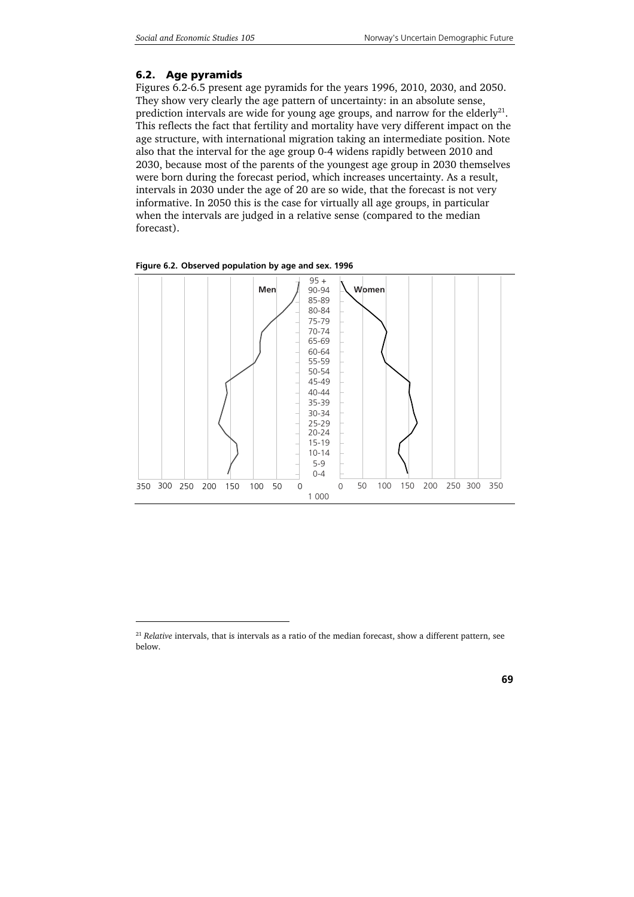## 6.2. Age pyramids

Figures 6.2-6.5 present age pyramids for the years 1996, 2010, 2030, and 2050. They show very clearly the age pattern of uncertainty: in an absolute sense, prediction intervals are wide for young age groups, and narrow for the elderly[21]. This reflects the fact that fertility and mortality have very different impact on the age structure, with international migration taking an intermediate position. Note also that the interval for the age group 0-4 widens rapidly between 2010 and 2030, because most of the parents of the youngest age group in 2030 themselves were born during the forecast period, which increases uncertainty. As a result, intervals in 2030 under the age of 20 are so wide, that the forecast is not very informative. In 2050 this is the case for virtually all age groups, in particular when the intervals are judged in a relative sense (compared to the median forecast).

**Figure 6.2. Observed population by age and sex. 1996**

Men | Women

95 +, 90-94, 85-89, 80-84, 75-79, 70-74, 65-69, 60-64, 55-59, 50-54, 45-49, 40-44, 35-39, 30-34, 25-29, 20-24, 15-19, 10-14, 5-9, 0-4

350 300 250 200 150 100 50 0 | 0 50 100 150 200 250 300 350

1 000

---

[21] *Relative* intervals, that is intervals as a ratio of the median forecast, show a different pattern, see below.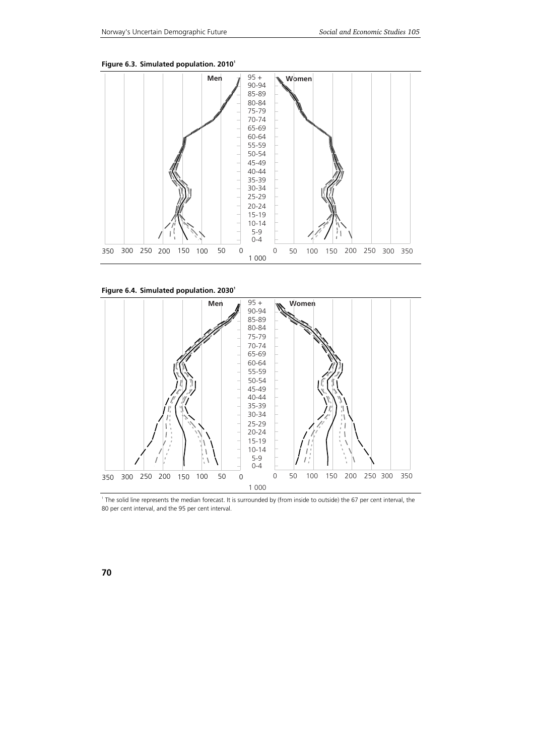**Figure 6.3. Simulated population. 2010**[1]

Men | Women

95 +
90-94
85-89
80-84
75-79
70-74
65-69
60-64
55-59
50-54
45-49
40-44
35-39
30-34
25-29
20-24
15-19
10-14
5-9
0-4

350 300 250 200 150 100 50 0 | 0 50 100 150 200 250 300 350

1 000

**Figure 6.4. Simulated population. 2030**[1]

Men | Women

95 +
90-94
85-89
80-84
75-79
70-74
65-69
60-64
55-59
50-54
45-49
40-44
35-39
30-34
25-29
20-24
15-19
10-14
5-9
0-4

350 300 250 200 150 100 50 0 | 0 50 100 150 200 250 300 350

1 000

[1] The solid line represents the median forecast. It is surrounded by (from inside to outside) the 67 per cent interval, the 80 per cent interval, and the 95 per cent interval.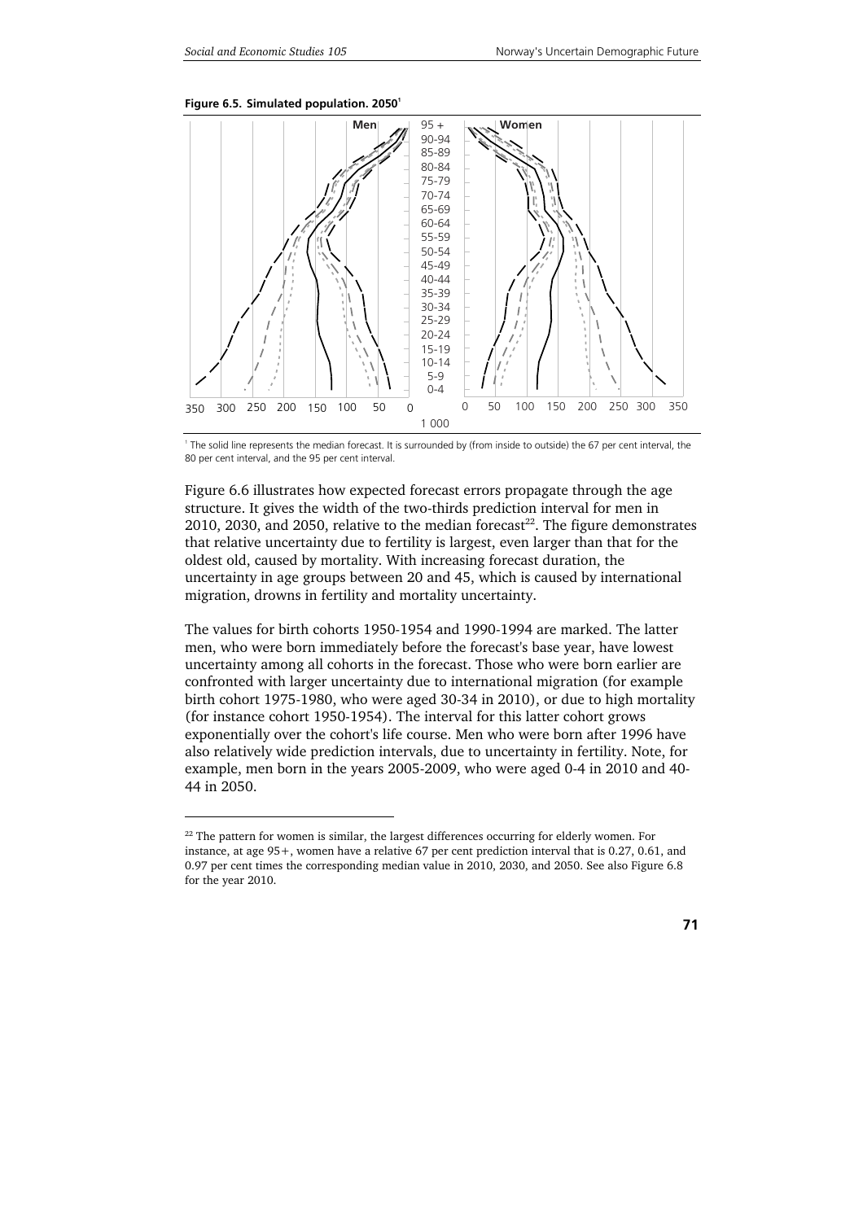**Figure 6.5. Simulated population. 2050[1]**

[1] The solid line represents the median forecast. It is surrounded by (from inside to outside) the 67 per cent interval, the 80 per cent interval, and the 95 per cent interval.

Figure 6.6 illustrates how expected forecast errors propagate through the age structure. It gives the width of the two-thirds prediction interval for men in 2010, 2030, and 2050, relative to the median forecast[22]. The figure demonstrates that relative uncertainty due to fertility is largest, even larger than that for the oldest old, caused by mortality. With increasing forecast duration, the uncertainty in age groups between 20 and 45, which is caused by international migration, drowns in fertility and mortality uncertainty.

The values for birth cohorts 1950-1954 and 1990-1994 are marked. The latter men, who were born immediately before the forecast's base year, have lowest uncertainty among all cohorts in the forecast. Those who were born earlier are confronted with larger uncertainty due to international migration (for example birth cohort 1975-1980, who were aged 30-34 in 2010), or due to high mortality (for instance cohort 1950-1954). The interval for this latter cohort grows exponentially over the cohort's life course. Men who were born after 1996 have also relatively wide prediction intervals, due to uncertainty in fertility. Note, for example, men born in the years 2005-2009, who were aged 0-4 in 2010 and 40-44 in 2050.

[22] The pattern for women is similar, the largest differences occurring for elderly women. For instance, at age 95+, women have a relative 67 per cent prediction interval that is 0.27, 0.61, and 0.97 per cent times the corresponding median value in 2010, 2030, and 2050. See also Figure 6.8 for the year 2010.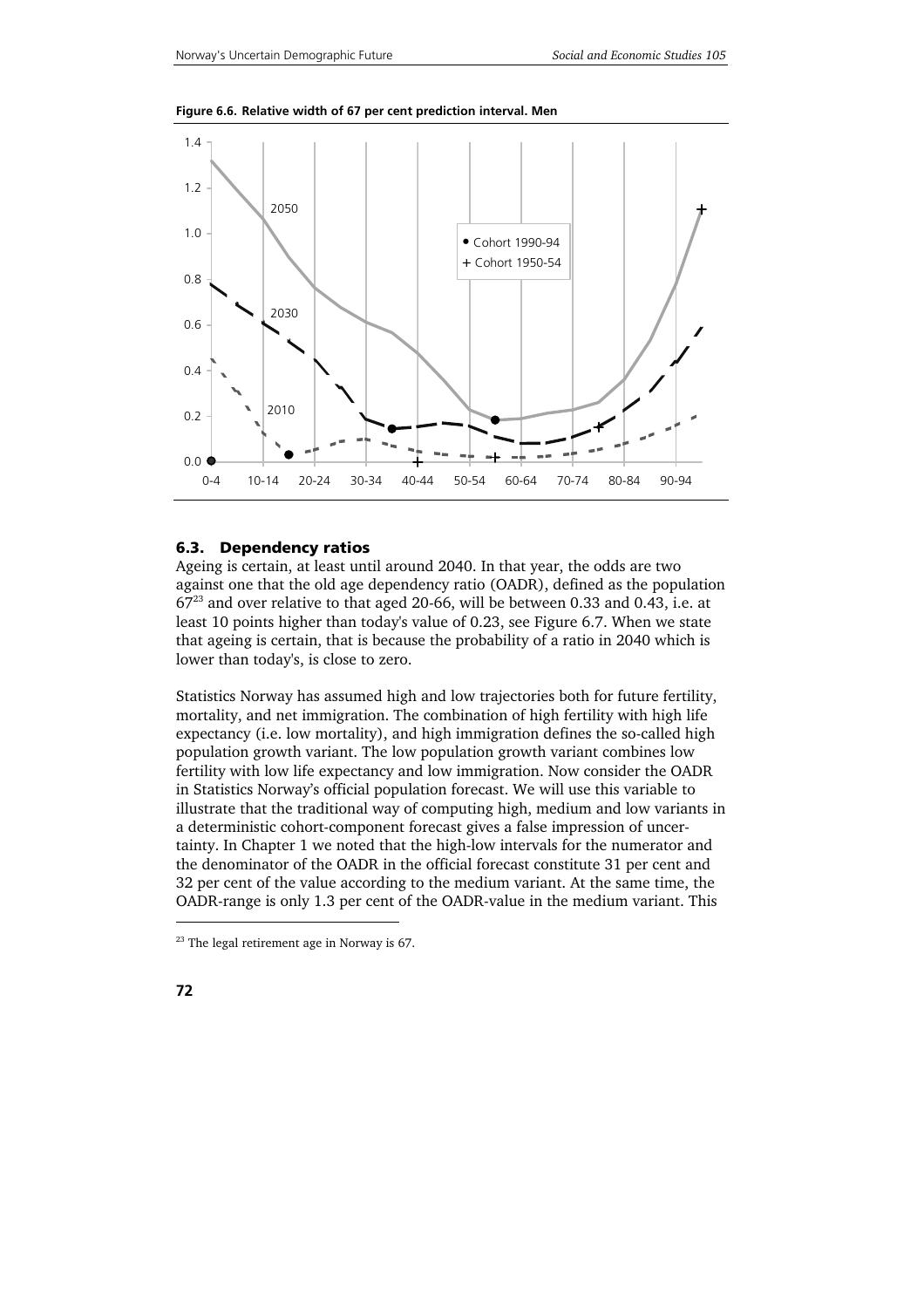**Figure 6.6. Relative width of 67 per cent prediction interval. Men**

## 6.3. Dependency ratios

Ageing is certain, at least until around 2040. In that year, the odds are two against one that the old age dependency ratio (OADR), defined as the population 67[23] and over relative to that aged 20-66, will be between 0.33 and 0.43, i.e. at least 10 points higher than today's value of 0.23, see Figure 6.7. When we state that ageing is certain, that is because the probability of a ratio in 2040 which is lower than today's, is close to zero.

Statistics Norway has assumed high and low trajectories both for future fertility, mortality, and net immigration. The combination of high fertility with high life expectancy (i.e. low mortality), and high immigration defines the so-called high population growth variant. The low population growth variant combines low fertility with low life expectancy and low immigration. Now consider the OADR in Statistics Norway's official population forecast. We will use this variable to illustrate that the traditional way of computing high, medium and low variants in a deterministic cohort-component forecast gives a false impression of uncertainty. In Chapter 1 we noted that the high-low intervals for the numerator and the denominator of the OADR in the official forecast constitute 31 per cent and 32 per cent of the value according to the medium variant. At the same time, the OADR-range is only 1.3 per cent of the OADR-value in the medium variant. This

[23] The legal retirement age in Norway is 67.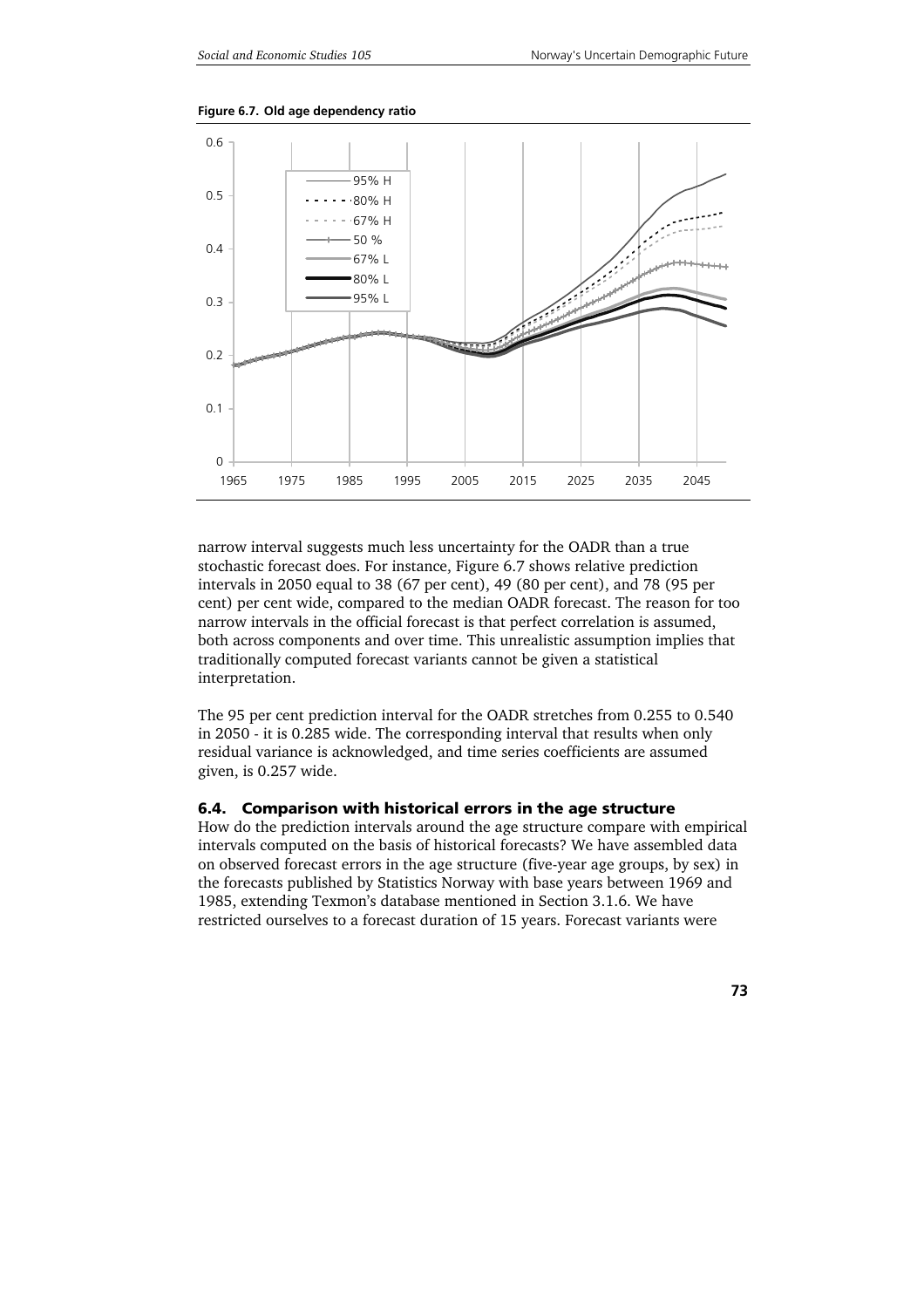**Figure 6.7. Old age dependency ratio**

narrow interval suggests much less uncertainty for the OADR than a true stochastic forecast does. For instance, Figure 6.7 shows relative prediction intervals in 2050 equal to 38 (67 per cent), 49 (80 per cent), and 78 (95 per cent) per cent wide, compared to the median OADR forecast. The reason for too narrow intervals in the official forecast is that perfect correlation is assumed, both across components and over time. This unrealistic assumption implies that traditionally computed forecast variants cannot be given a statistical interpretation.

The 95 per cent prediction interval for the OADR stretches from 0.255 to 0.540 in 2050 - it is 0.285 wide. The corresponding interval that results when only residual variance is acknowledged, and time series coefficients are assumed given, is 0.257 wide.

### 6.4. Comparison with historical errors in the age structure

How do the prediction intervals around the age structure compare with empirical intervals computed on the basis of historical forecasts? We have assembled data on observed forecast errors in the age structure (five-year age groups, by sex) in the forecasts published by Statistics Norway with base years between 1969 and 1985, extending Texmon's database mentioned in Section 3.1.6. We have restricted ourselves to a forecast duration of 15 years. Forecast variants were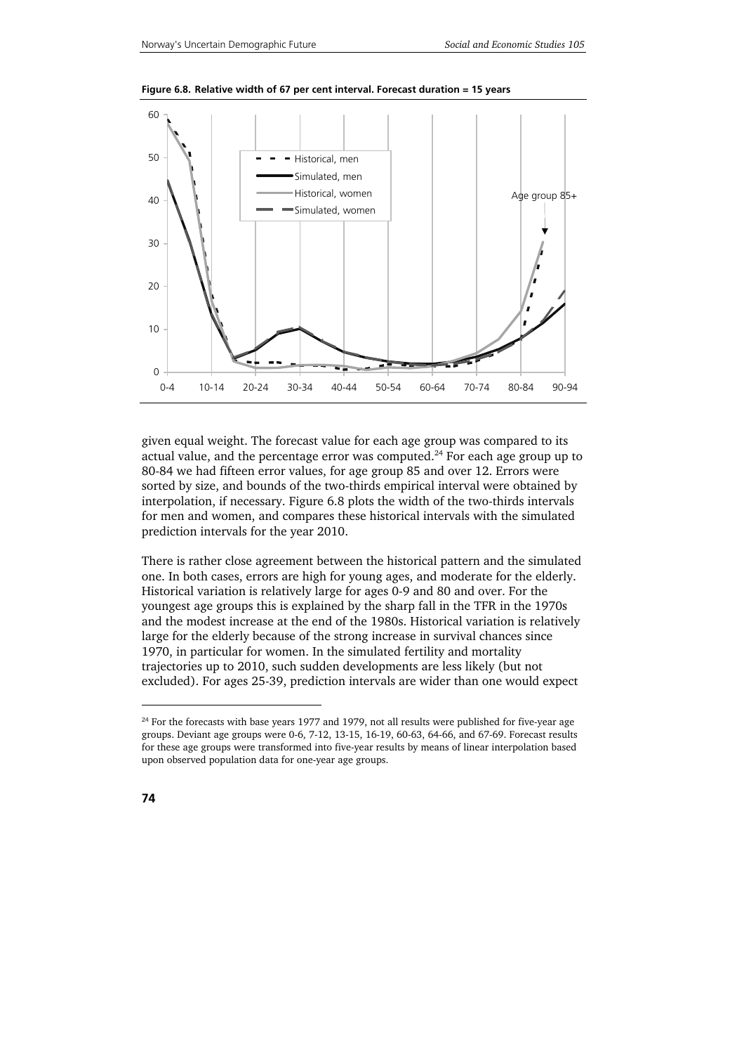**Figure 6.8. Relative width of 67 per cent interval. Forecast duration = 15 years**

given equal weight. The forecast value for each age group was compared to its actual value, and the percentage error was computed.[24] For each age group up to 80-84 we had fifteen error values, for age group 85 and over 12. Errors were sorted by size, and bounds of the two-thirds empirical interval were obtained by interpolation, if necessary. Figure 6.8 plots the width of the two-thirds intervals for men and women, and compares these historical intervals with the simulated prediction intervals for the year 2010.

There is rather close agreement between the historical pattern and the simulated one. In both cases, errors are high for young ages, and moderate for the elderly. Historical variation is relatively large for ages 0-9 and 80 and over. For the youngest age groups this is explained by the sharp fall in the TFR in the 1970s and the modest increase at the end of the 1980s. Historical variation is relatively large for the elderly because of the strong increase in survival chances since 1970, in particular for women. In the simulated fertility and mortality trajectories up to 2010, such sudden developments are less likely (but not excluded). For ages 25-39, prediction intervals are wider than one would expect

[24] For the forecasts with base years 1977 and 1979, not all results were published for five-year age groups. Deviant age groups were 0-6, 7-12, 13-15, 16-19, 60-63, 64-66, and 67-69. Forecast results for these age groups were transformed into five-year results by means of linear interpolation based upon observed population data for one-year age groups.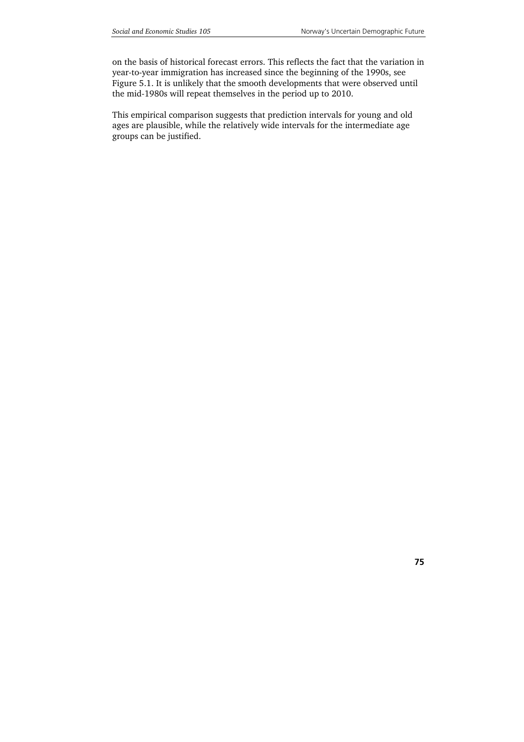on the basis of historical forecast errors. This reflects the fact that the variation in year-to-year immigration has increased since the beginning of the 1990s, see Figure 5.1. It is unlikely that the smooth developments that were observed until the mid-1980s will repeat themselves in the period up to 2010.

This empirical comparison suggests that prediction intervals for young and old ages are plausible, while the relatively wide intervals for the intermediate age groups can be justified.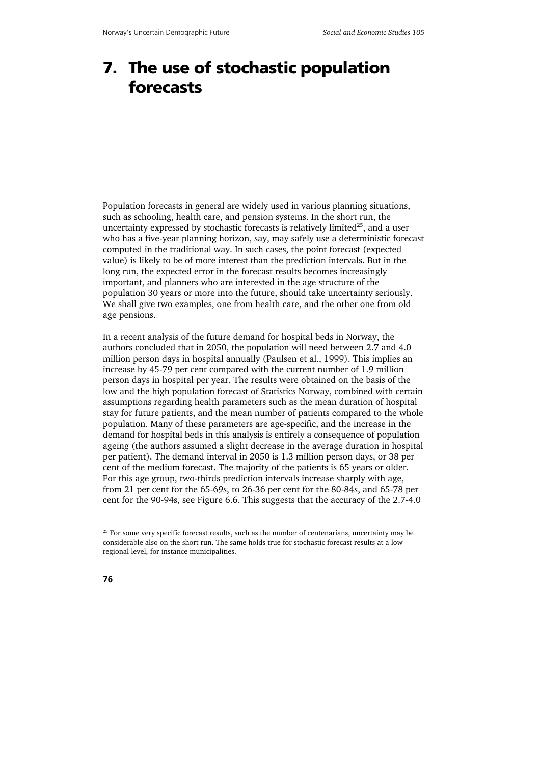# 7. The use of stochastic population forecasts

Population forecasts in general are widely used in various planning situations, such as schooling, health care, and pension systems. In the short run, the uncertainty expressed by stochastic forecasts is relatively limited[25], and a user who has a five-year planning horizon, say, may safely use a deterministic forecast computed in the traditional way. In such cases, the point forecast (expected value) is likely to be of more interest than the prediction intervals. But in the long run, the expected error in the forecast results becomes increasingly important, and planners who are interested in the age structure of the population 30 years or more into the future, should take uncertainty seriously. We shall give two examples, one from health care, and the other one from old age pensions.

In a recent analysis of the future demand for hospital beds in Norway, the authors concluded that in 2050, the population will need between 2.7 and 4.0 million person days in hospital annually (Paulsen et al., 1999). This implies an increase by 45-79 per cent compared with the current number of 1.9 million person days in hospital per year. The results were obtained on the basis of the low and the high population forecast of Statistics Norway, combined with certain assumptions regarding health parameters such as the mean duration of hospital stay for future patients, and the mean number of patients compared to the whole population. Many of these parameters are age-specific, and the increase in the demand for hospital beds in this analysis is entirely a consequence of population ageing (the authors assumed a slight decrease in the average duration in hospital per patient). The demand interval in 2050 is 1.3 million person days, or 38 per cent of the medium forecast. The majority of the patients is 65 years or older. For this age group, two-thirds prediction intervals increase sharply with age, from 21 per cent for the 65-69s, to 26-36 per cent for the 80-84s, and 65-78 per cent for the 90-94s, see Figure 6.6. This suggests that the accuracy of the 2.7-4.0

[25] For some very specific forecast results, such as the number of centenarians, uncertainty may be considerable also on the short run. The same holds true for stochastic forecast results at a low regional level, for instance municipalities.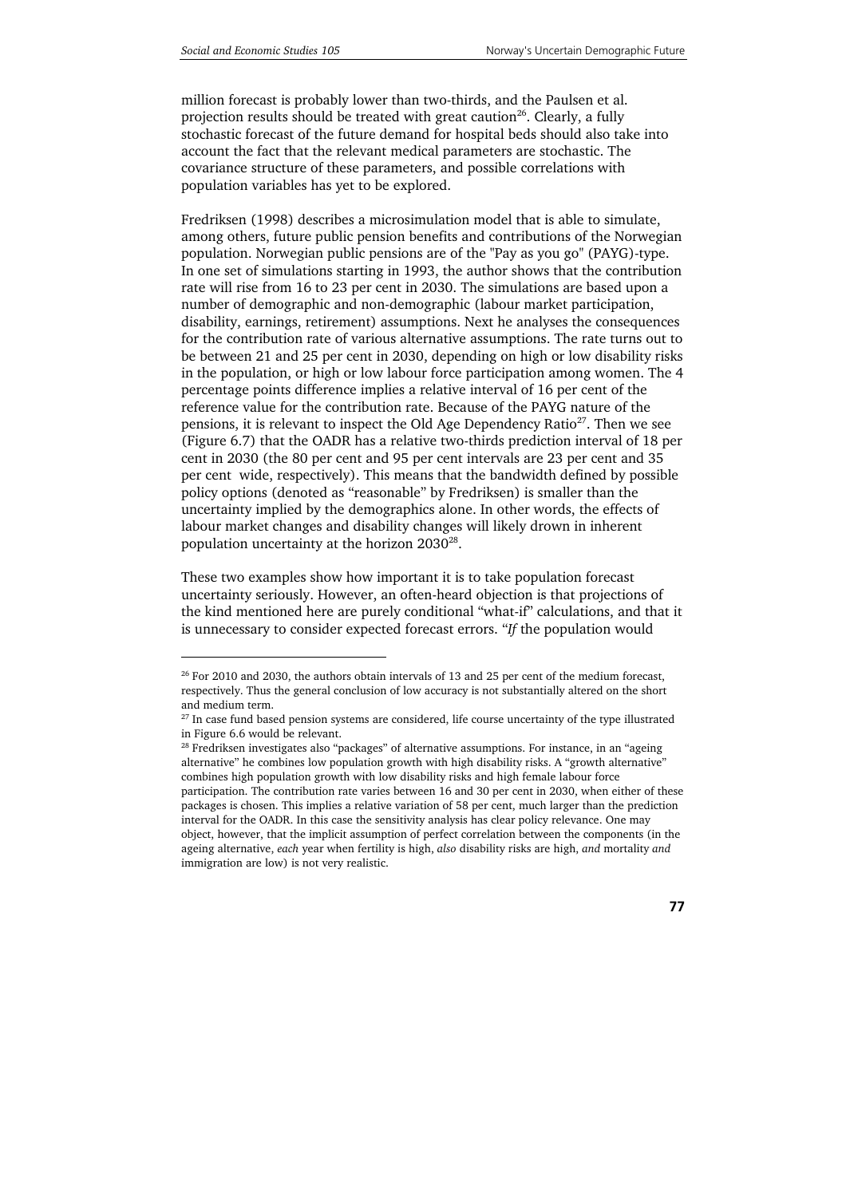million forecast is probably lower than two-thirds, and the Paulsen et al. projection results should be treated with great caution[26]. Clearly, a fully stochastic forecast of the future demand for hospital beds should also take into account the fact that the relevant medical parameters are stochastic. The covariance structure of these parameters, and possible correlations with population variables has yet to be explored.

Fredriksen (1998) describes a microsimulation model that is able to simulate, among others, future public pension benefits and contributions of the Norwegian population. Norwegian public pensions are of the "Pay as you go" (PAYG)-type. In one set of simulations starting in 1993, the author shows that the contribution rate will rise from 16 to 23 per cent in 2030. The simulations are based upon a number of demographic and non-demographic (labour market participation, disability, earnings, retirement) assumptions. Next he analyses the consequences for the contribution rate of various alternative assumptions. The rate turns out to be between 21 and 25 per cent in 2030, depending on high or low disability risks in the population, or high or low labour force participation among women. The 4 percentage points difference implies a relative interval of 16 per cent of the reference value for the contribution rate. Because of the PAYG nature of the pensions, it is relevant to inspect the Old Age Dependency Ratio[27]. Then we see (Figure 6.7) that the OADR has a relative two-thirds prediction interval of 18 per cent in 2030 (the 80 per cent and 95 per cent intervals are 23 per cent and 35 per cent wide, respectively). This means that the bandwidth defined by possible policy options (denoted as "reasonable" by Fredriksen) is smaller than the uncertainty implied by the demographics alone. In other words, the effects of labour market changes and disability changes will likely drown in inherent population uncertainty at the horizon 2030[28].

These two examples show how important it is to take population forecast uncertainty seriously. However, an often-heard objection is that projections of the kind mentioned here are purely conditional "what-if" calculations, and that it is unnecessary to consider expected forecast errors. "*If* the population would

---

[26] For 2010 and 2030, the authors obtain intervals of 13 and 25 per cent of the medium forecast, respectively. Thus the general conclusion of low accuracy is not substantially altered on the short and medium term.

[27] In case fund based pension systems are considered, life course uncertainty of the type illustrated in Figure 6.6 would be relevant.

[28] Fredriksen investigates also "packages" of alternative assumptions. For instance, in an "ageing alternative" he combines low population growth with high disability risks. A "growth alternative" combines high population growth with low disability risks and high female labour force participation. The contribution rate varies between 16 and 30 per cent in 2030, when either of these packages is chosen. This implies a relative variation of 58 per cent, much larger than the prediction interval for the OADR. In this case the sensitivity analysis has clear policy relevance. One may object, however, that the implicit assumption of perfect correlation between the components (in the ageing alternative, *each* year when fertility is high, *also* disability risks are high, *and* mortality *and* immigration are low) is not very realistic.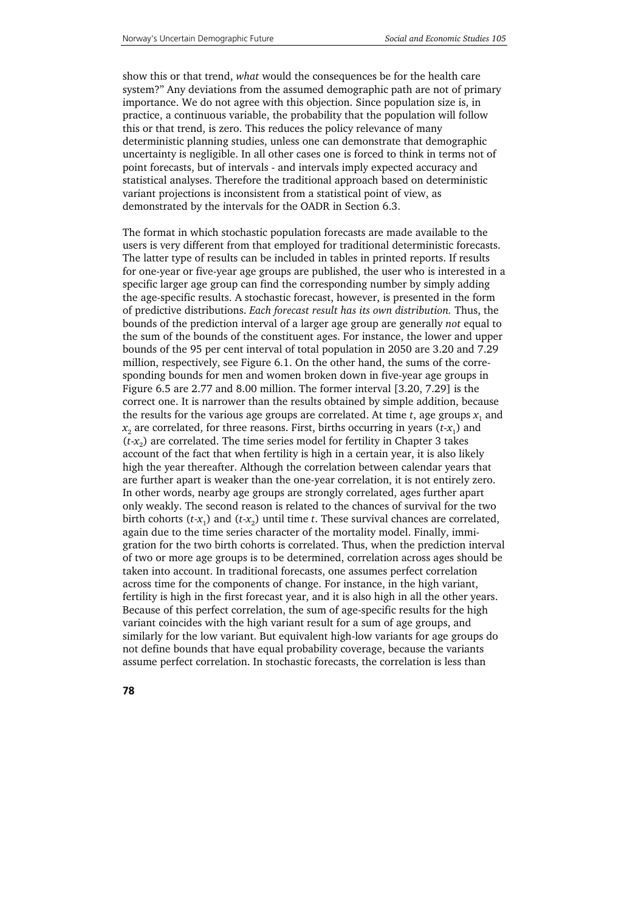show this or that trend, *what* would the consequences be for the health care system?" Any deviations from the assumed demographic path are not of primary importance. We do not agree with this objection. Since population size is, in practice, a continuous variable, the probability that the population will follow this or that trend, is zero. This reduces the policy relevance of many deterministic planning studies, unless one can demonstrate that demographic uncertainty is negligible. In all other cases one is forced to think in terms not of point forecasts, but of intervals - and intervals imply expected accuracy and statistical analyses. Therefore the traditional approach based on deterministic variant projections is inconsistent from a statistical point of view, as demonstrated by the intervals for the OADR in Section 6.3.

The format in which stochastic population forecasts are made available to the users is very different from that employed for traditional deterministic forecasts. The latter type of results can be included in tables in printed reports. If results for one-year or five-year age groups are published, the user who is interested in a specific larger age group can find the corresponding number by simply adding the age-specific results. A stochastic forecast, however, is presented in the form of predictive distributions. *Each forecast result has its own distribution.* Thus, the bounds of the prediction interval of a larger age group are generally *not* equal to the sum of the bounds of the constituent ages. For instance, the lower and upper bounds of the 95 per cent interval of total population in 2050 are 3.20 and 7.29 million, respectively, see Figure 6.1. On the other hand, the sums of the corresponding bounds for men and women broken down in five-year age groups in Figure 6.5 are 2.77 and 8.00 million. The former interval [3.20, 7.29] is the correct one. It is narrower than the results obtained by simple addition, because the results for the various age groups are correlated. At time $t$, age groups $x_1$ and $x_2$ are correlated, for three reasons. First, births occurring in years ($t$-$x_1$) and ($t$-$x_2$) are correlated. The time series model for fertility in Chapter 3 takes account of the fact that when fertility is high in a certain year, it is also likely high the year thereafter. Although the correlation between calendar years that are further apart is weaker than the one-year correlation, it is not entirely zero. In other words, nearby age groups are strongly correlated, ages further apart only weakly. The second reason is related to the chances of survival for the two birth cohorts ($t$-$x_1$) and ($t$-$x_2$) until time $t$. These survival chances are correlated, again due to the time series character of the mortality model. Finally, immigration for the two birth cohorts is correlated. Thus, when the prediction interval of two or more age groups is to be determined, correlation across ages should be taken into account. In traditional forecasts, one assumes perfect correlation across time for the components of change. For instance, in the high variant, fertility is high in the first forecast year, and it is also high in all the other years. Because of this perfect correlation, the sum of age-specific results for the high variant coincides with the high variant result for a sum of age groups, and similarly for the low variant. But equivalent high-low variants for age groups do not define bounds that have equal probability coverage, because the variants assume perfect correlation. In stochastic forecasts, the correlation is less than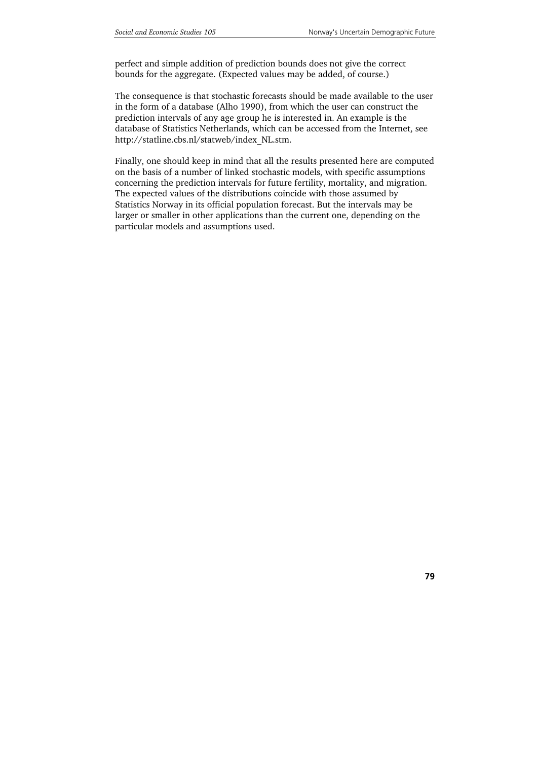perfect and simple addition of prediction bounds does not give the correct bounds for the aggregate. (Expected values may be added, of course.)

The consequence is that stochastic forecasts should be made available to the user in the form of a database (Alho 1990), from which the user can construct the prediction intervals of any age group he is interested in. An example is the database of Statistics Netherlands, which can be accessed from the Internet, see http://statline.cbs.nl/statweb/index_NL.stm.

Finally, one should keep in mind that all the results presented here are computed on the basis of a number of linked stochastic models, with specific assumptions concerning the prediction intervals for future fertility, mortality, and migration. The expected values of the distributions coincide with those assumed by Statistics Norway in its official population forecast. But the intervals may be larger or smaller in other applications than the current one, depending on the particular models and assumptions used.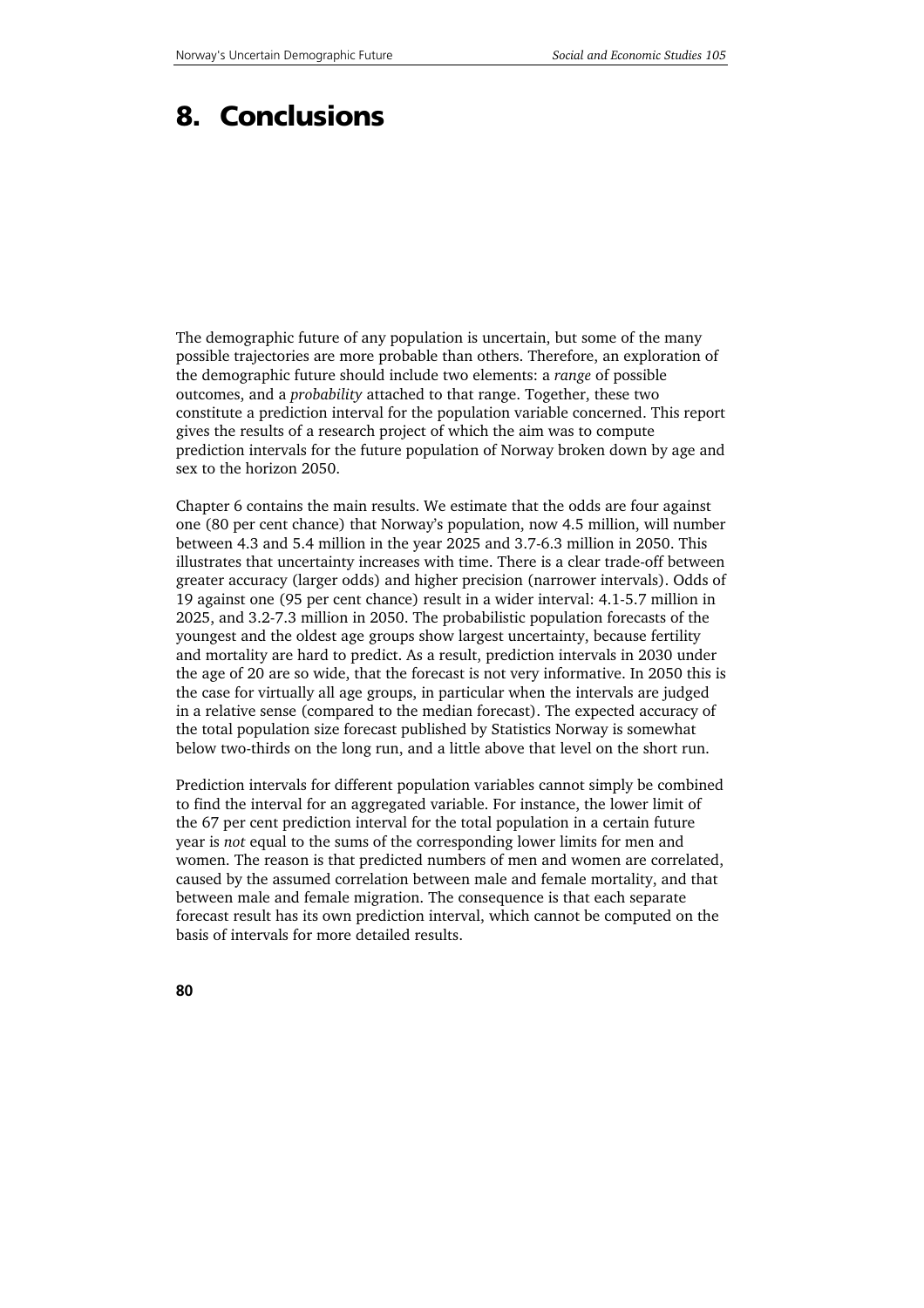# 8. Conclusions

The demographic future of any population is uncertain, but some of the many possible trajectories are more probable than others. Therefore, an exploration of the demographic future should include two elements: a *range* of possible outcomes, and a *probability* attached to that range. Together, these two constitute a prediction interval for the population variable concerned. This report gives the results of a research project of which the aim was to compute prediction intervals for the future population of Norway broken down by age and sex to the horizon 2050.

Chapter 6 contains the main results. We estimate that the odds are four against one (80 per cent chance) that Norway's population, now 4.5 million, will number between 4.3 and 5.4 million in the year 2025 and 3.7-6.3 million in 2050. This illustrates that uncertainty increases with time. There is a clear trade-off between greater accuracy (larger odds) and higher precision (narrower intervals). Odds of 19 against one (95 per cent chance) result in a wider interval: 4.1-5.7 million in 2025, and 3.2-7.3 million in 2050. The probabilistic population forecasts of the youngest and the oldest age groups show largest uncertainty, because fertility and mortality are hard to predict. As a result, prediction intervals in 2030 under the age of 20 are so wide, that the forecast is not very informative. In 2050 this is the case for virtually all age groups, in particular when the intervals are judged in a relative sense (compared to the median forecast). The expected accuracy of the total population size forecast published by Statistics Norway is somewhat below two-thirds on the long run, and a little above that level on the short run.

Prediction intervals for different population variables cannot simply be combined to find the interval for an aggregated variable. For instance, the lower limit of the 67 per cent prediction interval for the total population in a certain future year is *not* equal to the sums of the corresponding lower limits for men and women. The reason is that predicted numbers of men and women are correlated, caused by the assumed correlation between male and female mortality, and that between male and female migration. The consequence is that each separate forecast result has its own prediction interval, which cannot be computed on the basis of intervals for more detailed results.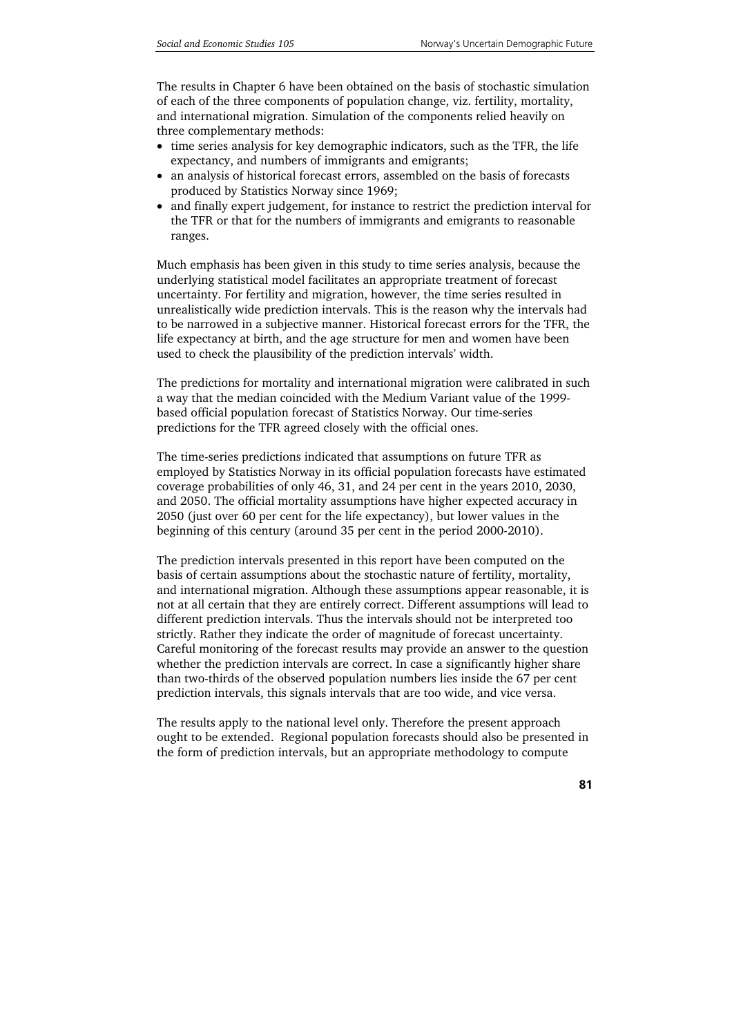The results in Chapter 6 have been obtained on the basis of stochastic simulation of each of the three components of population change, viz. fertility, mortality, and international migration. Simulation of the components relied heavily on three complementary methods:

- time series analysis for key demographic indicators, such as the TFR, the life expectancy, and numbers of immigrants and emigrants;
- an analysis of historical forecast errors, assembled on the basis of forecasts produced by Statistics Norway since 1969;
- and finally expert judgement, for instance to restrict the prediction interval for the TFR or that for the numbers of immigrants and emigrants to reasonable ranges.

Much emphasis has been given in this study to time series analysis, because the underlying statistical model facilitates an appropriate treatment of forecast uncertainty. For fertility and migration, however, the time series resulted in unrealistically wide prediction intervals. This is the reason why the intervals had to be narrowed in a subjective manner. Historical forecast errors for the TFR, the life expectancy at birth, and the age structure for men and women have been used to check the plausibility of the prediction intervals' width.

The predictions for mortality and international migration were calibrated in such a way that the median coincided with the Medium Variant value of the 1999-based official population forecast of Statistics Norway. Our time-series predictions for the TFR agreed closely with the official ones.

The time-series predictions indicated that assumptions on future TFR as employed by Statistics Norway in its official population forecasts have estimated coverage probabilities of only 46, 31, and 24 per cent in the years 2010, 2030, and 2050. The official mortality assumptions have higher expected accuracy in 2050 (just over 60 per cent for the life expectancy), but lower values in the beginning of this century (around 35 per cent in the period 2000-2010).

The prediction intervals presented in this report have been computed on the basis of certain assumptions about the stochastic nature of fertility, mortality, and international migration. Although these assumptions appear reasonable, it is not at all certain that they are entirely correct. Different assumptions will lead to different prediction intervals. Thus the intervals should not be interpreted too strictly. Rather they indicate the order of magnitude of forecast uncertainty. Careful monitoring of the forecast results may provide an answer to the question whether the prediction intervals are correct. In case a significantly higher share than two-thirds of the observed population numbers lies inside the 67 per cent prediction intervals, this signals intervals that are too wide, and vice versa.

The results apply to the national level only. Therefore the present approach ought to be extended. Regional population forecasts should also be presented in the form of prediction intervals, but an appropriate methodology to compute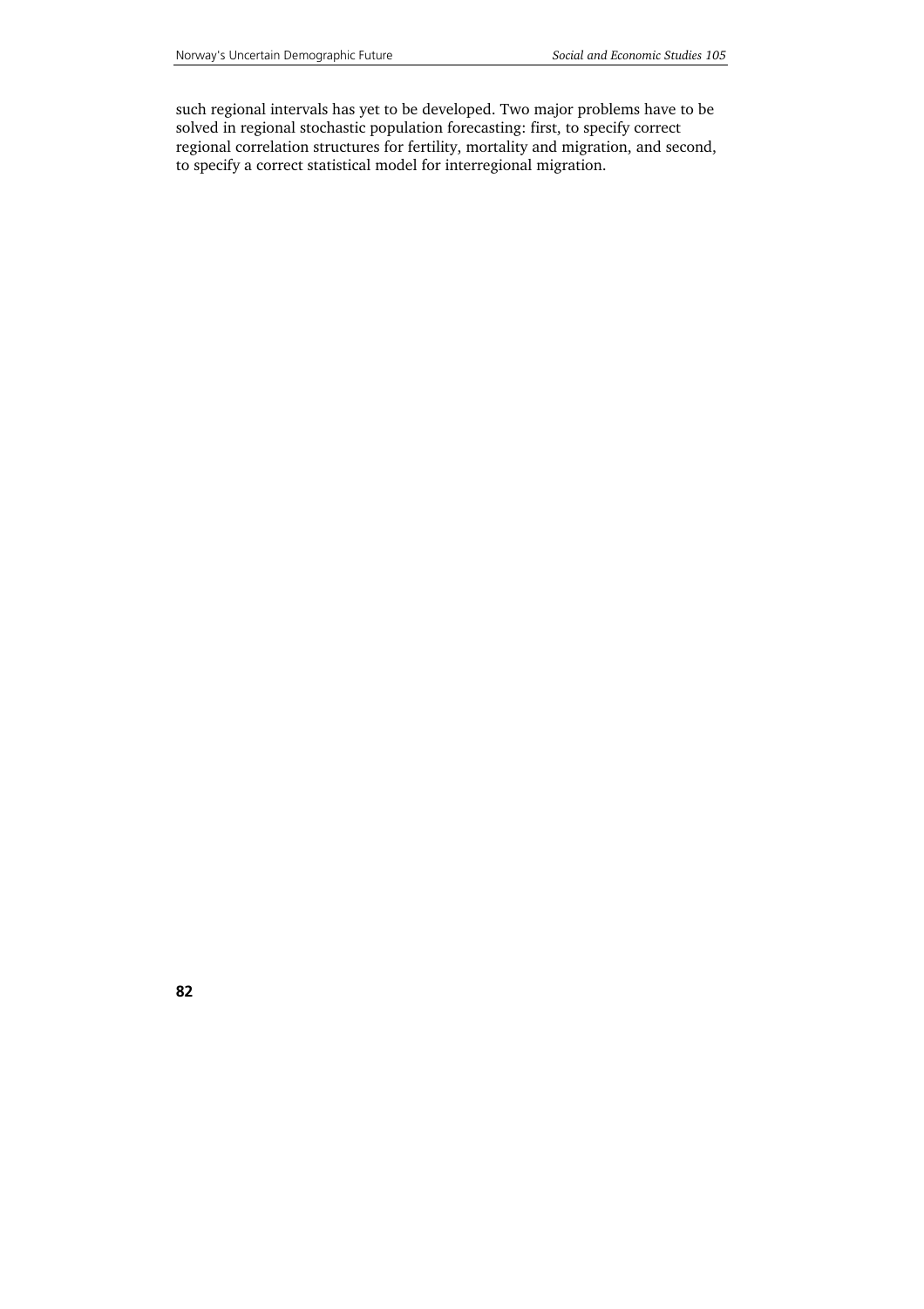such regional intervals has yet to be developed. Two major problems have to be solved in regional stochastic population forecasting: first, to specify correct regional correlation structures for fertility, mortality and migration, and second, to specify a correct statistical model for interregional migration.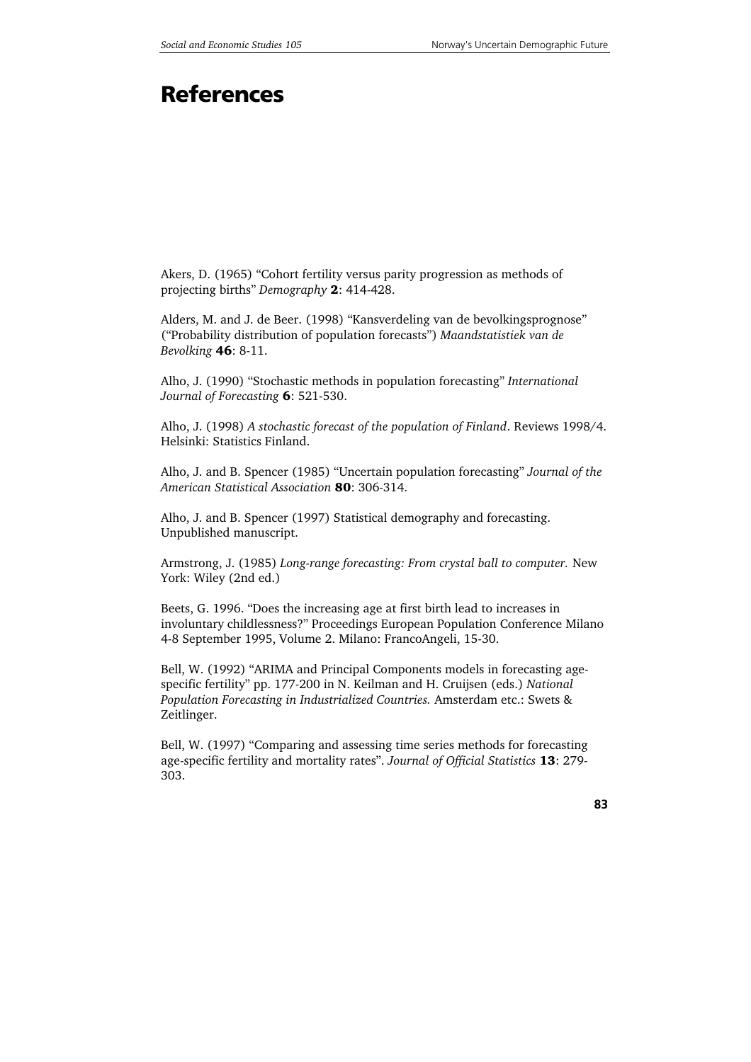# References

Akers, D. (1965) "Cohort fertility versus parity progression as methods of projecting births" *Demography* **2**: 414-428.

Alders, M. and J. de Beer. (1998) "Kansverdeling van de bevolkingsprognose" ("Probability distribution of population forecasts") *Maandstatistiek van de Bevolking* **46**: 8-11.

Alho, J. (1990) "Stochastic methods in population forecasting" *International Journal of Forecasting* **6**: 521-530.

Alho, J. (1998) *A stochastic forecast of the population of Finland*. Reviews 1998/4. Helsinki: Statistics Finland.

Alho, J. and B. Spencer (1985) "Uncertain population forecasting" *Journal of the American Statistical Association* **80**: 306-314.

Alho, J. and B. Spencer (1997) Statistical demography and forecasting. Unpublished manuscript.

Armstrong, J. (1985) *Long-range forecasting: From crystal ball to computer.* New York: Wiley (2nd ed.)

Beets, G. 1996. "Does the increasing age at first birth lead to increases in involuntary childlessness?" Proceedings European Population Conference Milano 4-8 September 1995, Volume 2. Milano: FrancoAngeli, 15-30.

Bell, W. (1992) "ARIMA and Principal Components models in forecasting age-specific fertility" pp. 177-200 in N. Keilman and H. Cruijsen (eds.) *National Population Forecasting in Industrialized Countries.* Amsterdam etc.: Swets & Zeitlinger.

Bell, W. (1997) "Comparing and assessing time series methods for forecasting age-specific fertility and mortality rates". *Journal of Official Statistics* **13**: 279-303.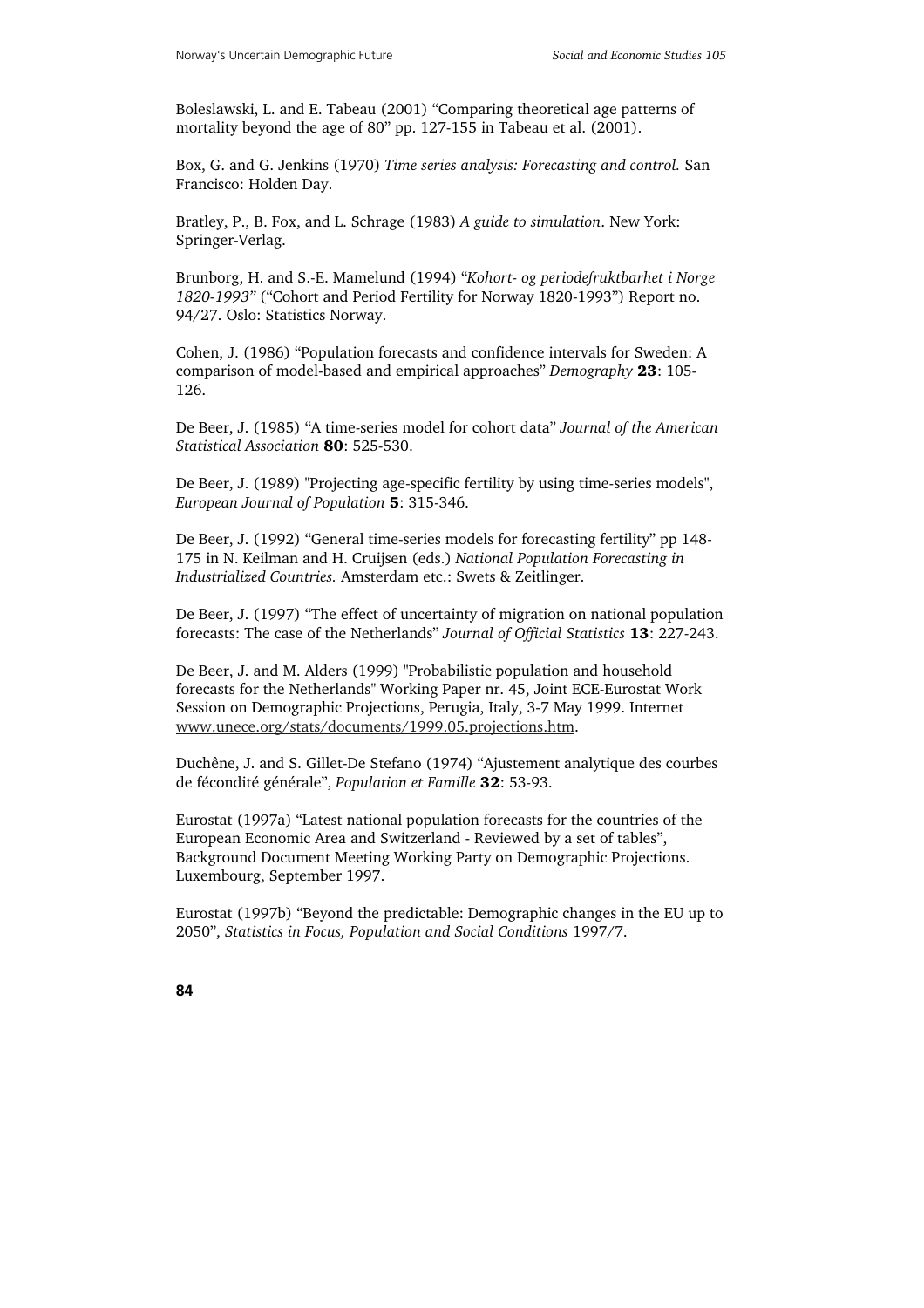Boleslawski, L. and E. Tabeau (2001) “Comparing theoretical age patterns of mortality beyond the age of 80” pp. 127-155 in Tabeau et al. (2001).

Box, G. and G. Jenkins (1970) *Time series analysis: Forecasting and control.* San Francisco: Holden Day.

Bratley, P., B. Fox, and L. Schrage (1983) *A guide to simulation*. New York: Springer-Verlag.

Brunborg, H. and S.-E. Mamelund (1994) “*Kohort- og periodefruktbarhet i Norge 1820-1993*” (“Cohort and Period Fertility for Norway 1820-1993”) Report no. 94/27. Oslo: Statistics Norway.

Cohen, J. (1986) “Population forecasts and confidence intervals for Sweden: A comparison of model-based and empirical approaches” *Demography* **23**: 105-126.

De Beer, J. (1985) “A time-series model for cohort data” *Journal of the American Statistical Association* **80**: 525-530.

De Beer, J. (1989) "Projecting age-specific fertility by using time-series models", *European Journal of Population* **5**: 315-346.

De Beer, J. (1992) “General time-series models for forecasting fertility” pp 148-175 in N. Keilman and H. Cruijsen (eds.) *National Population Forecasting in Industrialized Countries.* Amsterdam etc.: Swets & Zeitlinger.

De Beer, J. (1997) “The effect of uncertainty of migration on national population forecasts: The case of the Netherlands” *Journal of Official Statistics* **13**: 227-243.

De Beer, J. and M. Alders (1999) "Probabilistic population and household forecasts for the Netherlands" Working Paper nr. 45, Joint ECE-Eurostat Work Session on Demographic Projections, Perugia, Italy, 3-7 May 1999. Internet www.unece.org/stats/documents/1999.05.projections.htm.

Duchêne, J. and S. Gillet-De Stefano (1974) “Ajustement analytique des courbes de fécondité générale”, *Population et Famille* **32**: 53-93.

Eurostat (1997a) “Latest national population forecasts for the countries of the European Economic Area and Switzerland - Reviewed by a set of tables”, Background Document Meeting Working Party on Demographic Projections. Luxembourg, September 1997.

Eurostat (1997b) “Beyond the predictable: Demographic changes in the EU up to 2050”, *Statistics in Focus, Population and Social Conditions* 1997/7.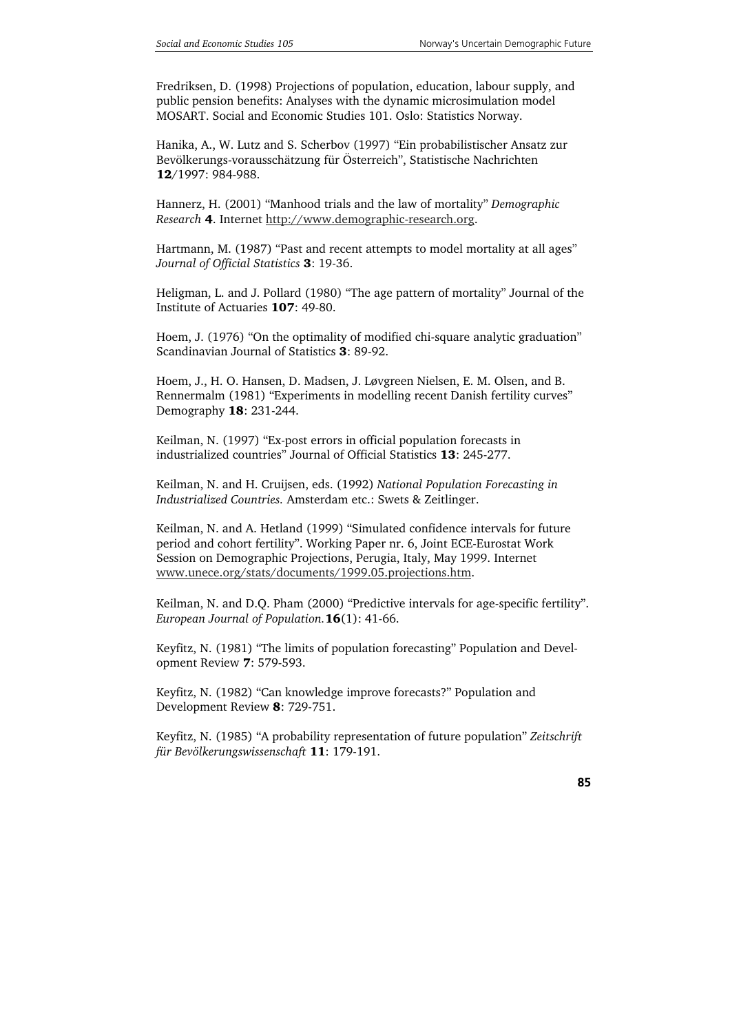Fredriksen, D. (1998) Projections of population, education, labour supply, and public pension benefits: Analyses with the dynamic microsimulation model MOSART. Social and Economic Studies 101. Oslo: Statistics Norway.

Hanika, A., W. Lutz and S. Scherbov (1997) "Ein probabilistischer Ansatz zur Bevölkerungs-vorausschätzung für Österreich", Statistische Nachrichten **12**/1997: 984-988.

Hannerz, H. (2001) "Manhood trials and the law of mortality" *Demographic Research* **4**. Internet http://www.demographic-research.org.

Hartmann, M. (1987) "Past and recent attempts to model mortality at all ages" *Journal of Official Statistics* **3**: 19-36.

Heligman, L. and J. Pollard (1980) "The age pattern of mortality" Journal of the Institute of Actuaries **107**: 49-80.

Hoem, J. (1976) "On the optimality of modified chi-square analytic graduation" Scandinavian Journal of Statistics **3**: 89-92.

Hoem, J., H. O. Hansen, D. Madsen, J. Løvgreen Nielsen, E. M. Olsen, and B. Rennermalm (1981) "Experiments in modelling recent Danish fertility curves" Demography **18**: 231-244.

Keilman, N. (1997) "Ex-post errors in official population forecasts in industrialized countries" Journal of Official Statistics **13**: 245-277.

Keilman, N. and H. Cruijsen, eds. (1992) *National Population Forecasting in Industrialized Countries.* Amsterdam etc.: Swets & Zeitlinger.

Keilman, N. and A. Hetland (1999) "Simulated confidence intervals for future period and cohort fertility". Working Paper nr. 6, Joint ECE-Eurostat Work Session on Demographic Projections, Perugia, Italy, May 1999. Internet www.unece.org/stats/documents/1999.05.projections.htm.

Keilman, N. and D.Q. Pham (2000) "Predictive intervals for age-specific fertility". *European Journal of Population.* **16**(1): 41-66.

Keyfitz, N. (1981) "The limits of population forecasting" Population and Development Review **7**: 579-593.

Keyfitz, N. (1982) "Can knowledge improve forecasts?" Population and Development Review **8**: 729-751.

Keyfitz, N. (1985) "A probability representation of future population" *Zeitschrift für Bevölkerungswissenschaft* **11**: 179-191.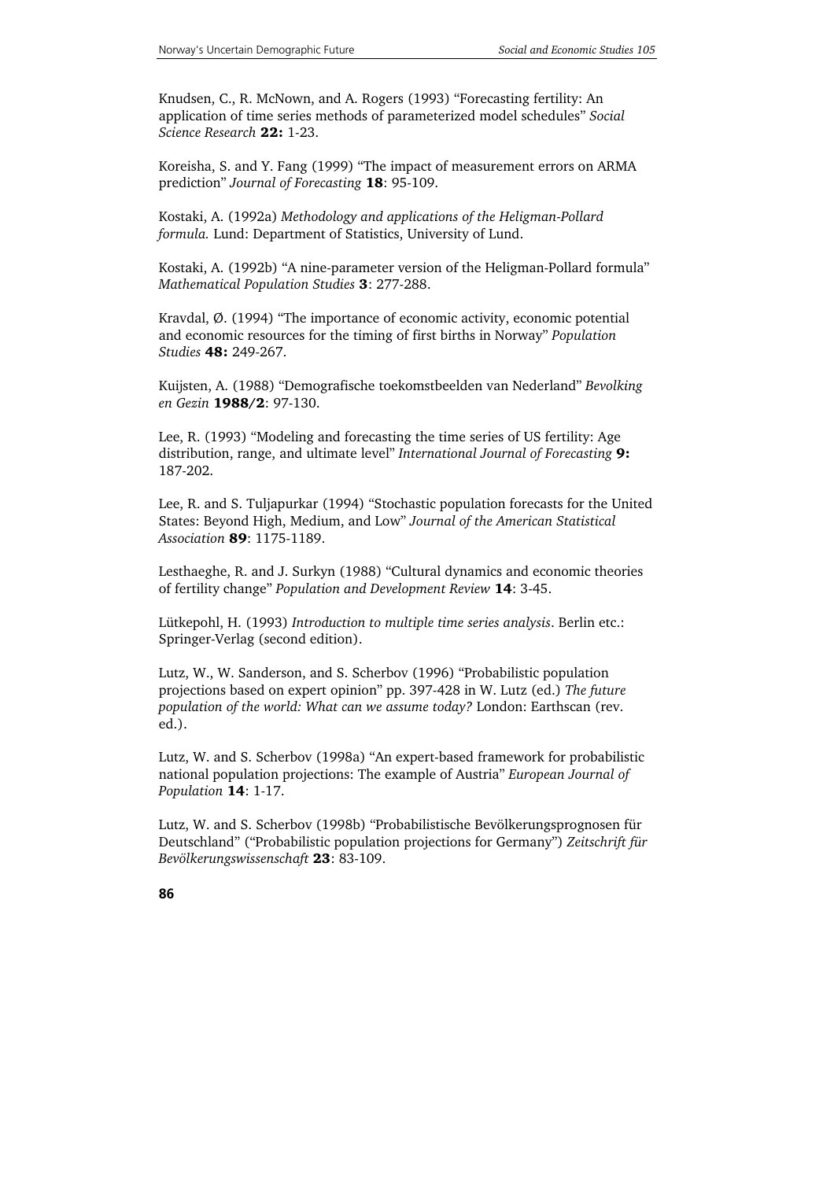Knudsen, C., R. McNown, and A. Rogers (1993) "Forecasting fertility: An application of time series methods of parameterized model schedules" *Social Science Research* **22:** 1-23.

Koreisha, S. and Y. Fang (1999) "The impact of measurement errors on ARMA prediction" *Journal of Forecasting* **18**: 95-109.

Kostaki, A. (1992a) *Methodology and applications of the Heligman-Pollard formula.* Lund: Department of Statistics, University of Lund.

Kostaki, A. (1992b) "A nine-parameter version of the Heligman-Pollard formula" *Mathematical Population Studies* **3**: 277-288.

Kravdal, Ø. (1994) "The importance of economic activity, economic potential and economic resources for the timing of first births in Norway" *Population Studies* **48:** 249-267.

Kuijsten, A. (1988) "Demografische toekomstbeelden van Nederland" *Bevolking en Gezin* **1988/2**: 97-130.

Lee, R. (1993) "Modeling and forecasting the time series of US fertility: Age distribution, range, and ultimate level" *International Journal of Forecasting* **9:** 187-202.

Lee, R. and S. Tuljapurkar (1994) "Stochastic population forecasts for the United States: Beyond High, Medium, and Low" *Journal of the American Statistical Association* **89**: 1175-1189.

Lesthaeghe, R. and J. Surkyn (1988) "Cultural dynamics and economic theories of fertility change" *Population and Development Review* **14**: 3-45.

Lütkepohl, H. (1993) *Introduction to multiple time series analysis*. Berlin etc.: Springer-Verlag (second edition).

Lutz, W., W. Sanderson, and S. Scherbov (1996) "Probabilistic population projections based on expert opinion" pp. 397-428 in W. Lutz (ed.) *The future population of the world: What can we assume today?* London: Earthscan (rev. ed.).

Lutz, W. and S. Scherbov (1998a) "An expert-based framework for probabilistic national population projections: The example of Austria" *European Journal of Population* **14**: 1-17.

Lutz, W. and S. Scherbov (1998b) "Probabilistische Bevölkerungsprognosen für Deutschland" ("Probabilistic population projections for Germany") *Zeitschrift für Bevölkerungswissenschaft* **23**: 83-109.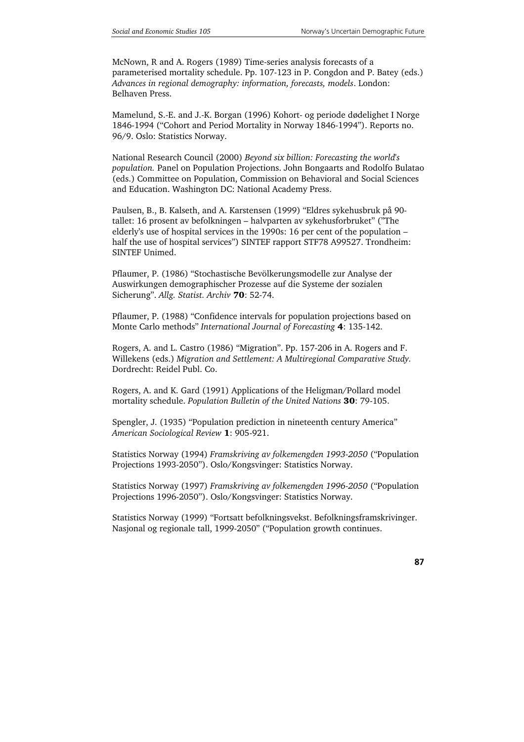McNown, R and A. Rogers (1989) Time-series analysis forecasts of a parameterised mortality schedule. Pp. 107-123 in P. Congdon and P. Batey (eds.) *Advances in regional demography: information, forecasts, models*. London: Belhaven Press.

Mamelund, S.-E. and J.-K. Borgan (1996) Kohort- og periode dødelighet I Norge 1846-1994 ("Cohort and Period Mortality in Norway 1846-1994"). Reports no. 96/9. Oslo: Statistics Norway.

National Research Council (2000) *Beyond six billion: Forecasting the world's population.* Panel on Population Projections. John Bongaarts and Rodolfo Bulatao (eds.) Committee on Population, Commission on Behavioral and Social Sciences and Education. Washington DC: National Academy Press.

Paulsen, B., B. Kalseth, and A. Karstensen (1999) "Eldres sykehusbruk på 90-tallet: 16 prosent av befolkningen – halvparten av sykehusforbruket" ("The elderly's use of hospital services in the 1990s: 16 per cent of the population – half the use of hospital services") SINTEF rapport STF78 A99527. Trondheim: SINTEF Unimed.

Pflaumer, P. (1986) "Stochastische Bevölkerungsmodelle zur Analyse der Auswirkungen demographischer Prozesse auf die Systeme der sozialen Sicherung". *Allg. Statist. Archiv* **70**: 52-74.

Pflaumer, P. (1988) "Confidence intervals for population projections based on Monte Carlo methods" *International Journal of Forecasting* **4**: 135-142.

Rogers, A. and L. Castro (1986) "Migration". Pp. 157-206 in A. Rogers and F. Willekens (eds.) *Migration and Settlement: A Multiregional Comparative Study.* Dordrecht: Reidel Publ. Co.

Rogers, A. and K. Gard (1991) Applications of the Heligman/Pollard model mortality schedule. *Population Bulletin of the United Nations* **30**: 79-105.

Spengler, J. (1935) "Population prediction in nineteenth century America" *American Sociological Review* **1**: 905-921.

Statistics Norway (1994) *Framskriving av folkemengden 1993-2050* ("Population Projections 1993-2050"). Oslo/Kongsvinger: Statistics Norway.

Statistics Norway (1997) *Framskriving av folkemengden 1996-2050* ("Population Projections 1996-2050"). Oslo/Kongsvinger: Statistics Norway.

Statistics Norway (1999) "Fortsatt befolkningsvekst. Befolkningsframskrivinger. Nasjonal og regionale tall, 1999-2050" ("Population growth continues.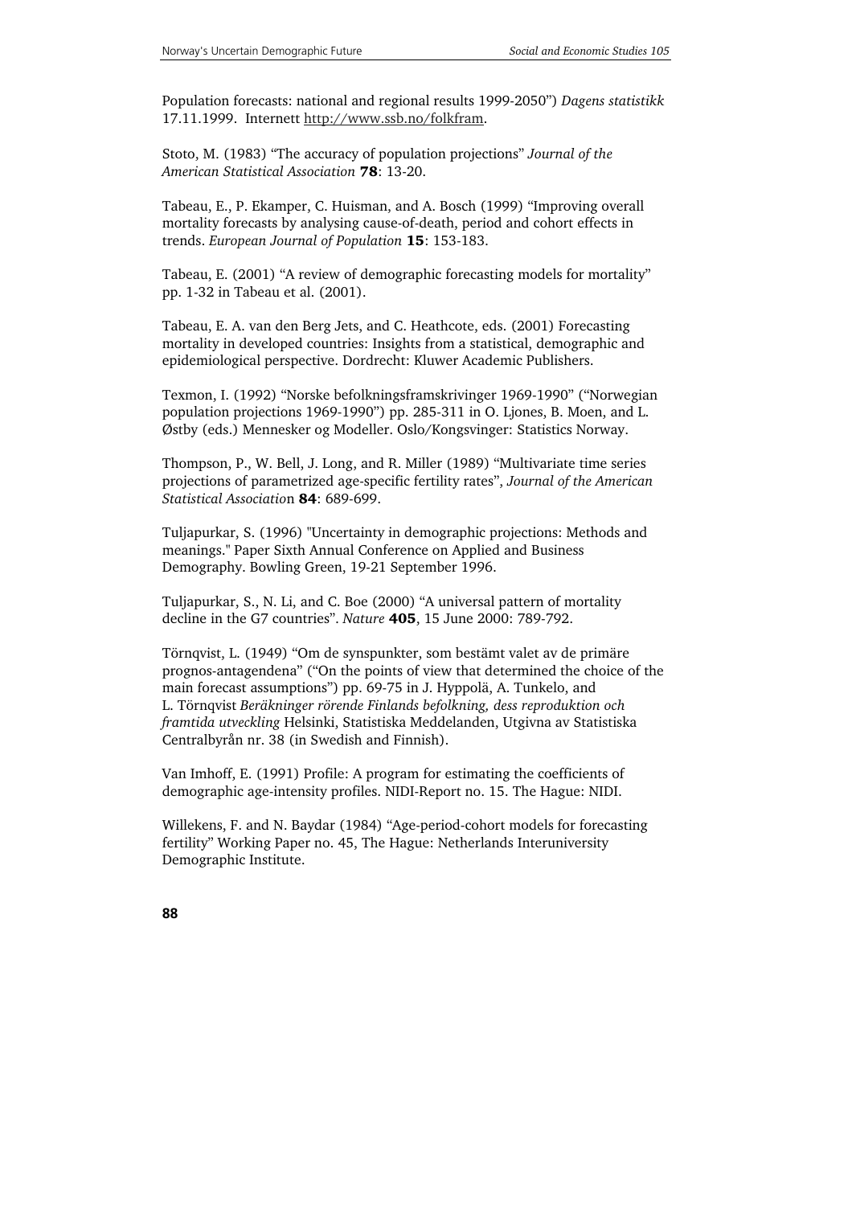Population forecasts: national and regional results 1999-2050") *Dagens statistikk* 17.11.1999. Internett http://www.ssb.no/folkfram.

Stoto, M. (1983) "The accuracy of population projections" *Journal of the American Statistical Association* **78**: 13-20.

Tabeau, E., P. Ekamper, C. Huisman, and A. Bosch (1999) "Improving overall mortality forecasts by analysing cause-of-death, period and cohort effects in trends. *European Journal of Population* **15**: 153-183.

Tabeau, E. (2001) "A review of demographic forecasting models for mortality" pp. 1-32 in Tabeau et al. (2001).

Tabeau, E. A. van den Berg Jets, and C. Heathcote, eds. (2001) Forecasting mortality in developed countries: Insights from a statistical, demographic and epidemiological perspective. Dordrecht: Kluwer Academic Publishers.

Texmon, I. (1992) "Norske befolkningsframskrivinger 1969-1990" ("Norwegian population projections 1969-1990") pp. 285-311 in O. Ljones, B. Moen, and L. Østby (eds.) Mennesker og Modeller. Oslo/Kongsvinger: Statistics Norway.

Thompson, P., W. Bell, J. Long, and R. Miller (1989) "Multivariate time series projections of parametrized age-specific fertility rates", *Journal of the American Statistical Association* **84**: 689-699.

Tuljapurkar, S. (1996) "Uncertainty in demographic projections: Methods and meanings." Paper Sixth Annual Conference on Applied and Business Demography. Bowling Green, 19-21 September 1996.

Tuljapurkar, S., N. Li, and C. Boe (2000) "A universal pattern of mortality decline in the G7 countries". *Nature* **405**, 15 June 2000: 789-792.

Törnqvist, L. (1949) "Om de synspunkter, som bestämt valet av de primäre prognos-antagendena" ("On the points of view that determined the choice of the main forecast assumptions") pp. 69-75 in J. Hyppolä, A. Tunkelo, and L. Törnqvist *Beräkninger rörende Finlands befolkning, dess reproduktion och framtida utveckling* Helsinki, Statistiska Meddelanden, Utgivna av Statistiska Centralbyrån nr. 38 (in Swedish and Finnish).

Van Imhoff, E. (1991) Profile: A program for estimating the coefficients of demographic age-intensity profiles. NIDI-Report no. 15. The Hague: NIDI.

Willekens, F. and N. Baydar (1984) "Age-period-cohort models for forecasting fertility" Working Paper no. 45, The Hague: Netherlands Interuniversity Demographic Institute.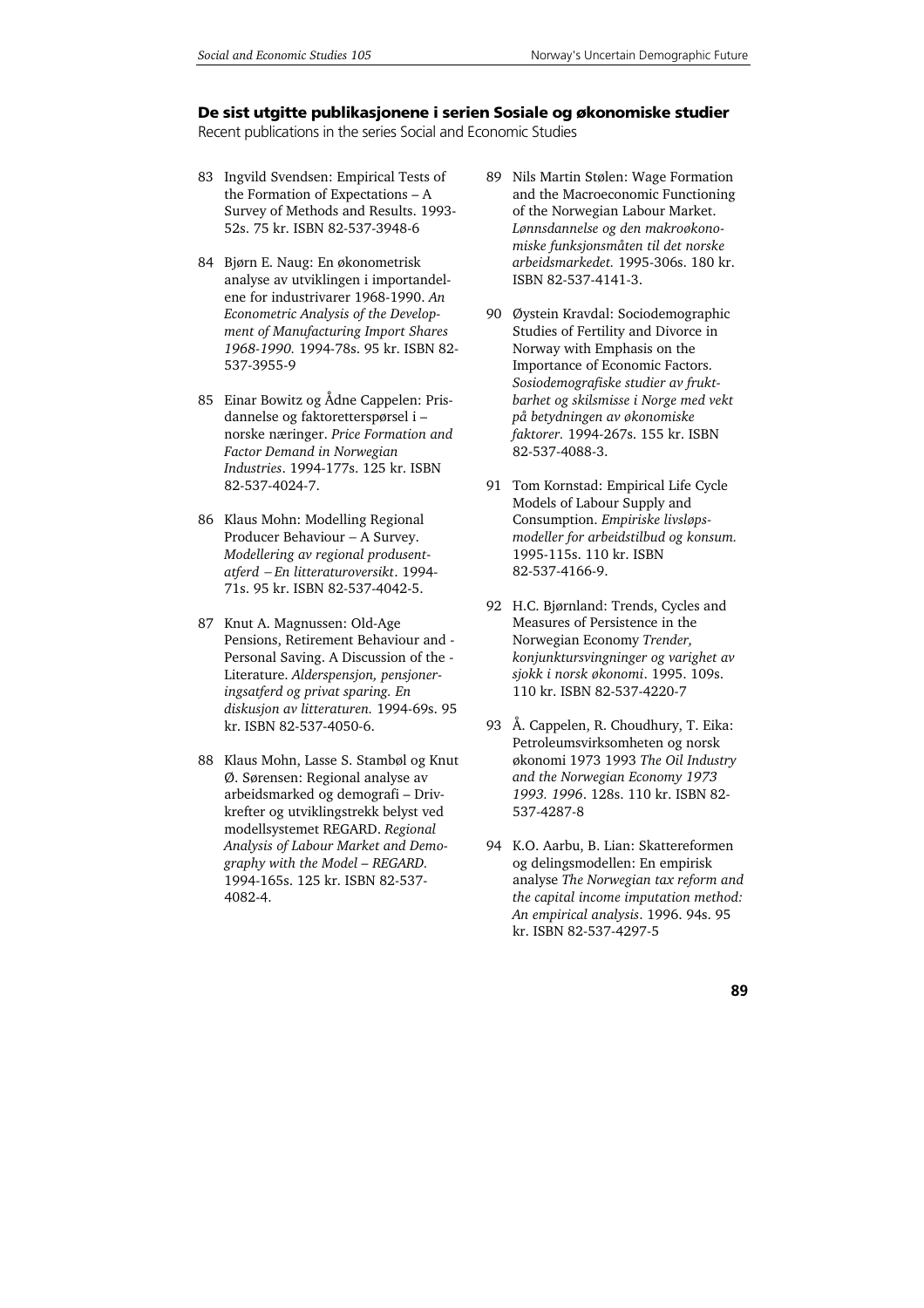**De sist utgitte publikasjonene i serien Sosiale og økonomiske studier**

Recent publications in the series Social and Economic Studies

83 Ingvild Svendsen: Empirical Tests of the Formation of Expectations – A Survey of Methods and Results. 1993-52s. 75 kr. ISBN 82-537-3948-6

84 Bjørn E. Naug: En økonometrisk analyse av utviklingen i importandelene for industrivarer 1968-1990. *An Econometric Analysis of the Development of Manufacturing Import Shares 1968-1990.* 1994-78s. 95 kr. ISBN 82-537-3955-9

85 Einar Bowitz og Ådne Cappelen: Prisdannelse og faktoretterspørsel i – norske næringer. *Price Formation and Factor Demand in Norwegian Industries*. 1994-177s. 125 kr. ISBN 82-537-4024-7.

86 Klaus Mohn: Modelling Regional Producer Behaviour – A Survey. *Modellering av regional produsentatferd – En litteraturoversikt*. 1994-71s. 95 kr. ISBN 82-537-4042-5.

87 Knut A. Magnussen: Old-Age Pensions, Retirement Behaviour and - Personal Saving. A Discussion of the - Literature. *Alderspensjon, pensjoneringsatferd og privat sparing. En diskusjon av litteraturen.* 1994-69s. 95 kr. ISBN 82-537-4050-6.

88 Klaus Mohn, Lasse S. Stambøl og Knut Ø. Sørensen: Regional analyse av arbeidsmarked og demografi – Drivkrefter og utviklingstrekk belyst ved modellsystemet REGARD. *Regional Analysis of Labour Market and Demography with the Model – REGARD.* 1994-165s. 125 kr. ISBN 82-537-4082-4.

89 Nils Martin Stølen: Wage Formation and the Macroeconomic Functioning of the Norwegian Labour Market. *Lønnsdannelse og den makroøkonomiske funksjonsmåten til det norske arbeidsmarkedet.* 1995-306s. 180 kr. ISBN 82-537-4141-3.

90 Øystein Kravdal: Sociodemographic Studies of Fertility and Divorce in Norway with Emphasis on the Importance of Economic Factors. *Sosiodemografiske studier av fruktbarhet og skilsmisse i Norge med vekt på betydningen av økonomiske faktorer.* 1994-267s. 155 kr. ISBN 82-537-4088-3.

91 Tom Kornstad: Empirical Life Cycle Models of Labour Supply and Consumption. *Empiriske livsløpsmodeller for arbeidstilbud og konsum.* 1995-115s. 110 kr. ISBN 82-537-4166-9.

92 H.C. Bjørnland: Trends, Cycles and Measures of Persistence in the Norwegian Economy *Trender, konjunktursvingninger og varighet av sjokk i norsk økonomi*. 1995. 109s. 110 kr. ISBN 82-537-4220-7

93 Å. Cappelen, R. Choudhury, T. Eika: Petroleumsvirksomheten og norsk økonomi 1973 1993 *The Oil Industry and the Norwegian Economy 1973 1993. 1996*. 128s. 110 kr. ISBN 82-537-4287-8

94 K.O. Aarbu, B. Lian: Skattereformen og delingsmodellen: En empirisk analyse *The Norwegian tax reform and the capital income imputation method: An empirical analysis*. 1996. 94s. 95 kr. ISBN 82-537-4297-5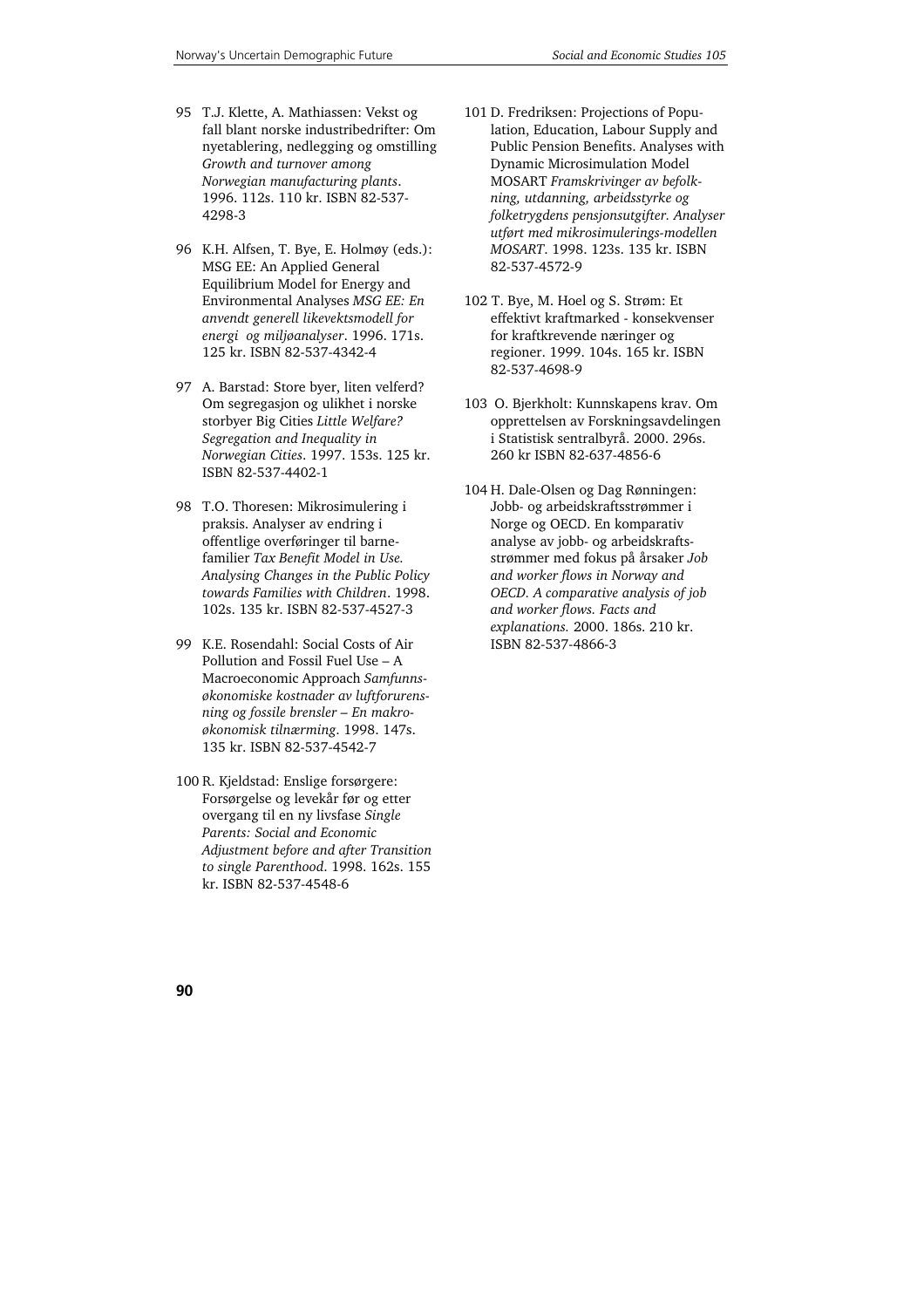95 T.J. Klette, A. Mathiassen: Vekst og fall blant norske industribedrifter: Om nyetablering, nedlegging og omstilling *Growth and turnover among Norwegian manufacturing plants*. 1996. 112s. 110 kr. ISBN 82-537-4298-3

96 K.H. Alfsen, T. Bye, E. Holmøy (eds.): MSG EE: An Applied General Equilibrium Model for Energy and Environmental Analyses *MSG EE: En anvendt generell likevektsmodell for energi og miljøanalyser*. 1996. 171s. 125 kr. ISBN 82-537-4342-4

97 A. Barstad: Store byer, liten velferd? Om segregasjon og ulikhet i norske storbyer Big Cities *Little Welfare? Segregation and Inequality in Norwegian Cities*. 1997. 153s. 125 kr. ISBN 82-537-4402-1

98 T.O. Thoresen: Mikrosimulering i praksis. Analyser av endring i offentlige overføringer til barnefamilier *Tax Benefit Model in Use. Analysing Changes in the Public Policy towards Families with Children*. 1998. 102s. 135 kr. ISBN 82-537-4527-3

99 K.E. Rosendahl: Social Costs of Air Pollution and Fossil Fuel Use – A Macroeconomic Approach *Samfunnsøkonomiske kostnader av luftforurensning og fossile brensler – En makroøkonomisk tilnærming*. 1998. 147s. 135 kr. ISBN 82-537-4542-7

100 R. Kjeldstad: Enslige forsørgere: Forsørgelse og levekår før og etter overgang til en ny livsfase *Single Parents: Social and Economic Adjustment before and after Transition to single Parenthood*. 1998. 162s. 155 kr. ISBN 82-537-4548-6

101 D. Fredriksen: Projections of Population, Education, Labour Supply and Public Pension Benefits. Analyses with Dynamic Microsimulation Model MOSART *Framskrivinger av befolkning, utdanning, arbeidsstyrke og folketrygdens pensjonsutgifter. Analyser utført med mikrosimulerings-modellen MOSART*. 1998. 123s. 135 kr. ISBN 82-537-4572-9

102 T. Bye, M. Hoel og S. Strøm: Et effektivt kraftmarked - konsekvenser for kraftkrevende næringer og regioner. 1999. 104s. 165 kr. ISBN 82-537-4698-9

103 O. Bjerkholt: Kunnskapens krav. Om opprettelsen av Forskningsavdelingen i Statistisk sentralbyrå. 2000. 296s. 260 kr ISBN 82-637-4856-6

104 H. Dale-Olsen og Dag Rønningen: Jobb- og arbeidskraftsstrømmer i Norge og OECD. En komparativ analyse av jobb- og arbeidskraftsstrømmer med fokus på årsaker *Job and worker flows in Norway and OECD. A comparative analysis of job and worker flows. Facts and explanations.* 2000. 186s. 210 kr. ISBN 82-537-4866-3